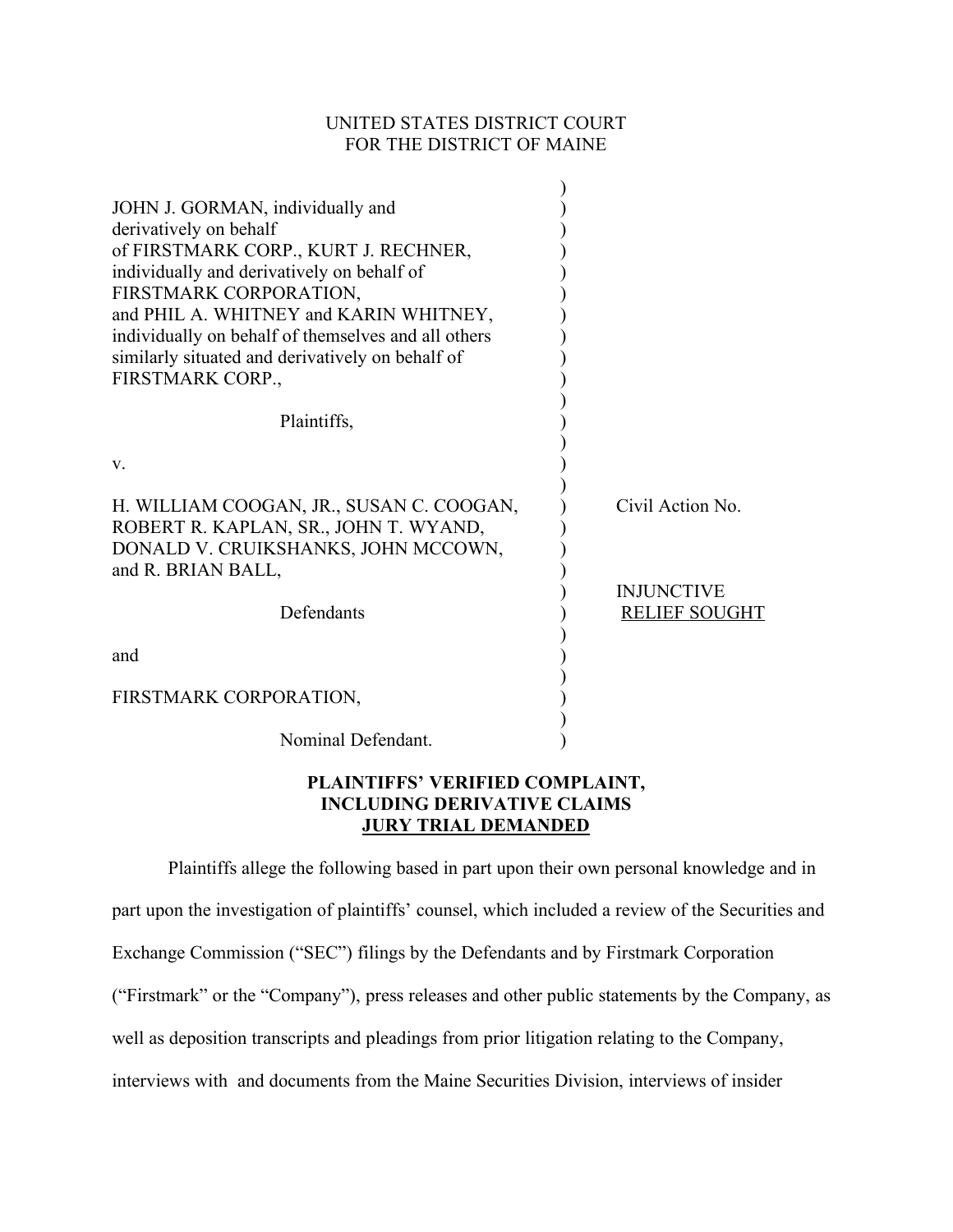UNITED STATES DISTRICT COURT
FOR THE DISTRICT OF MAINE

JOHN J. GORMAN, individually and derivatively on behalf of FIRSTMARK CORP., KURT J. RECHNER, individually and derivatively on behalf of FIRSTMARK CORPORATION, and PHIL A. WHITNEY and KARIN WHITNEY, individually on behalf of themselves and all others similarly situated and derivatively on behalf of FIRSTMARK CORP.,

Plaintiffs,

v.

H. WILLIAM COOGAN, JR., SUSAN C. COOGAN, ROBERT R. KAPLAN, SR., JOHN T. WYAND, DONALD V. CRUIKSHANKS, JOHN MCCOWN, and R. BRIAN BALL,

Defendants

and

FIRSTMARK CORPORATION,

Nominal Defendant.

Civil Action No.

INJUNCTIVE RELIEF SOUGHT

**PLAINTIFFS' VERIFIED COMPLAINT, INCLUDING DERIVATIVE CLAIMS JURY TRIAL DEMANDED**

Plaintiffs allege the following based in part upon their own personal knowledge and in part upon the investigation of plaintiffs' counsel, which included a review of the Securities and Exchange Commission ("SEC") filings by the Defendants and by Firstmark Corporation ("Firstmark" or the "Company"), press releases and other public statements by the Company, as well as deposition transcripts and pleadings from prior litigation relating to the Company, interviews with and documents from the Maine Securities Division, interviews of insider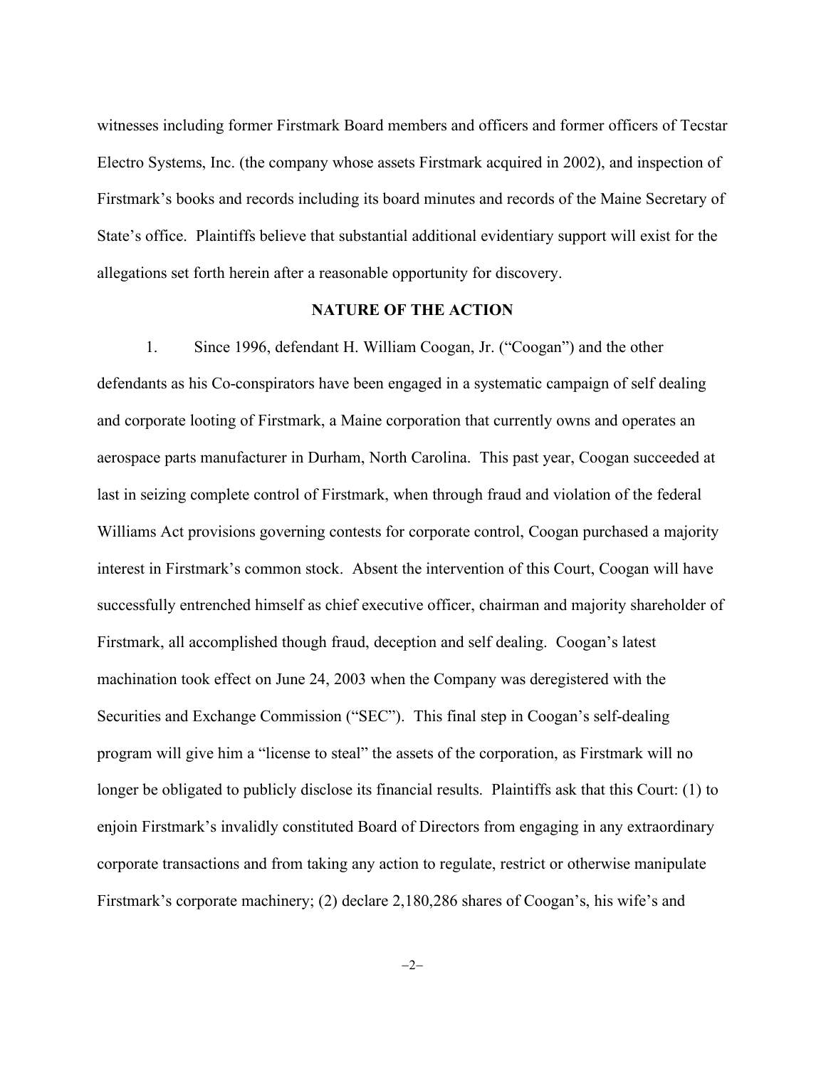witnesses including former Firstmark Board members and officers and former officers of Tecstar Electro Systems, Inc. (the company whose assets Firstmark acquired in 2002), and inspection of Firstmark's books and records including its board minutes and records of the Maine Secretary of State's office. Plaintiffs believe that substantial additional evidentiary support will exist for the allegations set forth herein after a reasonable opportunity for discovery.

## NATURE OF THE ACTION

1. Since 1996, defendant H. William Coogan, Jr. ("Coogan") and the other defendants as his Co-conspirators have been engaged in a systematic campaign of self dealing and corporate looting of Firstmark, a Maine corporation that currently owns and operates an aerospace parts manufacturer in Durham, North Carolina. This past year, Coogan succeeded at last in seizing complete control of Firstmark, when through fraud and violation of the federal Williams Act provisions governing contests for corporate control, Coogan purchased a majority interest in Firstmark's common stock. Absent the intervention of this Court, Coogan will have successfully entrenched himself as chief executive officer, chairman and majority shareholder of Firstmark, all accomplished though fraud, deception and self dealing. Coogan's latest machination took effect on June 24, 2003 when the Company was deregistered with the Securities and Exchange Commission ("SEC"). This final step in Coogan's self-dealing program will give him a "license to steal" the assets of the corporation, as Firstmark will no longer be obligated to publicly disclose its financial results. Plaintiffs ask that this Court: (1) to enjoin Firstmark's invalidly constituted Board of Directors from engaging in any extraordinary corporate transactions and from taking any action to regulate, restrict or otherwise manipulate Firstmark's corporate machinery; (2) declare 2,180,286 shares of Coogan's, his wife's and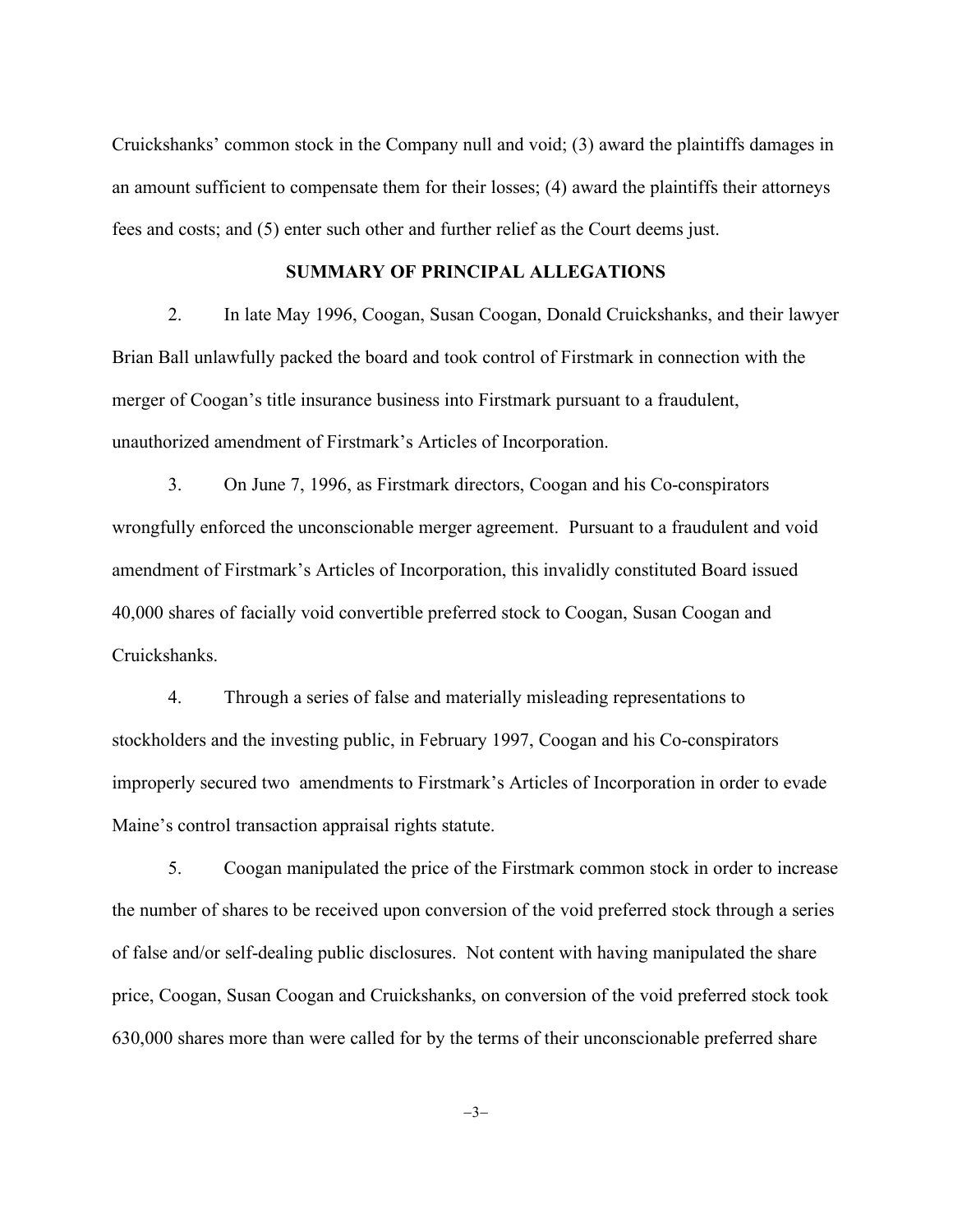Cruickshanks' common stock in the Company null and void; (3) award the plaintiffs damages in an amount sufficient to compensate them for their losses; (4) award the plaintiffs their attorneys fees and costs; and (5) enter such other and further relief as the Court deems just.

## SUMMARY OF PRINCIPAL ALLEGATIONS

2. In late May 1996, Coogan, Susan Coogan, Donald Cruickshanks, and their lawyer Brian Ball unlawfully packed the board and took control of Firstmark in connection with the merger of Coogan's title insurance business into Firstmark pursuant to a fraudulent, unauthorized amendment of Firstmark's Articles of Incorporation.

3. On June 7, 1996, as Firstmark directors, Coogan and his Co-conspirators wrongfully enforced the unconscionable merger agreement. Pursuant to a fraudulent and void amendment of Firstmark's Articles of Incorporation, this invalidly constituted Board issued 40,000 shares of facially void convertible preferred stock to Coogan, Susan Coogan and Cruickshanks.

4. Through a series of false and materially misleading representations to stockholders and the investing public, in February 1997, Coogan and his Co-conspirators improperly secured two amendments to Firstmark's Articles of Incorporation in order to evade Maine's control transaction appraisal rights statute.

5. Coogan manipulated the price of the Firstmark common stock in order to increase the number of shares to be received upon conversion of the void preferred stock through a series of false and/or self-dealing public disclosures. Not content with having manipulated the share price, Coogan, Susan Coogan and Cruickshanks, on conversion of the void preferred stock took 630,000 shares more than were called for by the terms of their unconscionable preferred share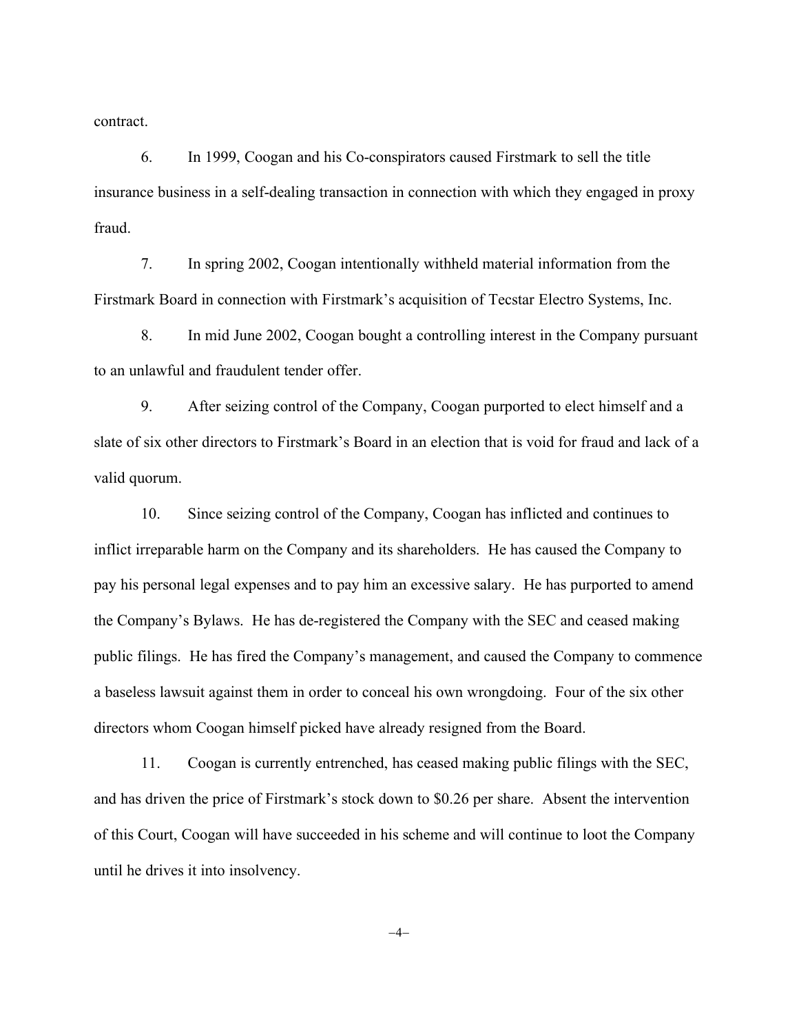contract.

6. In 1999, Coogan and his Co-conspirators caused Firstmark to sell the title insurance business in a self-dealing transaction in connection with which they engaged in proxy fraud.

7. In spring 2002, Coogan intentionally withheld material information from the Firstmark Board in connection with Firstmark's acquisition of Tecstar Electro Systems, Inc.

8. In mid June 2002, Coogan bought a controlling interest in the Company pursuant to an unlawful and fraudulent tender offer.

9. After seizing control of the Company, Coogan purported to elect himself and a slate of six other directors to Firstmark's Board in an election that is void for fraud and lack of a valid quorum.

10. Since seizing control of the Company, Coogan has inflicted and continues to inflict irreparable harm on the Company and its shareholders. He has caused the Company to pay his personal legal expenses and to pay him an excessive salary. He has purported to amend the Company's Bylaws. He has de-registered the Company with the SEC and ceased making public filings. He has fired the Company's management, and caused the Company to commence a baseless lawsuit against them in order to conceal his own wrongdoing. Four of the six other directors whom Coogan himself picked have already resigned from the Board.

11. Coogan is currently entrenched, has ceased making public filings with the SEC, and has driven the price of Firstmark's stock down to $0.26 per share. Absent the intervention of this Court, Coogan will have succeeded in his scheme and will continue to loot the Company until he drives it into insolvency.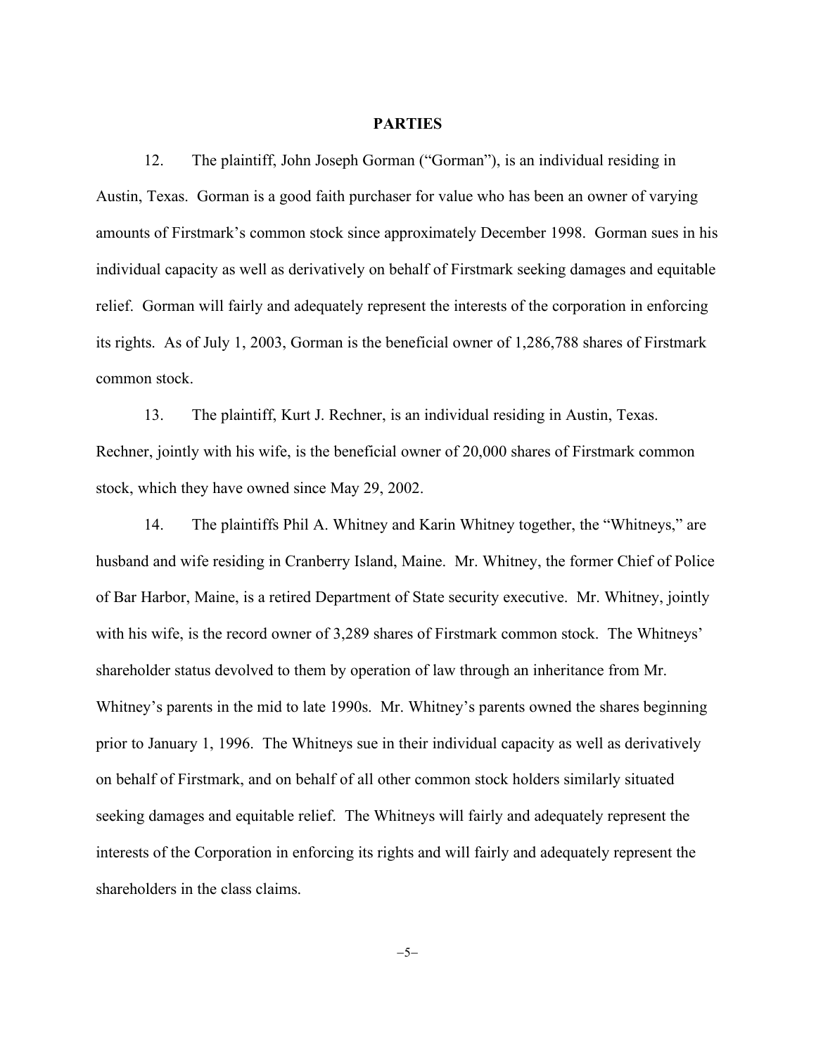## PARTIES

12. The plaintiff, John Joseph Gorman ("Gorman"), is an individual residing in Austin, Texas. Gorman is a good faith purchaser for value who has been an owner of varying amounts of Firstmark's common stock since approximately December 1998. Gorman sues in his individual capacity as well as derivatively on behalf of Firstmark seeking damages and equitable relief. Gorman will fairly and adequately represent the interests of the corporation in enforcing its rights. As of July 1, 2003, Gorman is the beneficial owner of 1,286,788 shares of Firstmark common stock.

13. The plaintiff, Kurt J. Rechner, is an individual residing in Austin, Texas. Rechner, jointly with his wife, is the beneficial owner of 20,000 shares of Firstmark common stock, which they have owned since May 29, 2002.

14. The plaintiffs Phil A. Whitney and Karin Whitney together, the "Whitneys," are husband and wife residing in Cranberry Island, Maine. Mr. Whitney, the former Chief of Police of Bar Harbor, Maine, is a retired Department of State security executive. Mr. Whitney, jointly with his wife, is the record owner of 3,289 shares of Firstmark common stock. The Whitneys' shareholder status devolved to them by operation of law through an inheritance from Mr. Whitney's parents in the mid to late 1990s. Mr. Whitney's parents owned the shares beginning prior to January 1, 1996. The Whitneys sue in their individual capacity as well as derivatively on behalf of Firstmark, and on behalf of all other common stock holders similarly situated seeking damages and equitable relief. The Whitneys will fairly and adequately represent the interests of the Corporation in enforcing its rights and will fairly and adequately represent the shareholders in the class claims.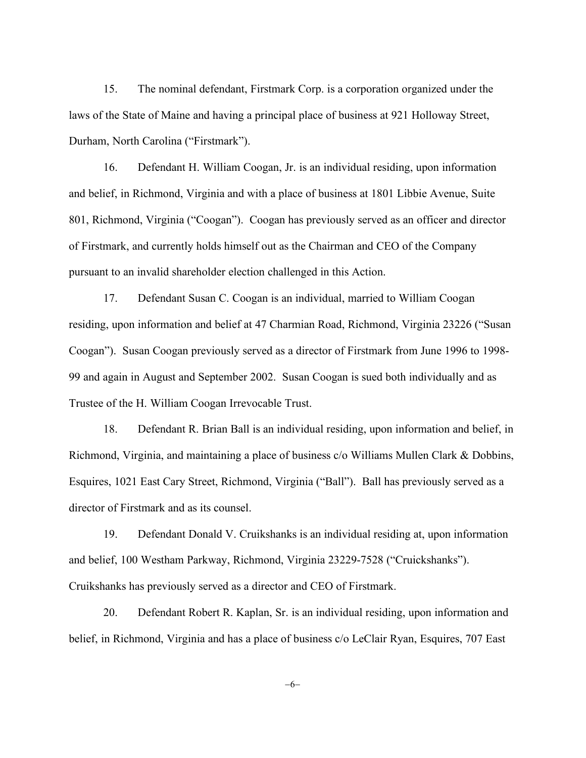15. The nominal defendant, Firstmark Corp. is a corporation organized under the laws of the State of Maine and having a principal place of business at 921 Holloway Street, Durham, North Carolina ("Firstmark").

16. Defendant H. William Coogan, Jr. is an individual residing, upon information and belief, in Richmond, Virginia and with a place of business at 1801 Libbie Avenue, Suite 801, Richmond, Virginia ("Coogan"). Coogan has previously served as an officer and director of Firstmark, and currently holds himself out as the Chairman and CEO of the Company pursuant to an invalid shareholder election challenged in this Action.

17. Defendant Susan C. Coogan is an individual, married to William Coogan residing, upon information and belief at 47 Charmian Road, Richmond, Virginia 23226 ("Susan Coogan"). Susan Coogan previously served as a director of Firstmark from June 1996 to 1998-99 and again in August and September 2002. Susan Coogan is sued both individually and as Trustee of the H. William Coogan Irrevocable Trust.

18. Defendant R. Brian Ball is an individual residing, upon information and belief, in Richmond, Virginia, and maintaining a place of business c/o Williams Mullen Clark & Dobbins, Esquires, 1021 East Cary Street, Richmond, Virginia ("Ball"). Ball has previously served as a director of Firstmark and as its counsel.

19. Defendant Donald V. Cruikshanks is an individual residing at, upon information and belief, 100 Westham Parkway, Richmond, Virginia 23229-7528 ("Cruickshanks"). Cruikshanks has previously served as a director and CEO of Firstmark.

20. Defendant Robert R. Kaplan, Sr. is an individual residing, upon information and belief, in Richmond, Virginia and has a place of business c/o LeClair Ryan, Esquires, 707 East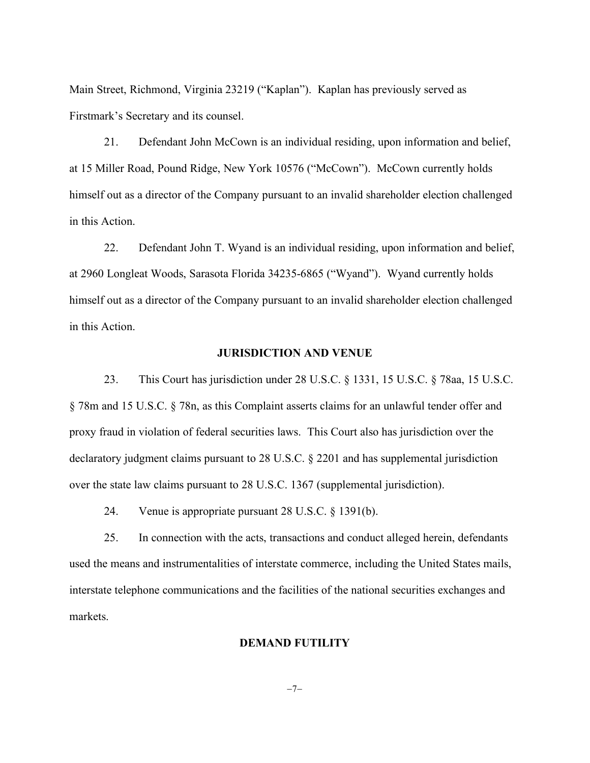Main Street, Richmond, Virginia 23219 ("Kaplan"). Kaplan has previously served as Firstmark's Secretary and its counsel.

21. Defendant John McCown is an individual residing, upon information and belief, at 15 Miller Road, Pound Ridge, New York 10576 ("McCown"). McCown currently holds himself out as a director of the Company pursuant to an invalid shareholder election challenged in this Action.

22. Defendant John T. Wyand is an individual residing, upon information and belief, at 2960 Longleat Woods, Sarasota Florida 34235-6865 ("Wyand"). Wyand currently holds himself out as a director of the Company pursuant to an invalid shareholder election challenged in this Action.

## JURISDICTION AND VENUE

23. This Court has jurisdiction under 28 U.S.C. § 1331, 15 U.S.C. § 78aa, 15 U.S.C. § 78m and 15 U.S.C. § 78n, as this Complaint asserts claims for an unlawful tender offer and proxy fraud in violation of federal securities laws. This Court also has jurisdiction over the declaratory judgment claims pursuant to 28 U.S.C. § 2201 and has supplemental jurisdiction over the state law claims pursuant to 28 U.S.C. 1367 (supplemental jurisdiction).

24. Venue is appropriate pursuant 28 U.S.C. § 1391(b).

25. In connection with the acts, transactions and conduct alleged herein, defendants used the means and instrumentalities of interstate commerce, including the United States mails, interstate telephone communications and the facilities of the national securities exchanges and markets.

## DEMAND FUTILITY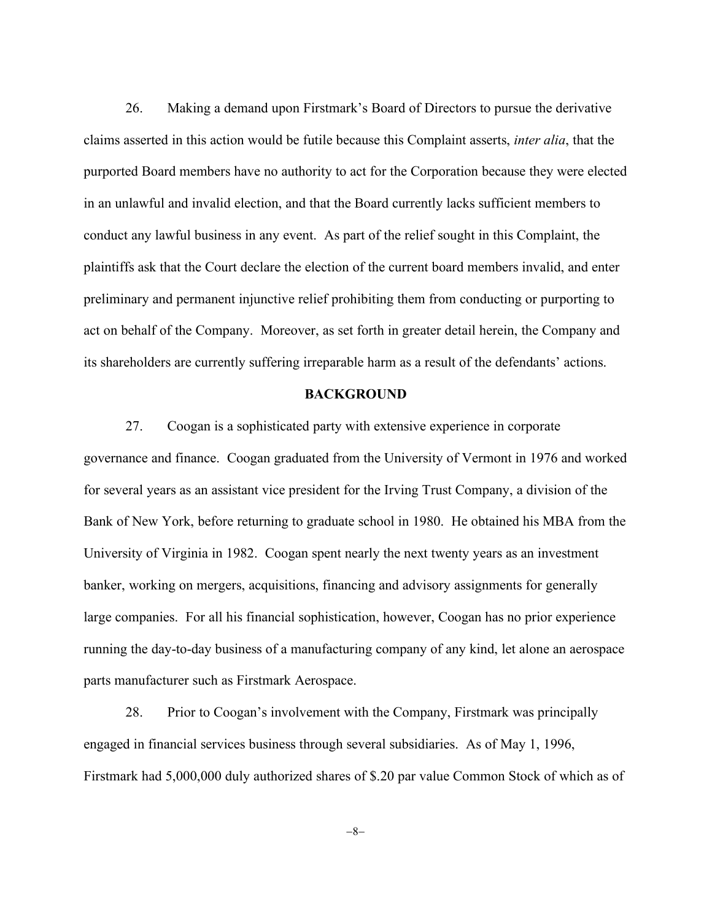26. Making a demand upon Firstmark's Board of Directors to pursue the derivative claims asserted in this action would be futile because this Complaint asserts, *inter alia*, that the purported Board members have no authority to act for the Corporation because they were elected in an unlawful and invalid election, and that the Board currently lacks sufficient members to conduct any lawful business in any event. As part of the relief sought in this Complaint, the plaintiffs ask that the Court declare the election of the current board members invalid, and enter preliminary and permanent injunctive relief prohibiting them from conducting or purporting to act on behalf of the Company. Moreover, as set forth in greater detail herein, the Company and its shareholders are currently suffering irreparable harm as a result of the defendants' actions.

**BACKGROUND**

27. Coogan is a sophisticated party with extensive experience in corporate governance and finance. Coogan graduated from the University of Vermont in 1976 and worked for several years as an assistant vice president for the Irving Trust Company, a division of the Bank of New York, before returning to graduate school in 1980. He obtained his MBA from the University of Virginia in 1982. Coogan spent nearly the next twenty years as an investment banker, working on mergers, acquisitions, financing and advisory assignments for generally large companies. For all his financial sophistication, however, Coogan has no prior experience running the day-to-day business of a manufacturing company of any kind, let alone an aerospace parts manufacturer such as Firstmark Aerospace.

28. Prior to Coogan's involvement with the Company, Firstmark was principally engaged in financial services business through several subsidiaries. As of May 1, 1996, Firstmark had 5,000,000 duly authorized shares of $.20 par value Common Stock of which as of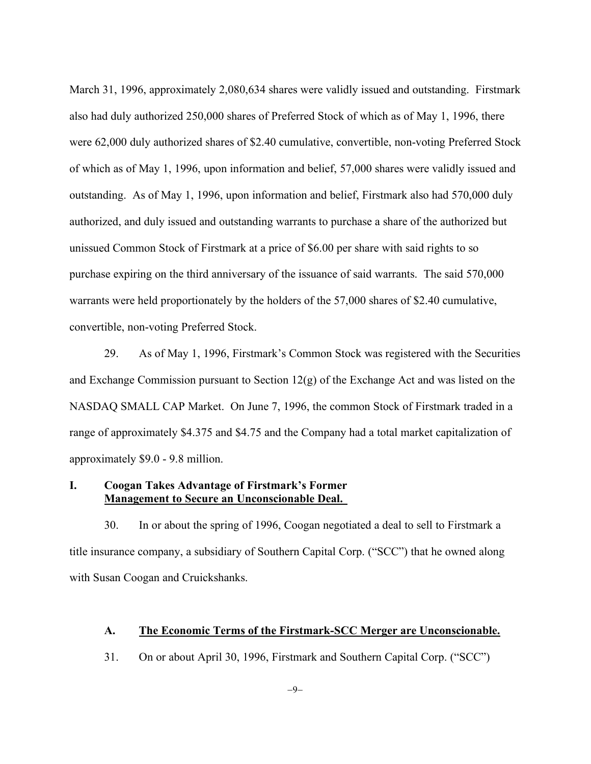March 31, 1996, approximately 2,080,634 shares were validly issued and outstanding. Firstmark also had duly authorized 250,000 shares of Preferred Stock of which as of May 1, 1996, there were 62,000 duly authorized shares of $2.40 cumulative, convertible, non-voting Preferred Stock of which as of May 1, 1996, upon information and belief, 57,000 shares were validly issued and outstanding. As of May 1, 1996, upon information and belief, Firstmark also had 570,000 duly authorized, and duly issued and outstanding warrants to purchase a share of the authorized but unissued Common Stock of Firstmark at a price of $6.00 per share with said rights to so purchase expiring on the third anniversary of the issuance of said warrants. The said 570,000 warrants were held proportionately by the holders of the 57,000 shares of $2.40 cumulative, convertible, non-voting Preferred Stock.

29. As of May 1, 1996, Firstmark's Common Stock was registered with the Securities and Exchange Commission pursuant to Section 12(g) of the Exchange Act and was listed on the NASDAQ SMALL CAP Market. On June 7, 1996, the common Stock of Firstmark traded in a range of approximately $4.375 and $4.75 and the Company had a total market capitalization of approximately $9.0 - 9.8 million.

## I. Coogan Takes Advantage of Firstmark's Former Management to Secure an Unconscionable Deal.

30. In or about the spring of 1996, Coogan negotiated a deal to sell to Firstmark a title insurance company, a subsidiary of Southern Capital Corp. ("SCC") that he owned along with Susan Coogan and Cruickshanks.

### A. The Economic Terms of the Firstmark-SCC Merger are Unconscionable.

31. On or about April 30, 1996, Firstmark and Southern Capital Corp. ("SCC")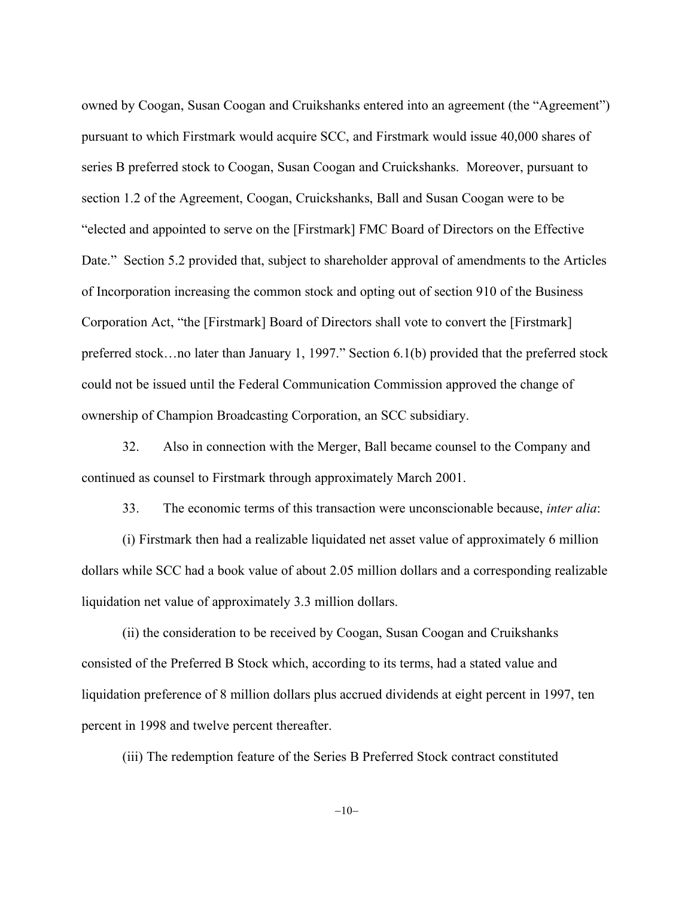owned by Coogan, Susan Coogan and Cruikshanks entered into an agreement (the "Agreement") pursuant to which Firstmark would acquire SCC, and Firstmark would issue 40,000 shares of series B preferred stock to Coogan, Susan Coogan and Cruickshanks. Moreover, pursuant to section 1.2 of the Agreement, Coogan, Cruickshanks, Ball and Susan Coogan were to be "elected and appointed to serve on the [Firstmark] FMC Board of Directors on the Effective Date." Section 5.2 provided that, subject to shareholder approval of amendments to the Articles of Incorporation increasing the common stock and opting out of section 910 of the Business Corporation Act, "the [Firstmark] Board of Directors shall vote to convert the [Firstmark] preferred stock…no later than January 1, 1997." Section 6.1(b) provided that the preferred stock could not be issued until the Federal Communication Commission approved the change of ownership of Champion Broadcasting Corporation, an SCC subsidiary.

32. Also in connection with the Merger, Ball became counsel to the Company and continued as counsel to Firstmark through approximately March 2001.

33. The economic terms of this transaction were unconscionable because, *inter alia*:

(i) Firstmark then had a realizable liquidated net asset value of approximately 6 million dollars while SCC had a book value of about 2.05 million dollars and a corresponding realizable liquidation net value of approximately 3.3 million dollars.

(ii) the consideration to be received by Coogan, Susan Coogan and Cruikshanks consisted of the Preferred B Stock which, according to its terms, had a stated value and liquidation preference of 8 million dollars plus accrued dividends at eight percent in 1997, ten percent in 1998 and twelve percent thereafter.

(iii) The redemption feature of the Series B Preferred Stock contract constituted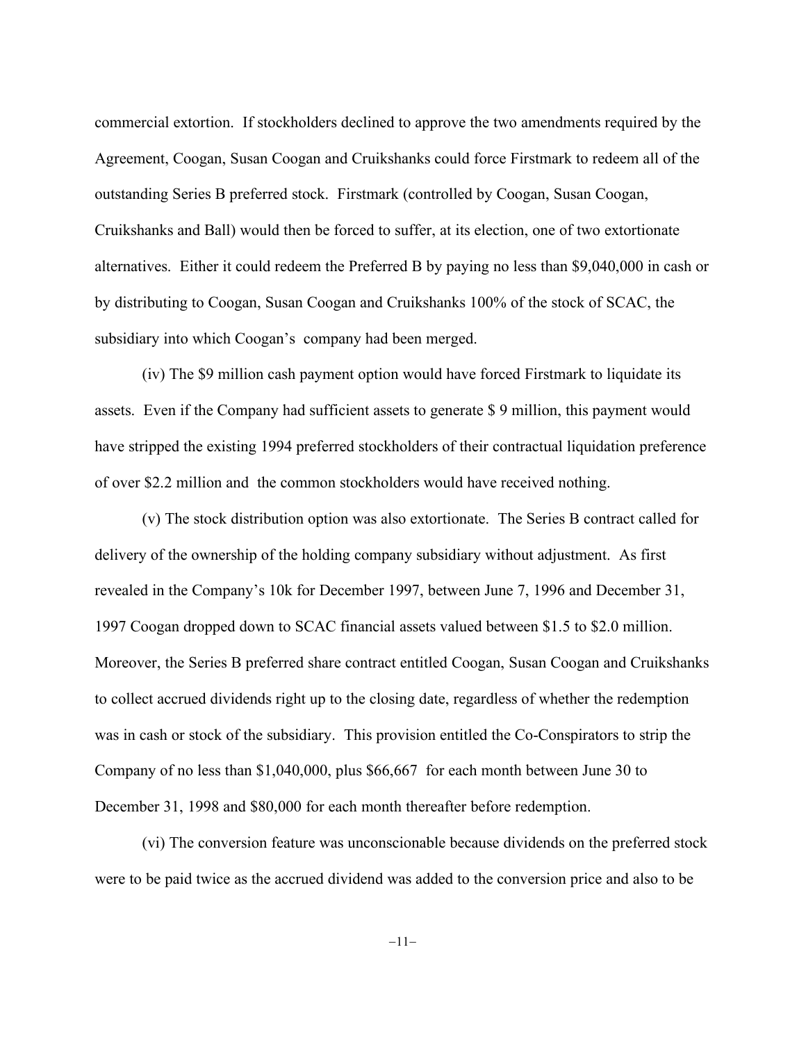commercial extortion. If stockholders declined to approve the two amendments required by the Agreement, Coogan, Susan Coogan and Cruikshanks could force Firstmark to redeem all of the outstanding Series B preferred stock. Firstmark (controlled by Coogan, Susan Coogan, Cruikshanks and Ball) would then be forced to suffer, at its election, one of two extortionate alternatives. Either it could redeem the Preferred B by paying no less than $9,040,000 in cash or by distributing to Coogan, Susan Coogan and Cruikshanks 100% of the stock of SCAC, the subsidiary into which Coogan's company had been merged.

(iv) The $9 million cash payment option would have forced Firstmark to liquidate its assets. Even if the Company had sufficient assets to generate $ 9 million, this payment would have stripped the existing 1994 preferred stockholders of their contractual liquidation preference of over $2.2 million and the common stockholders would have received nothing.

(v) The stock distribution option was also extortionate. The Series B contract called for delivery of the ownership of the holding company subsidiary without adjustment. As first revealed in the Company's 10k for December 1997, between June 7, 1996 and December 31, 1997 Coogan dropped down to SCAC financial assets valued between $1.5 to $2.0 million. Moreover, the Series B preferred share contract entitled Coogan, Susan Coogan and Cruikshanks to collect accrued dividends right up to the closing date, regardless of whether the redemption was in cash or stock of the subsidiary. This provision entitled the Co-Conspirators to strip the Company of no less than $1,040,000, plus $66,667 for each month between June 30 to December 31, 1998 and $80,000 for each month thereafter before redemption.

(vi) The conversion feature was unconscionable because dividends on the preferred stock were to be paid twice as the accrued dividend was added to the conversion price and also to be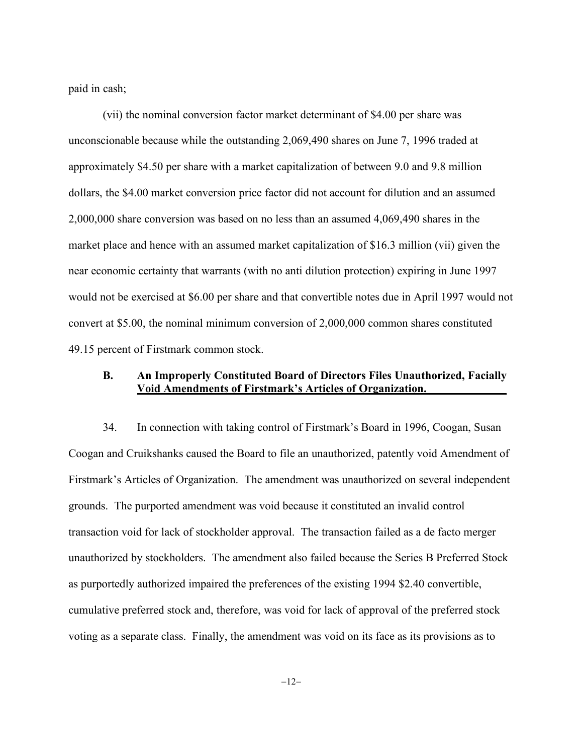paid in cash;

(vii) the nominal conversion factor market determinant of $4.00 per share was unconscionable because while the outstanding 2,069,490 shares on June 7, 1996 traded at approximately $4.50 per share with a market capitalization of between 9.0 and 9.8 million dollars, the $4.00 market conversion price factor did not account for dilution and an assumed 2,000,000 share conversion was based on no less than an assumed 4,069,490 shares in the market place and hence with an assumed market capitalization of $16.3 million (vii) given the near economic certainty that warrants (with no anti dilution protection) expiring in June 1997 would not be exercised at $6.00 per share and that convertible notes due in April 1997 would not convert at $5.00, the nominal minimum conversion of 2,000,000 common shares constituted 49.15 percent of Firstmark common stock.

### B. An Improperly Constituted Board of Directors Files Unauthorized, Facially Void Amendments of Firstmark's Articles of Organization.

34. In connection with taking control of Firstmark's Board in 1996, Coogan, Susan Coogan and Cruikshanks caused the Board to file an unauthorized, patently void Amendment of Firstmark's Articles of Organization. The amendment was unauthorized on several independent grounds. The purported amendment was void because it constituted an invalid control transaction void for lack of stockholder approval. The transaction failed as a de facto merger unauthorized by stockholders. The amendment also failed because the Series B Preferred Stock as purportedly authorized impaired the preferences of the existing 1994 $2.40 convertible, cumulative preferred stock and, therefore, was void for lack of approval of the preferred stock voting as a separate class. Finally, the amendment was void on its face as its provisions as to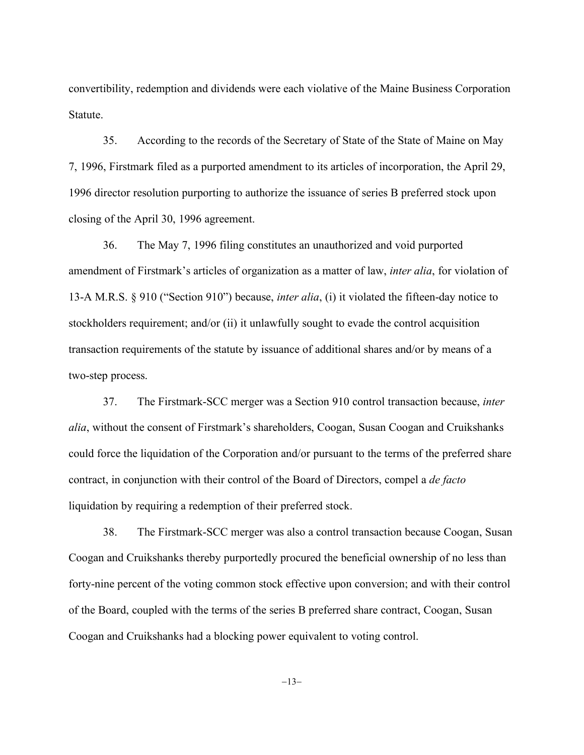convertibility, redemption and dividends were each violative of the Maine Business Corporation Statute.

35. According to the records of the Secretary of State of the State of Maine on May 7, 1996, Firstmark filed as a purported amendment to its articles of incorporation, the April 29, 1996 director resolution purporting to authorize the issuance of series B preferred stock upon closing of the April 30, 1996 agreement.

36. The May 7, 1996 filing constitutes an unauthorized and void purported amendment of Firstmark's articles of organization as a matter of law, *inter alia*, for violation of 13-A M.R.S. § 910 ("Section 910") because, *inter alia*, (i) it violated the fifteen-day notice to stockholders requirement; and/or (ii) it unlawfully sought to evade the control acquisition transaction requirements of the statute by issuance of additional shares and/or by means of a two-step process.

37. The Firstmark-SCC merger was a Section 910 control transaction because, *inter alia*, without the consent of Firstmark's shareholders, Coogan, Susan Coogan and Cruikshanks could force the liquidation of the Corporation and/or pursuant to the terms of the preferred share contract, in conjunction with their control of the Board of Directors, compel a *de facto* liquidation by requiring a redemption of their preferred stock.

38. The Firstmark-SCC merger was also a control transaction because Coogan, Susan Coogan and Cruikshanks thereby purportedly procured the beneficial ownership of no less than forty-nine percent of the voting common stock effective upon conversion; and with their control of the Board, coupled with the terms of the series B preferred share contract, Coogan, Susan Coogan and Cruikshanks had a blocking power equivalent to voting control.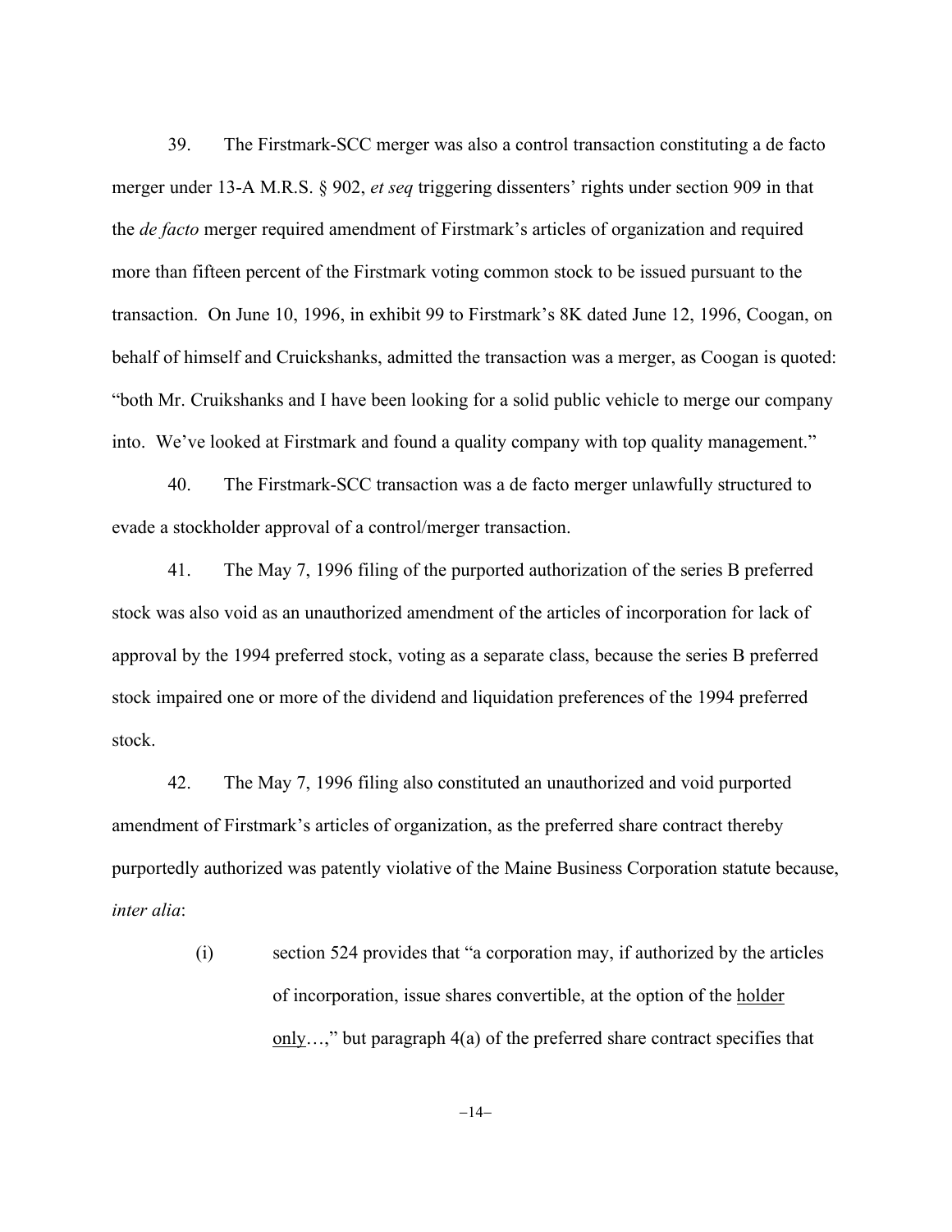39. The Firstmark-SCC merger was also a control transaction constituting a de facto merger under 13-A M.R.S. § 902, *et seq* triggering dissenters' rights under section 909 in that the *de facto* merger required amendment of Firstmark's articles of organization and required more than fifteen percent of the Firstmark voting common stock to be issued pursuant to the transaction. On June 10, 1996, in exhibit 99 to Firstmark's 8K dated June 12, 1996, Coogan, on behalf of himself and Cruickshanks, admitted the transaction was a merger, as Coogan is quoted: "both Mr. Cruikshanks and I have been looking for a solid public vehicle to merge our company into. We've looked at Firstmark and found a quality company with top quality management."

40. The Firstmark-SCC transaction was a de facto merger unlawfully structured to evade a stockholder approval of a control/merger transaction.

41. The May 7, 1996 filing of the purported authorization of the series B preferred stock was also void as an unauthorized amendment of the articles of incorporation for lack of approval by the 1994 preferred stock, voting as a separate class, because the series B preferred stock impaired one or more of the dividend and liquidation preferences of the 1994 preferred stock.

42. The May 7, 1996 filing also constituted an unauthorized and void purported amendment of Firstmark's articles of organization, as the preferred share contract thereby purportedly authorized was patently violative of the Maine Business Corporation statute because, *inter alia*:

(i) section 524 provides that "a corporation may, if authorized by the articles of incorporation, issue shares convertible, at the option of the <u>holder only</u>…," but paragraph 4(a) of the preferred share contract specifies that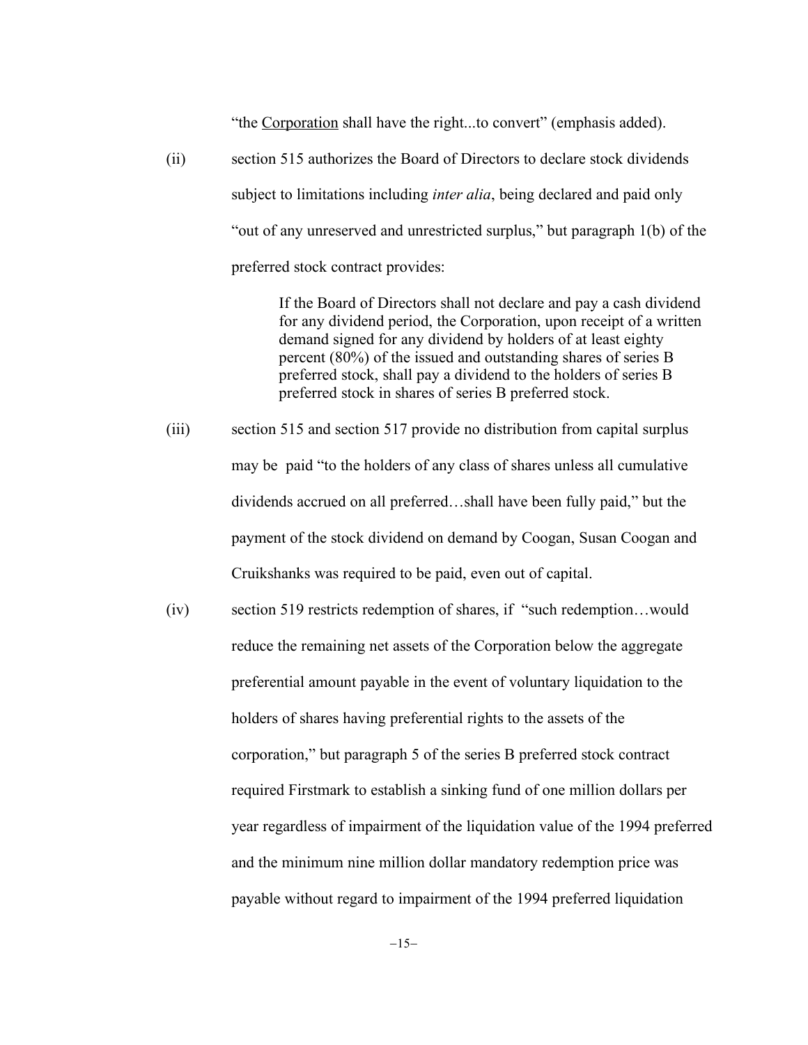"the <u>Corporation</u> shall have the right...to convert" (emphasis added).

(ii) section 515 authorizes the Board of Directors to declare stock dividends subject to limitations including *inter alia*, being declared and paid only "out of any unreserved and unrestricted surplus," but paragraph 1(b) of the preferred stock contract provides:

> If the Board of Directors shall not declare and pay a cash dividend for any dividend period, the Corporation, upon receipt of a written demand signed for any dividend by holders of at least eighty percent (80%) of the issued and outstanding shares of series B preferred stock, shall pay a dividend to the holders of series B preferred stock in shares of series B preferred stock.

(iii) section 515 and section 517 provide no distribution from capital surplus may be paid "to the holders of any class of shares unless all cumulative dividends accrued on all preferred…shall have been fully paid," but the payment of the stock dividend on demand by Coogan, Susan Coogan and Cruikshanks was required to be paid, even out of capital.

(iv) section 519 restricts redemption of shares, if "such redemption…would reduce the remaining net assets of the Corporation below the aggregate preferential amount payable in the event of voluntary liquidation to the holders of shares having preferential rights to the assets of the corporation," but paragraph 5 of the series B preferred stock contract required Firstmark to establish a sinking fund of one million dollars per year regardless of impairment of the liquidation value of the 1994 preferred and the minimum nine million dollar mandatory redemption price was payable without regard to impairment of the 1994 preferred liquidation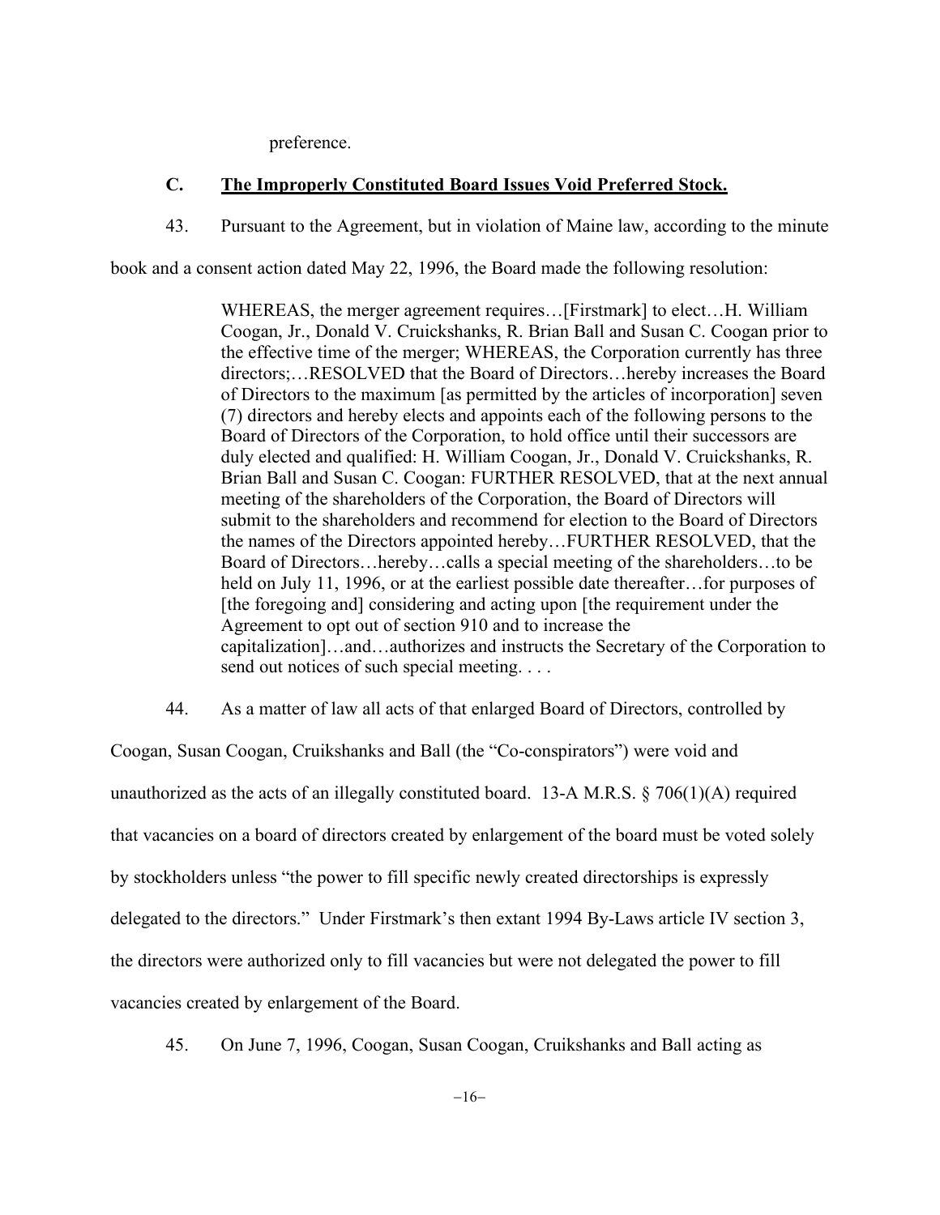preference.

### C. **The Improperly Constituted Board Issues Void Preferred Stock.**

43. Pursuant to the Agreement, but in violation of Maine law, according to the minute book and a consent action dated May 22, 1996, the Board made the following resolution:

> WHEREAS, the merger agreement requires…[Firstmark] to elect…H. William Coogan, Jr., Donald V. Cruickshanks, R. Brian Ball and Susan C. Coogan prior to the effective time of the merger; WHEREAS, the Corporation currently has three directors;…RESOLVED that the Board of Directors…hereby increases the Board of Directors to the maximum [as permitted by the articles of incorporation] seven (7) directors and hereby elects and appoints each of the following persons to the Board of Directors of the Corporation, to hold office until their successors are duly elected and qualified: H. William Coogan, Jr., Donald V. Cruickshanks, R. Brian Ball and Susan C. Coogan: FURTHER RESOLVED, that at the next annual meeting of the shareholders of the Corporation, the Board of Directors will submit to the shareholders and recommend for election to the Board of Directors the names of the Directors appointed hereby…FURTHER RESOLVED, that the Board of Directors…hereby…calls a special meeting of the shareholders…to be held on July 11, 1996, or at the earliest possible date thereafter…for purposes of [the foregoing and] considering and acting upon [the requirement under the Agreement to opt out of section 910 and to increase the capitalization]…and…authorizes and instructs the Secretary of the Corporation to send out notices of such special meeting. . . .

44. As a matter of law all acts of that enlarged Board of Directors, controlled by Coogan, Susan Coogan, Cruikshanks and Ball (the "Co-conspirators") were void and unauthorized as the acts of an illegally constituted board. 13-A M.R.S. § 706(1)(A) required that vacancies on a board of directors created by enlargement of the board must be voted solely by stockholders unless "the power to fill specific newly created directorships is expressly delegated to the directors." Under Firstmark's then extant 1994 By-Laws article IV section 3, the directors were authorized only to fill vacancies but were not delegated the power to fill vacancies created by enlargement of the Board.

45. On June 7, 1996, Coogan, Susan Coogan, Cruikshanks and Ball acting as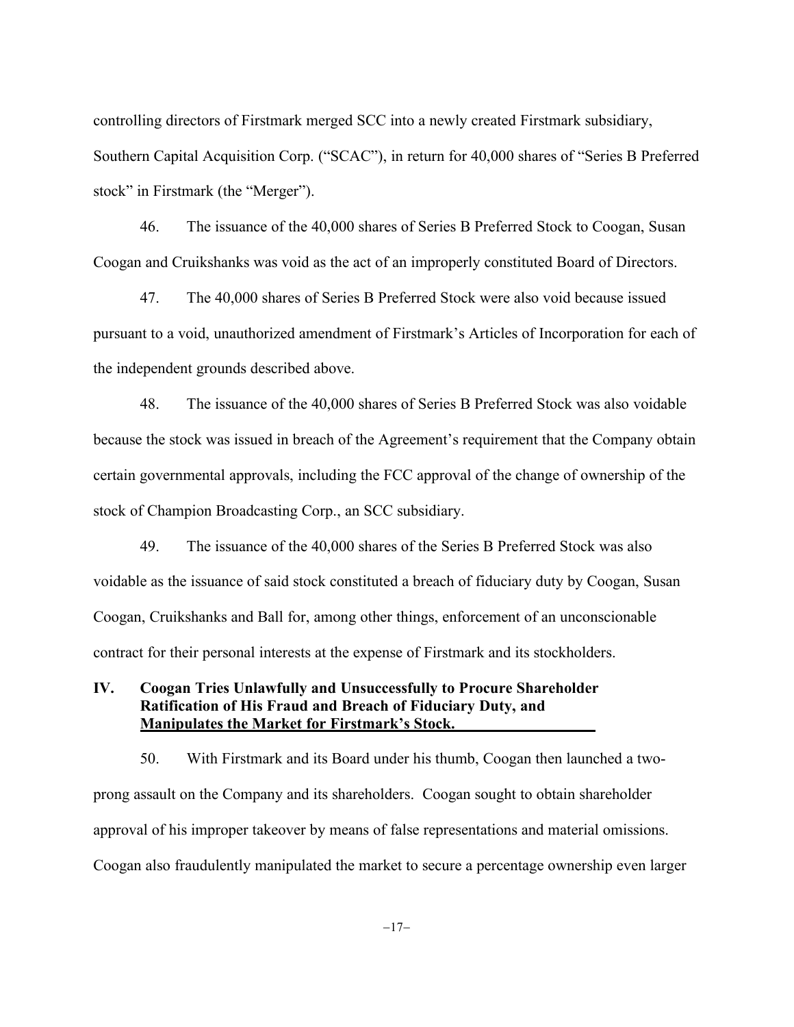controlling directors of Firstmark merged SCC into a newly created Firstmark subsidiary, Southern Capital Acquisition Corp. ("SCAC"), in return for 40,000 shares of "Series B Preferred stock" in Firstmark (the "Merger").

46. The issuance of the 40,000 shares of Series B Preferred Stock to Coogan, Susan Coogan and Cruikshanks was void as the act of an improperly constituted Board of Directors.

47. The 40,000 shares of Series B Preferred Stock were also void because issued pursuant to a void, unauthorized amendment of Firstmark's Articles of Incorporation for each of the independent grounds described above.

48. The issuance of the 40,000 shares of Series B Preferred Stock was also voidable because the stock was issued in breach of the Agreement's requirement that the Company obtain certain governmental approvals, including the FCC approval of the change of ownership of the stock of Champion Broadcasting Corp., an SCC subsidiary.

49. The issuance of the 40,000 shares of the Series B Preferred Stock was also voidable as the issuance of said stock constituted a breach of fiduciary duty by Coogan, Susan Coogan, Cruikshanks and Ball for, among other things, enforcement of an unconscionable contract for their personal interests at the expense of Firstmark and its stockholders.

## IV. Coogan Tries Unlawfully and Unsuccessfully to Procure Shareholder Ratification of His Fraud and Breach of Fiduciary Duty, and Manipulates the Market for Firstmark's Stock.

50. With Firstmark and its Board under his thumb, Coogan then launched a two-prong assault on the Company and its shareholders. Coogan sought to obtain shareholder approval of his improper takeover by means of false representations and material omissions. Coogan also fraudulently manipulated the market to secure a percentage ownership even larger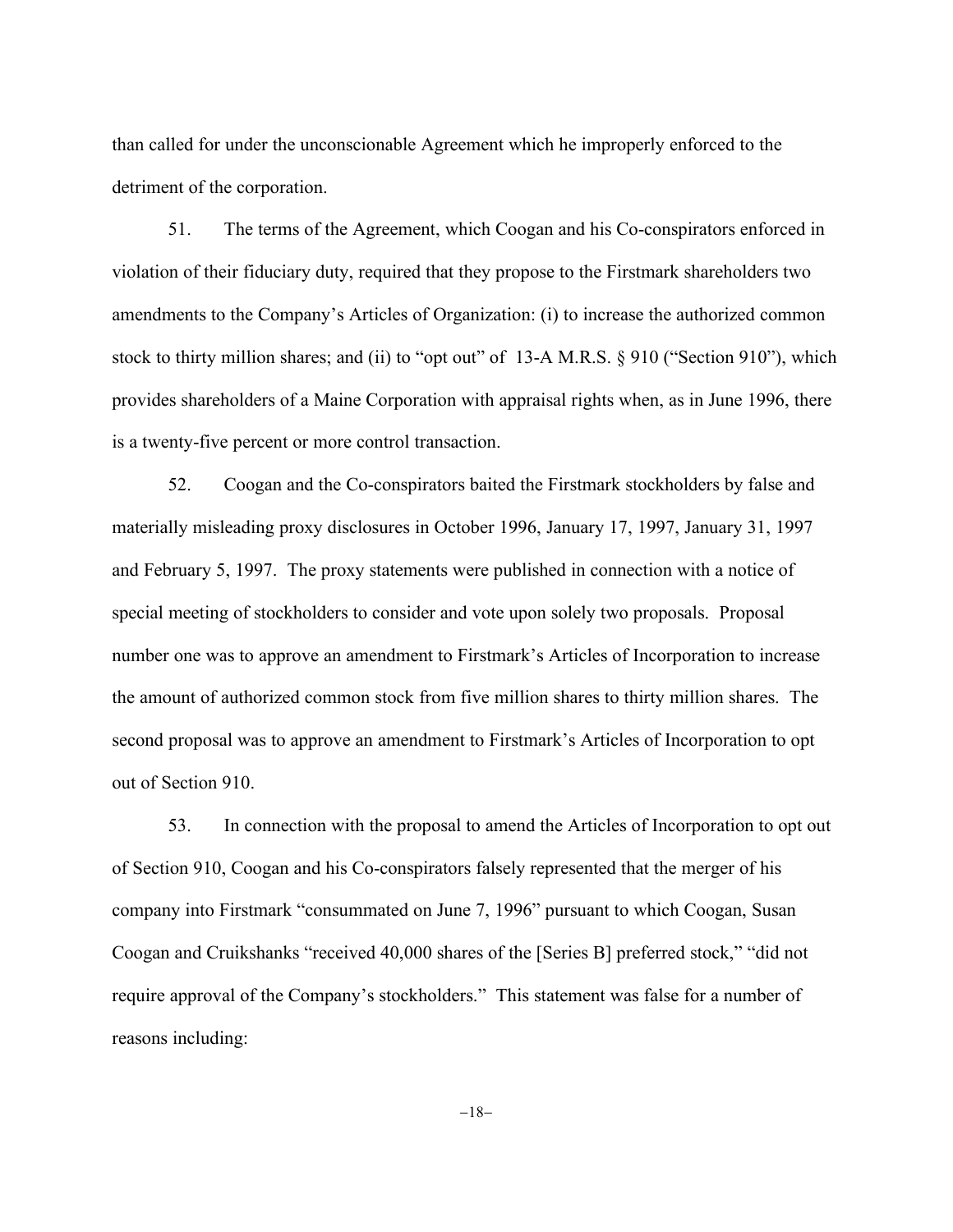than called for under the unconscionable Agreement which he improperly enforced to the detriment of the corporation.

51. The terms of the Agreement, which Coogan and his Co-conspirators enforced in violation of their fiduciary duty, required that they propose to the Firstmark shareholders two amendments to the Company's Articles of Organization: (i) to increase the authorized common stock to thirty million shares; and (ii) to "opt out" of 13-A M.R.S. § 910 ("Section 910"), which provides shareholders of a Maine Corporation with appraisal rights when, as in June 1996, there is a twenty-five percent or more control transaction.

52. Coogan and the Co-conspirators baited the Firstmark stockholders by false and materially misleading proxy disclosures in October 1996, January 17, 1997, January 31, 1997 and February 5, 1997. The proxy statements were published in connection with a notice of special meeting of stockholders to consider and vote upon solely two proposals. Proposal number one was to approve an amendment to Firstmark's Articles of Incorporation to increase the amount of authorized common stock from five million shares to thirty million shares. The second proposal was to approve an amendment to Firstmark's Articles of Incorporation to opt out of Section 910.

53. In connection with the proposal to amend the Articles of Incorporation to opt out of Section 910, Coogan and his Co-conspirators falsely represented that the merger of his company into Firstmark "consummated on June 7, 1996" pursuant to which Coogan, Susan Coogan and Cruikshanks "received 40,000 shares of the [Series B] preferred stock," "did not require approval of the Company's stockholders." This statement was false for a number of reasons including: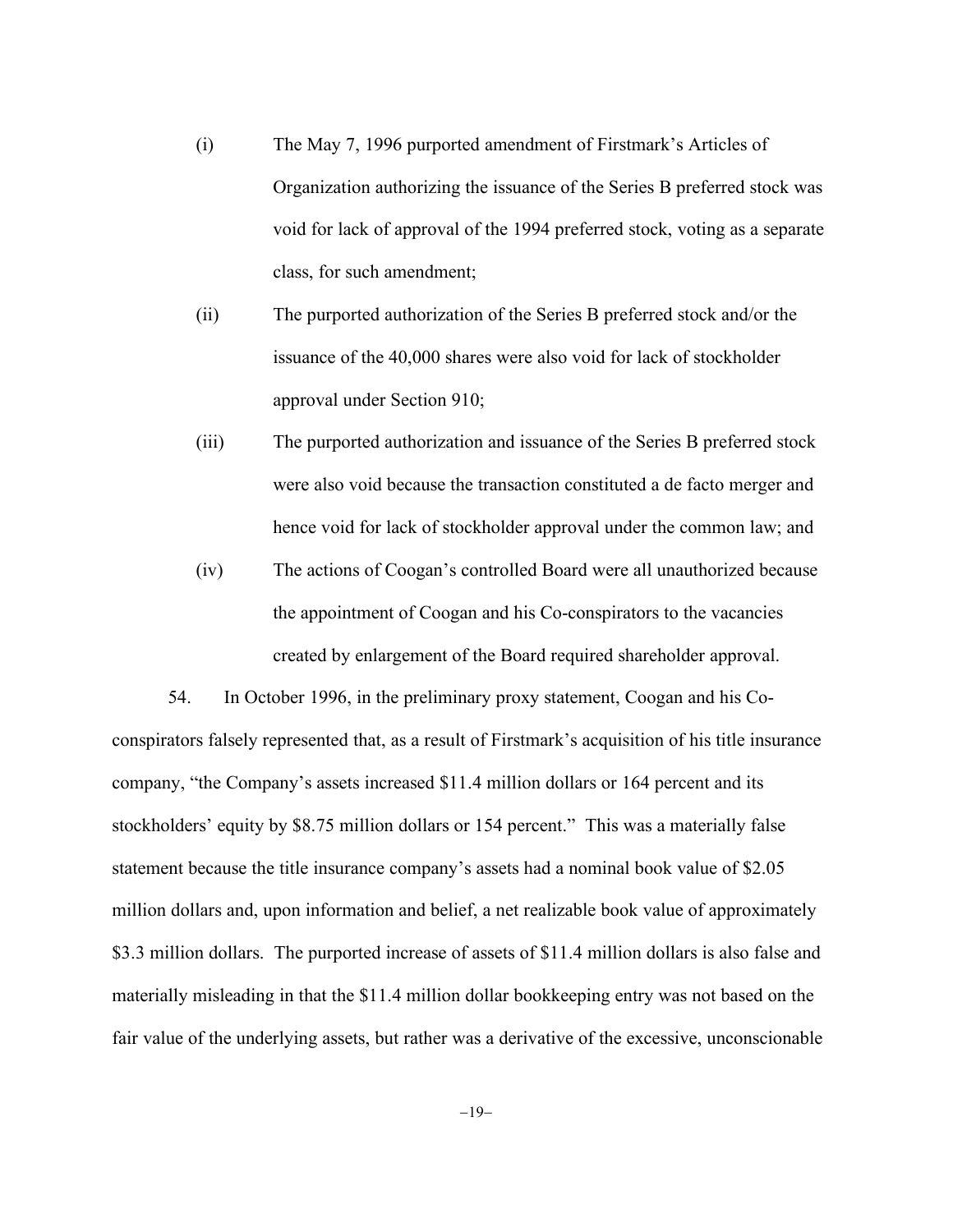(i) The May 7, 1996 purported amendment of Firstmark's Articles of Organization authorizing the issuance of the Series B preferred stock was void for lack of approval of the 1994 preferred stock, voting as a separate class, for such amendment;

(ii) The purported authorization of the Series B preferred stock and/or the issuance of the 40,000 shares were also void for lack of stockholder approval under Section 910;

(iii) The purported authorization and issuance of the Series B preferred stock were also void because the transaction constituted a de facto merger and hence void for lack of stockholder approval under the common law; and

(iv) The actions of Coogan's controlled Board were all unauthorized because the appointment of Coogan and his Co-conspirators to the vacancies created by enlargement of the Board required shareholder approval.

54. In October 1996, in the preliminary proxy statement, Coogan and his Co-conspirators falsely represented that, as a result of Firstmark's acquisition of his title insurance company, "the Company's assets increased $11.4 million dollars or 164 percent and its stockholders' equity by $8.75 million dollars or 154 percent." This was a materially false statement because the title insurance company's assets had a nominal book value of $2.05 million dollars and, upon information and belief, a net realizable book value of approximately $3.3 million dollars. The purported increase of assets of $11.4 million dollars is also false and materially misleading in that the $11.4 million dollar bookkeeping entry was not based on the fair value of the underlying assets, but rather was a derivative of the excessive, unconscionable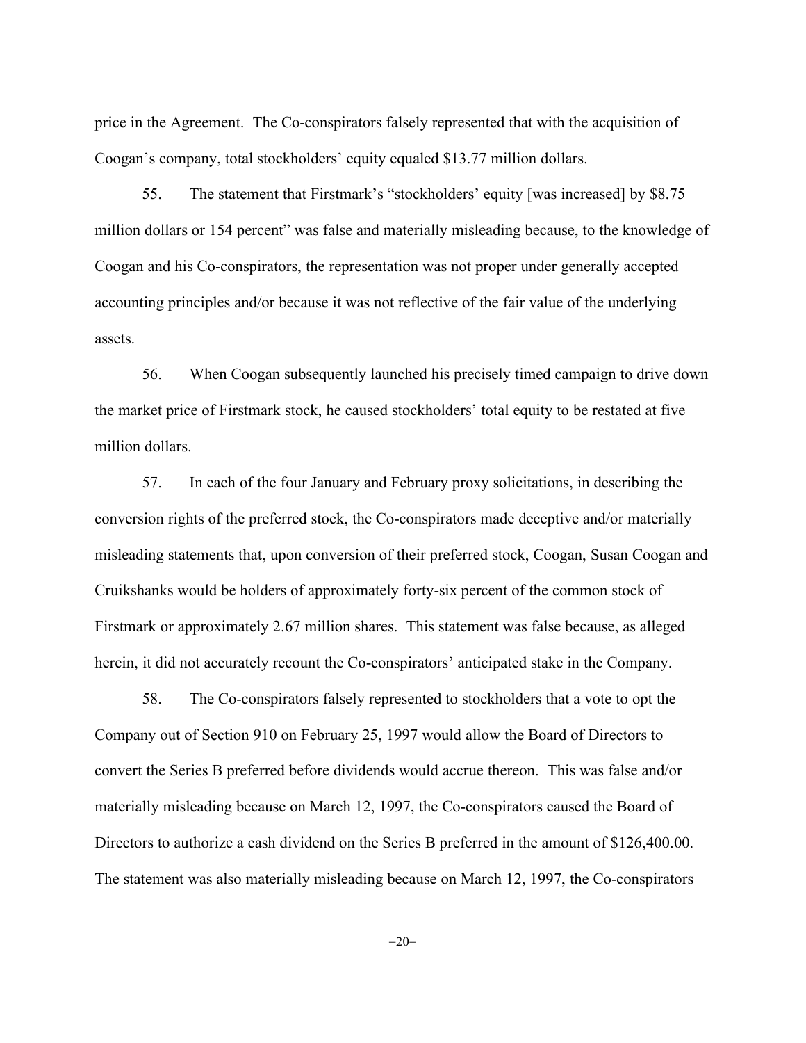price in the Agreement. The Co-conspirators falsely represented that with the acquisition of Coogan's company, total stockholders' equity equaled $13.77 million dollars.

55. The statement that Firstmark's "stockholders' equity [was increased] by $8.75 million dollars or 154 percent" was false and materially misleading because, to the knowledge of Coogan and his Co-conspirators, the representation was not proper under generally accepted accounting principles and/or because it was not reflective of the fair value of the underlying assets.

56. When Coogan subsequently launched his precisely timed campaign to drive down the market price of Firstmark stock, he caused stockholders' total equity to be restated at five million dollars.

57. In each of the four January and February proxy solicitations, in describing the conversion rights of the preferred stock, the Co-conspirators made deceptive and/or materially misleading statements that, upon conversion of their preferred stock, Coogan, Susan Coogan and Cruikshanks would be holders of approximately forty-six percent of the common stock of Firstmark or approximately 2.67 million shares. This statement was false because, as alleged herein, it did not accurately recount the Co-conspirators' anticipated stake in the Company.

58. The Co-conspirators falsely represented to stockholders that a vote to opt the Company out of Section 910 on February 25, 1997 would allow the Board of Directors to convert the Series B preferred before dividends would accrue thereon. This was false and/or materially misleading because on March 12, 1997, the Co-conspirators caused the Board of Directors to authorize a cash dividend on the Series B preferred in the amount of $126,400.00. The statement was also materially misleading because on March 12, 1997, the Co-conspirators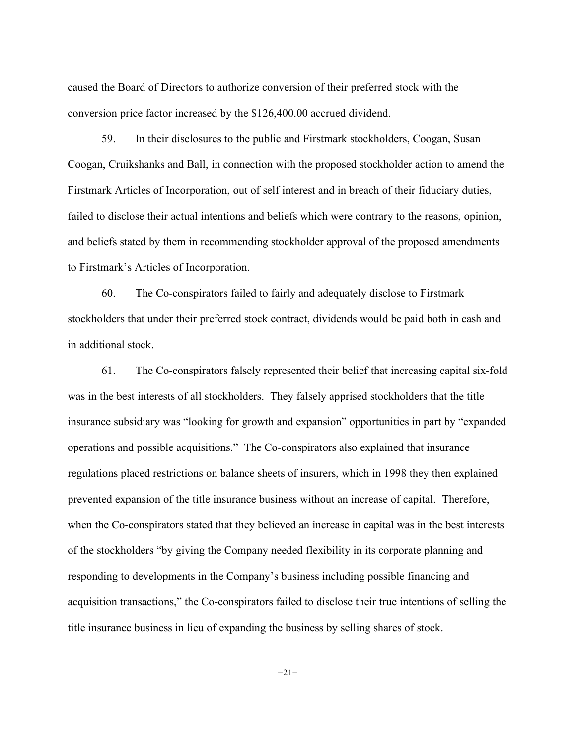caused the Board of Directors to authorize conversion of their preferred stock with the conversion price factor increased by the $126,400.00 accrued dividend.

59. In their disclosures to the public and Firstmark stockholders, Coogan, Susan Coogan, Cruikshanks and Ball, in connection with the proposed stockholder action to amend the Firstmark Articles of Incorporation, out of self interest and in breach of their fiduciary duties, failed to disclose their actual intentions and beliefs which were contrary to the reasons, opinion, and beliefs stated by them in recommending stockholder approval of the proposed amendments to Firstmark's Articles of Incorporation.

60. The Co-conspirators failed to fairly and adequately disclose to Firstmark stockholders that under their preferred stock contract, dividends would be paid both in cash and in additional stock.

61. The Co-conspirators falsely represented their belief that increasing capital six-fold was in the best interests of all stockholders. They falsely apprised stockholders that the title insurance subsidiary was "looking for growth and expansion" opportunities in part by "expanded operations and possible acquisitions." The Co-conspirators also explained that insurance regulations placed restrictions on balance sheets of insurers, which in 1998 they then explained prevented expansion of the title insurance business without an increase of capital. Therefore, when the Co-conspirators stated that they believed an increase in capital was in the best interests of the stockholders "by giving the Company needed flexibility in its corporate planning and responding to developments in the Company's business including possible financing and acquisition transactions," the Co-conspirators failed to disclose their true intentions of selling the title insurance business in lieu of expanding the business by selling shares of stock.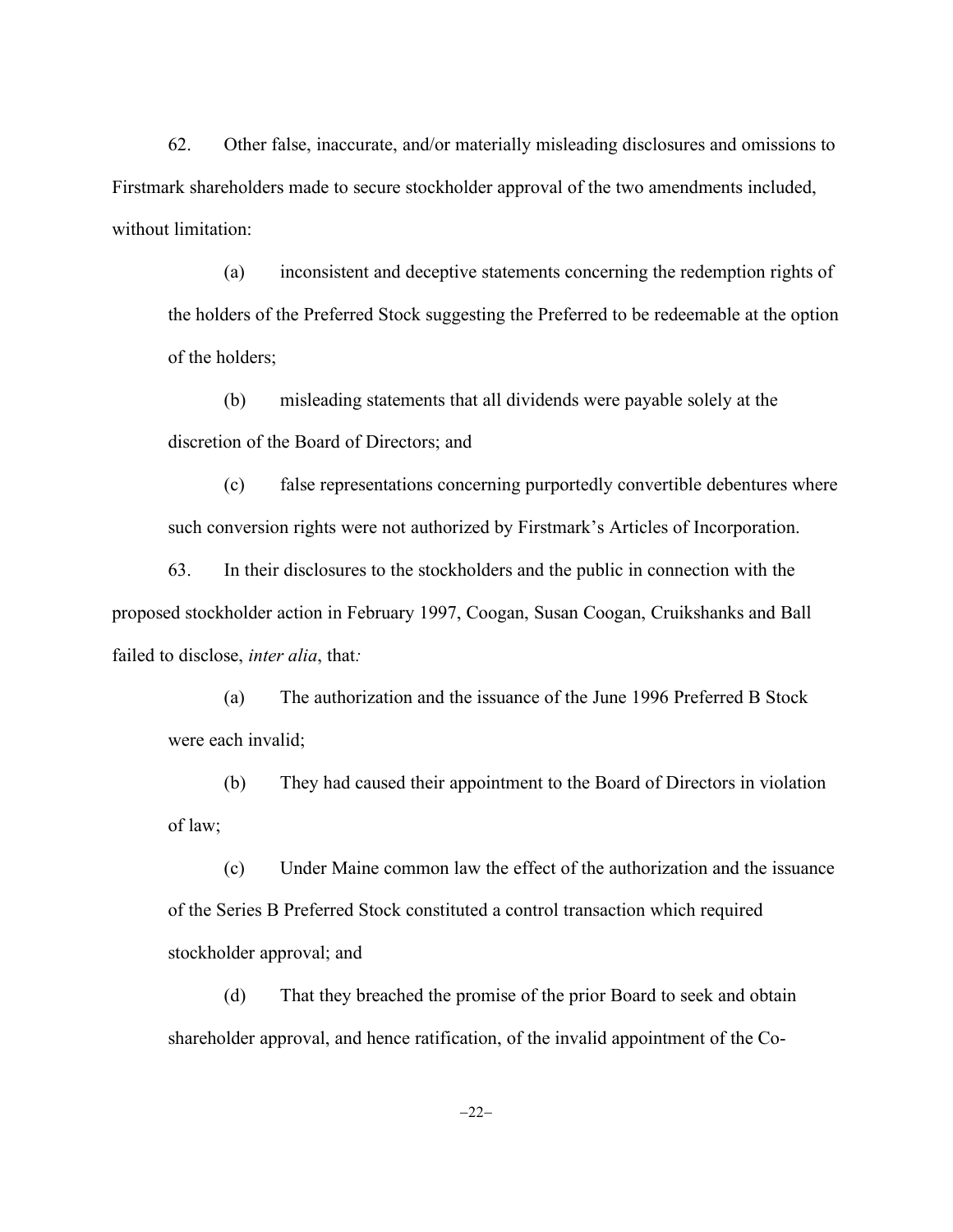62. Other false, inaccurate, and/or materially misleading disclosures and omissions to Firstmark shareholders made to secure stockholder approval of the two amendments included, without limitation:

(a) inconsistent and deceptive statements concerning the redemption rights of the holders of the Preferred Stock suggesting the Preferred to be redeemable at the option of the holders;

(b) misleading statements that all dividends were payable solely at the discretion of the Board of Directors; and

(c) false representations concerning purportedly convertible debentures where such conversion rights were not authorized by Firstmark's Articles of Incorporation.

63. In their disclosures to the stockholders and the public in connection with the proposed stockholder action in February 1997, Coogan, Susan Coogan, Cruikshanks and Ball failed to disclose, *inter alia*, that*:*

(a) The authorization and the issuance of the June 1996 Preferred B Stock were each invalid;

(b) They had caused their appointment to the Board of Directors in violation of law;

(c) Under Maine common law the effect of the authorization and the issuance of the Series B Preferred Stock constituted a control transaction which required stockholder approval; and

(d) That they breached the promise of the prior Board to seek and obtain shareholder approval, and hence ratification, of the invalid appointment of the Co-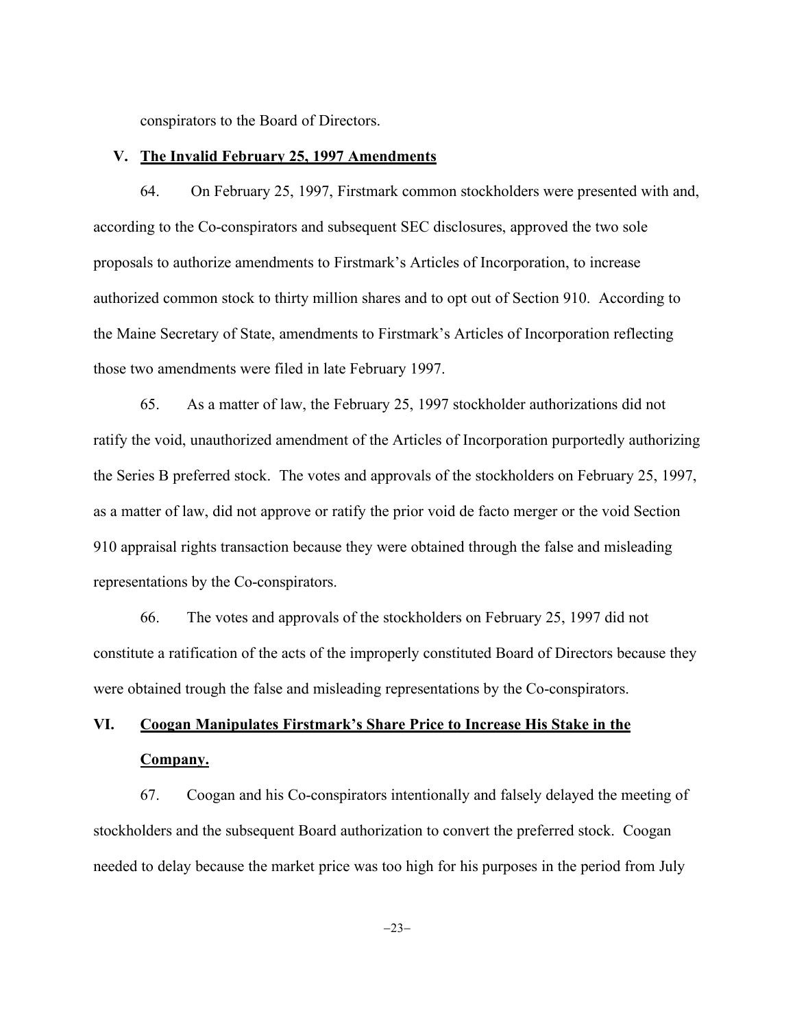conspirators to the Board of Directors.

## V. The Invalid February 25, 1997 Amendments

64. On February 25, 1997, Firstmark common stockholders were presented with and, according to the Co-conspirators and subsequent SEC disclosures, approved the two sole proposals to authorize amendments to Firstmark's Articles of Incorporation, to increase authorized common stock to thirty million shares and to opt out of Section 910. According to the Maine Secretary of State, amendments to Firstmark's Articles of Incorporation reflecting those two amendments were filed in late February 1997.

65. As a matter of law, the February 25, 1997 stockholder authorizations did not ratify the void, unauthorized amendment of the Articles of Incorporation purportedly authorizing the Series B preferred stock. The votes and approvals of the stockholders on February 25, 1997, as a matter of law, did not approve or ratify the prior void de facto merger or the void Section 910 appraisal rights transaction because they were obtained through the false and misleading representations by the Co-conspirators.

66. The votes and approvals of the stockholders on February 25, 1997 did not constitute a ratification of the acts of the improperly constituted Board of Directors because they were obtained trough the false and misleading representations by the Co-conspirators.

## VI. Coogan Manipulates Firstmark's Share Price to Increase His Stake in the Company.

67. Coogan and his Co-conspirators intentionally and falsely delayed the meeting of stockholders and the subsequent Board authorization to convert the preferred stock. Coogan needed to delay because the market price was too high for his purposes in the period from July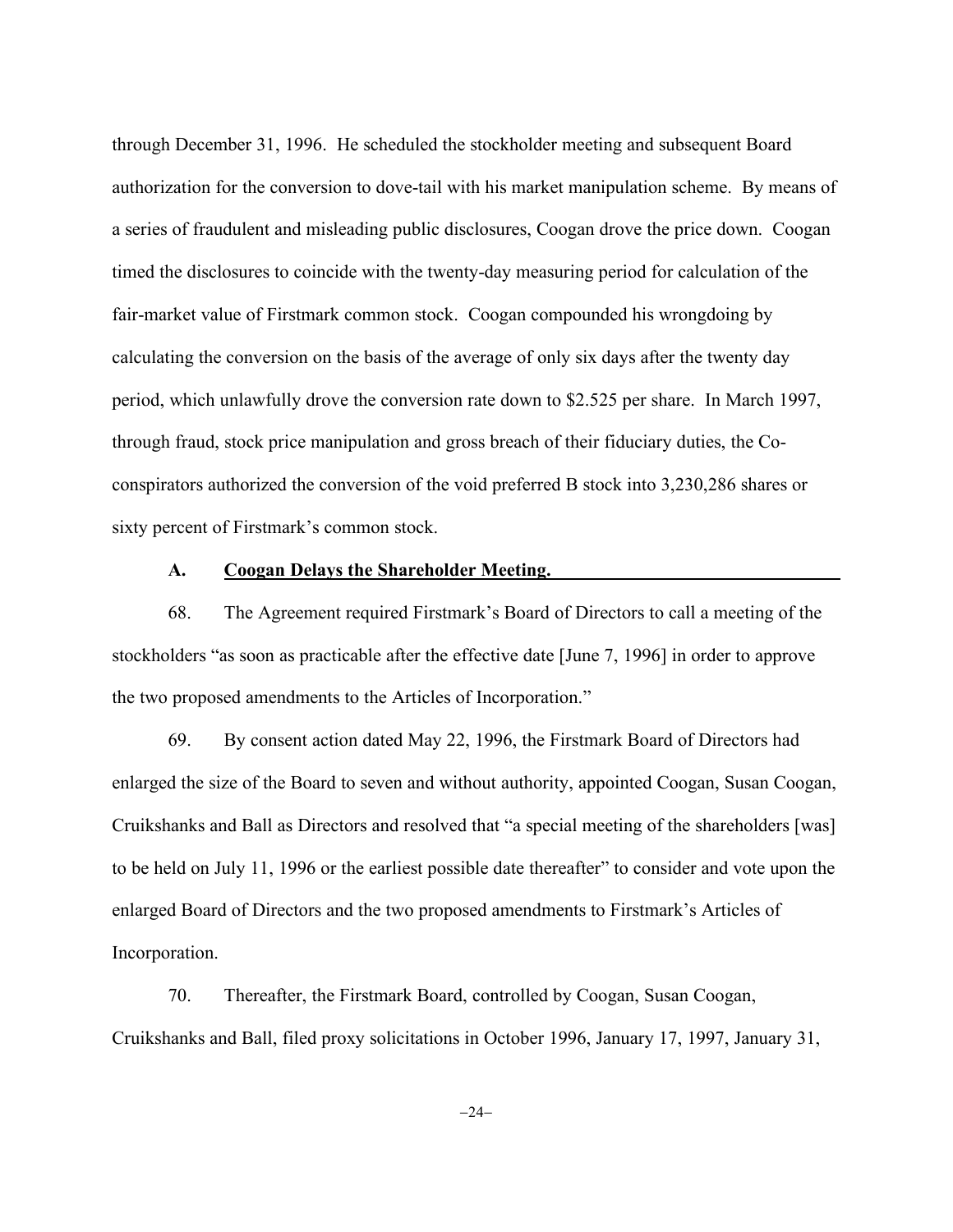through December 31, 1996. He scheduled the stockholder meeting and subsequent Board authorization for the conversion to dove-tail with his market manipulation scheme. By means of a series of fraudulent and misleading public disclosures, Coogan drove the price down. Coogan timed the disclosures to coincide with the twenty-day measuring period for calculation of the fair-market value of Firstmark common stock. Coogan compounded his wrongdoing by calculating the conversion on the basis of the average of only six days after the twenty day period, which unlawfully drove the conversion rate down to $2.525 per share. In March 1997, through fraud, stock price manipulation and gross breach of their fiduciary duties, the Co-conspirators authorized the conversion of the void preferred B stock into 3,230,286 shares or sixty percent of Firstmark's common stock.

### A. <u>Coogan Delays the Shareholder Meeting.</u>

68. The Agreement required Firstmark's Board of Directors to call a meeting of the stockholders "as soon as practicable after the effective date [June 7, 1996] in order to approve the two proposed amendments to the Articles of Incorporation."

69. By consent action dated May 22, 1996, the Firstmark Board of Directors had enlarged the size of the Board to seven and without authority, appointed Coogan, Susan Coogan, Cruikshanks and Ball as Directors and resolved that "a special meeting of the shareholders [was] to be held on July 11, 1996 or the earliest possible date thereafter" to consider and vote upon the enlarged Board of Directors and the two proposed amendments to Firstmark's Articles of Incorporation.

70. Thereafter, the Firstmark Board, controlled by Coogan, Susan Coogan, Cruikshanks and Ball, filed proxy solicitations in October 1996, January 17, 1997, January 31,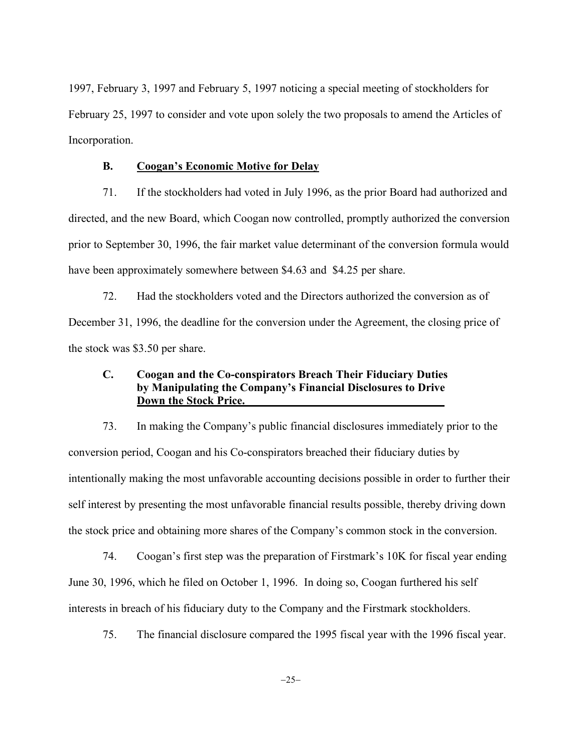1997, February 3, 1997 and February 5, 1997 noticing a special meeting of stockholders for February 25, 1997 to consider and vote upon solely the two proposals to amend the Articles of Incorporation.

### B. Coogan's Economic Motive for Delay

71. If the stockholders had voted in July 1996, as the prior Board had authorized and directed, and the new Board, which Coogan now controlled, promptly authorized the conversion prior to September 30, 1996, the fair market value determinant of the conversion formula would have been approximately somewhere between $4.63 and $4.25 per share.

72. Had the stockholders voted and the Directors authorized the conversion as of December 31, 1996, the deadline for the conversion under the Agreement, the closing price of the stock was $3.50 per share.

### C. Coogan and the Co-conspirators Breach Their Fiduciary Duties by Manipulating the Company's Financial Disclosures to Drive Down the Stock Price.

73. In making the Company's public financial disclosures immediately prior to the conversion period, Coogan and his Co-conspirators breached their fiduciary duties by intentionally making the most unfavorable accounting decisions possible in order to further their self interest by presenting the most unfavorable financial results possible, thereby driving down the stock price and obtaining more shares of the Company's common stock in the conversion.

74. Coogan's first step was the preparation of Firstmark's 10K for fiscal year ending June 30, 1996, which he filed on October 1, 1996. In doing so, Coogan furthered his self interests in breach of his fiduciary duty to the Company and the Firstmark stockholders.

75. The financial disclosure compared the 1995 fiscal year with the 1996 fiscal year.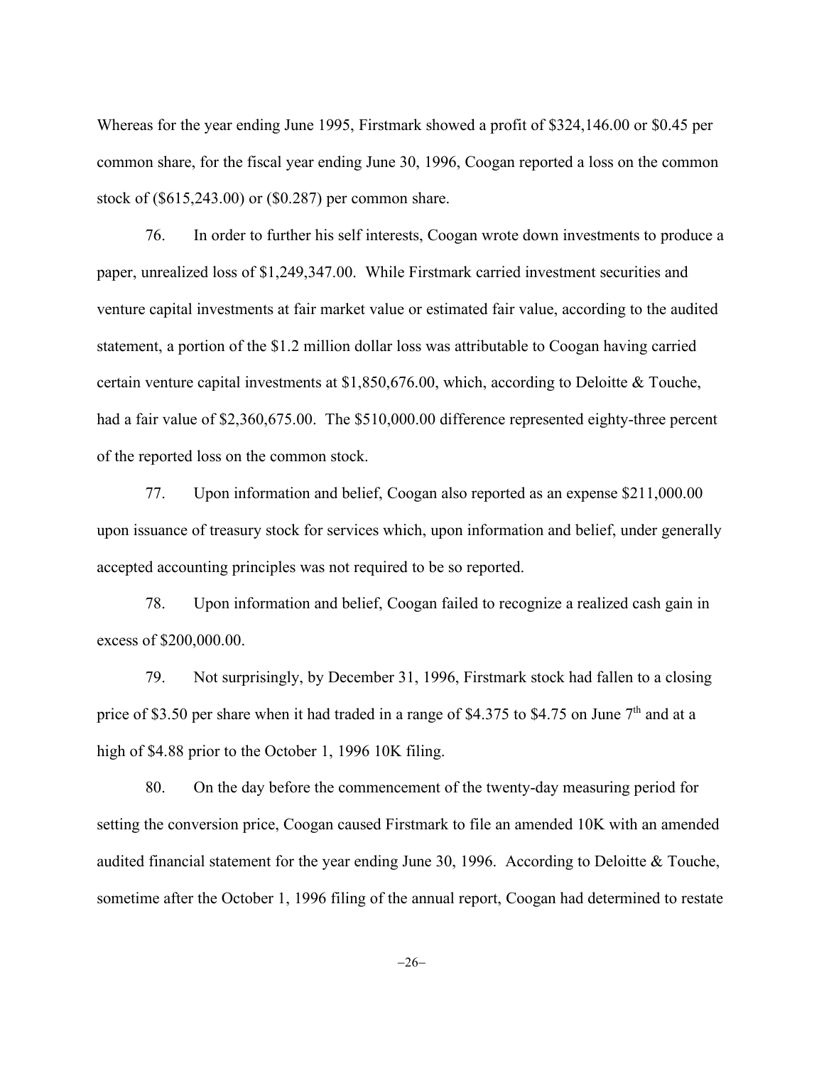Whereas for the year ending June 1995, Firstmark showed a profit of $324,146.00 or $0.45 per common share, for the fiscal year ending June 30, 1996, Coogan reported a loss on the common stock of ($615,243.00) or ($0.287) per common share.

76. In order to further his self interests, Coogan wrote down investments to produce a paper, unrealized loss of $1,249,347.00. While Firstmark carried investment securities and venture capital investments at fair market value or estimated fair value, according to the audited statement, a portion of the $1.2 million dollar loss was attributable to Coogan having carried certain venture capital investments at $1,850,676.00, which, according to Deloitte & Touche, had a fair value of $2,360,675.00. The $510,000.00 difference represented eighty-three percent of the reported loss on the common stock.

77. Upon information and belief, Coogan also reported as an expense $211,000.00 upon issuance of treasury stock for services which, upon information and belief, under generally accepted accounting principles was not required to be so reported.

78. Upon information and belief, Coogan failed to recognize a realized cash gain in excess of $200,000.00.

79. Not surprisingly, by December 31, 1996, Firstmark stock had fallen to a closing price of $3.50 per share when it had traded in a range of $4.375 to $4.75 on June 7th and at a high of $4.88 prior to the October 1, 1996 10K filing.

80. On the day before the commencement of the twenty-day measuring period for setting the conversion price, Coogan caused Firstmark to file an amended 10K with an amended audited financial statement for the year ending June 30, 1996. According to Deloitte & Touche, sometime after the October 1, 1996 filing of the annual report, Coogan had determined to restate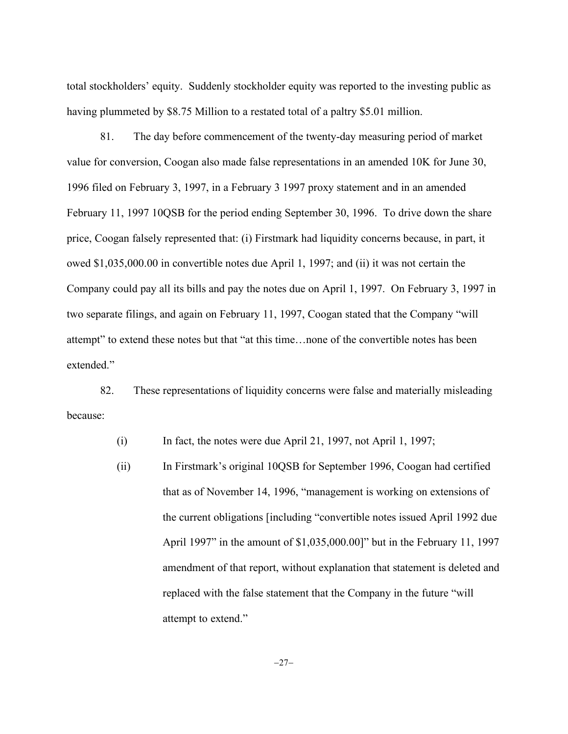total stockholders' equity. Suddenly stockholder equity was reported to the investing public as having plummeted by $8.75 Million to a restated total of a paltry $5.01 million.

81. The day before commencement of the twenty-day measuring period of market value for conversion, Coogan also made false representations in an amended 10K for June 30, 1996 filed on February 3, 1997, in a February 3 1997 proxy statement and in an amended February 11, 1997 10QSB for the period ending September 30, 1996. To drive down the share price, Coogan falsely represented that: (i) Firstmark had liquidity concerns because, in part, it owed $1,035,000.00 in convertible notes due April 1, 1997; and (ii) it was not certain the Company could pay all its bills and pay the notes due on April 1, 1997. On February 3, 1997 in two separate filings, and again on February 11, 1997, Coogan stated that the Company "will attempt" to extend these notes but that "at this time…none of the convertible notes has been extended."

82. These representations of liquidity concerns were false and materially misleading because:

(i) In fact, the notes were due April 21, 1997, not April 1, 1997;

(ii) In Firstmark's original 10QSB for September 1996, Coogan had certified that as of November 14, 1996, "management is working on extensions of the current obligations [including "convertible notes issued April 1992 due April 1997" in the amount of $1,035,000.00]" but in the February 11, 1997 amendment of that report, without explanation that statement is deleted and replaced with the false statement that the Company in the future "will attempt to extend."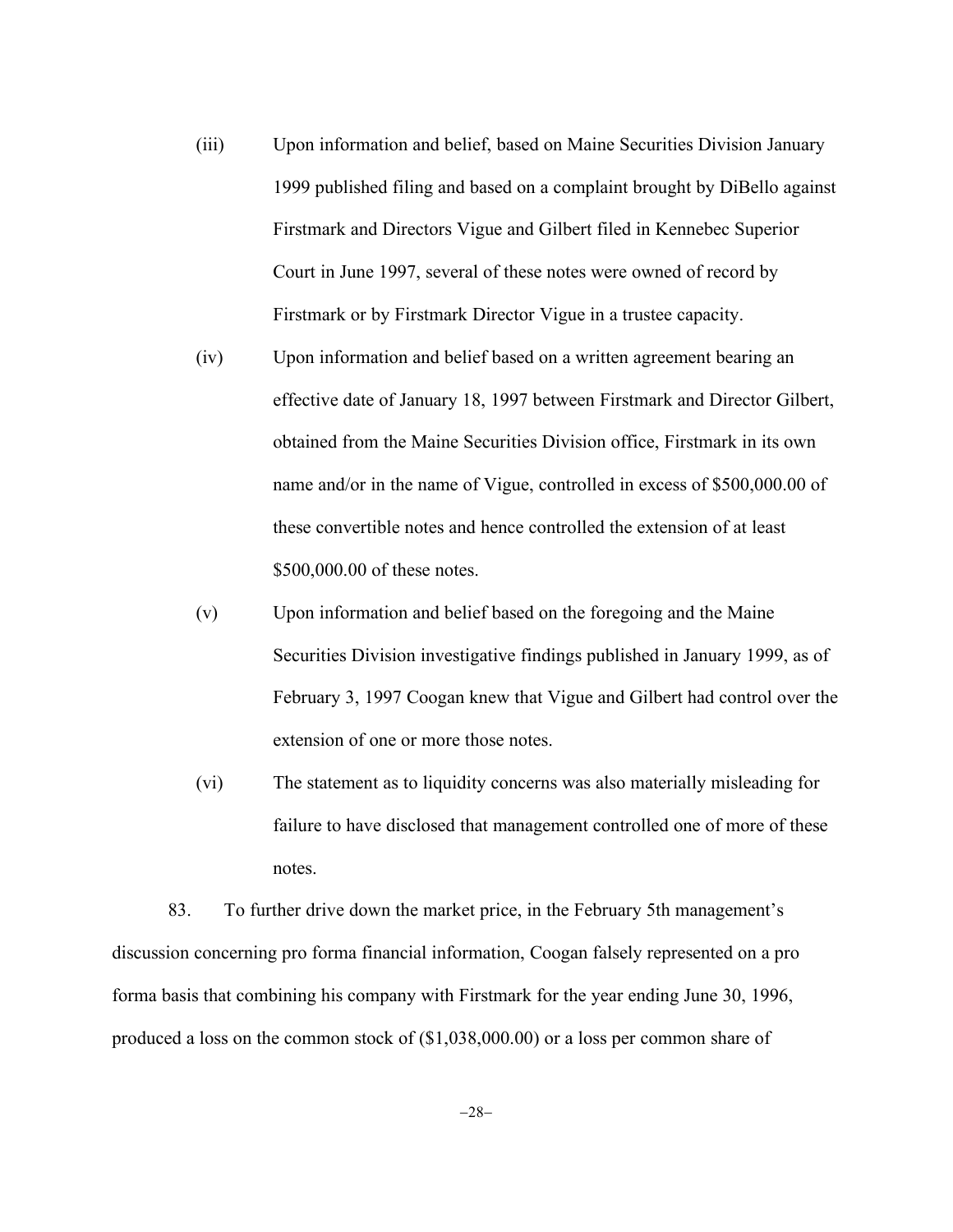(iii) Upon information and belief, based on Maine Securities Division January 1999 published filing and based on a complaint brought by DiBello against Firstmark and Directors Vigue and Gilbert filed in Kennebec Superior Court in June 1997, several of these notes were owned of record by Firstmark or by Firstmark Director Vigue in a trustee capacity.

(iv) Upon information and belief based on a written agreement bearing an effective date of January 18, 1997 between Firstmark and Director Gilbert, obtained from the Maine Securities Division office, Firstmark in its own name and/or in the name of Vigue, controlled in excess of $500,000.00 of these convertible notes and hence controlled the extension of at least $500,000.00 of these notes.

(v) Upon information and belief based on the foregoing and the Maine Securities Division investigative findings published in January 1999, as of February 3, 1997 Coogan knew that Vigue and Gilbert had control over the extension of one or more those notes.

(vi) The statement as to liquidity concerns was also materially misleading for failure to have disclosed that management controlled one of more of these notes.

83. To further drive down the market price, in the February 5th management's discussion concerning pro forma financial information, Coogan falsely represented on a pro forma basis that combining his company with Firstmark for the year ending June 30, 1996, produced a loss on the common stock of ($1,038,000.00) or a loss per common share of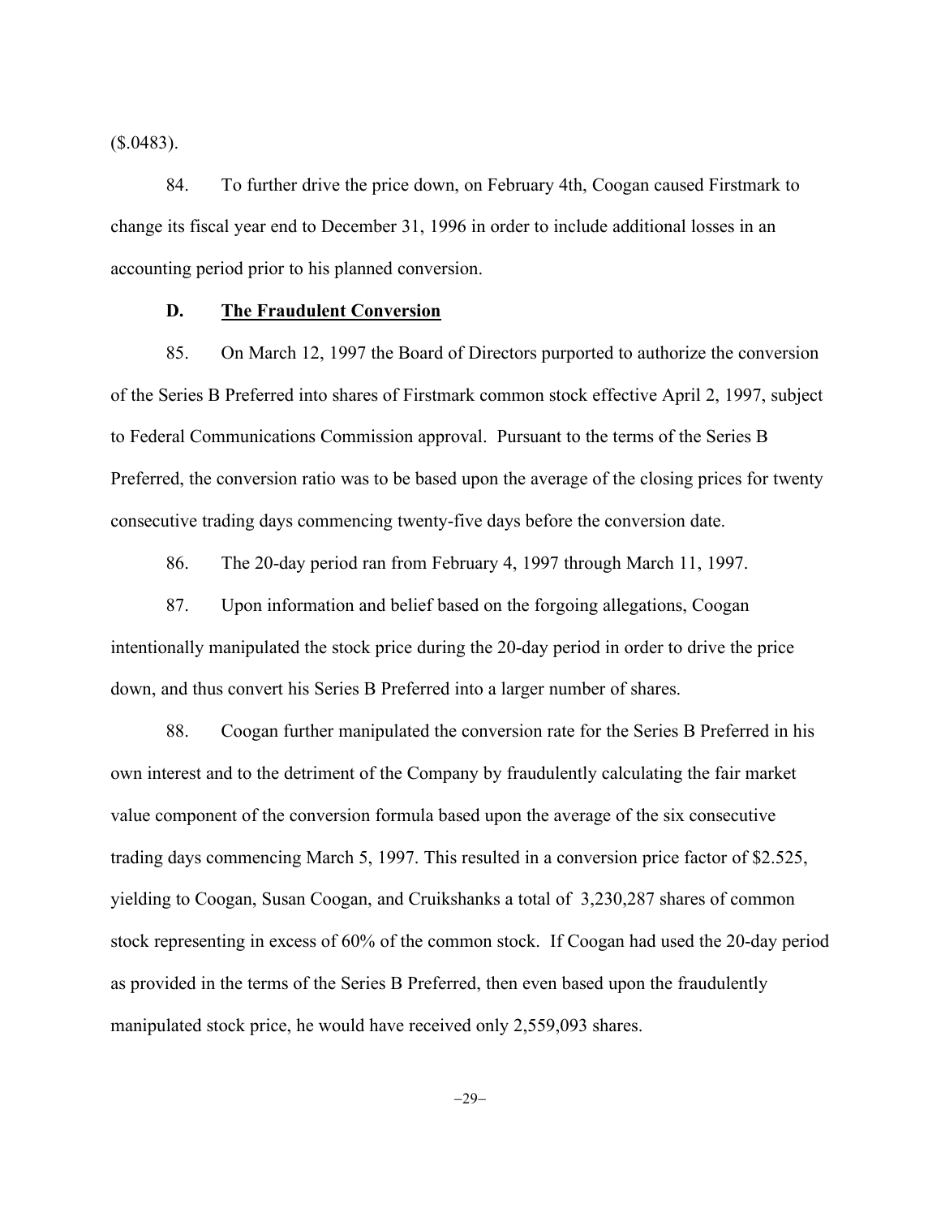($.0483).

84. To further drive the price down, on February 4th, Coogan caused Firstmark to change its fiscal year end to December 31, 1996 in order to include additional losses in an accounting period prior to his planned conversion.

### D. <u>The Fraudulent Conversion</u>

85. On March 12, 1997 the Board of Directors purported to authorize the conversion of the Series B Preferred into shares of Firstmark common stock effective April 2, 1997, subject to Federal Communications Commission approval. Pursuant to the terms of the Series B Preferred, the conversion ratio was to be based upon the average of the closing prices for twenty consecutive trading days commencing twenty-five days before the conversion date.

86. The 20-day period ran from February 4, 1997 through March 11, 1997.

87. Upon information and belief based on the forgoing allegations, Coogan intentionally manipulated the stock price during the 20-day period in order to drive the price down, and thus convert his Series B Preferred into a larger number of shares.

88. Coogan further manipulated the conversion rate for the Series B Preferred in his own interest and to the detriment of the Company by fraudulently calculating the fair market value component of the conversion formula based upon the average of the six consecutive trading days commencing March 5, 1997. This resulted in a conversion price factor of $2.525, yielding to Coogan, Susan Coogan, and Cruikshanks a total of 3,230,287 shares of common stock representing in excess of 60% of the common stock. If Coogan had used the 20-day period as provided in the terms of the Series B Preferred, then even based upon the fraudulently manipulated stock price, he would have received only 2,559,093 shares.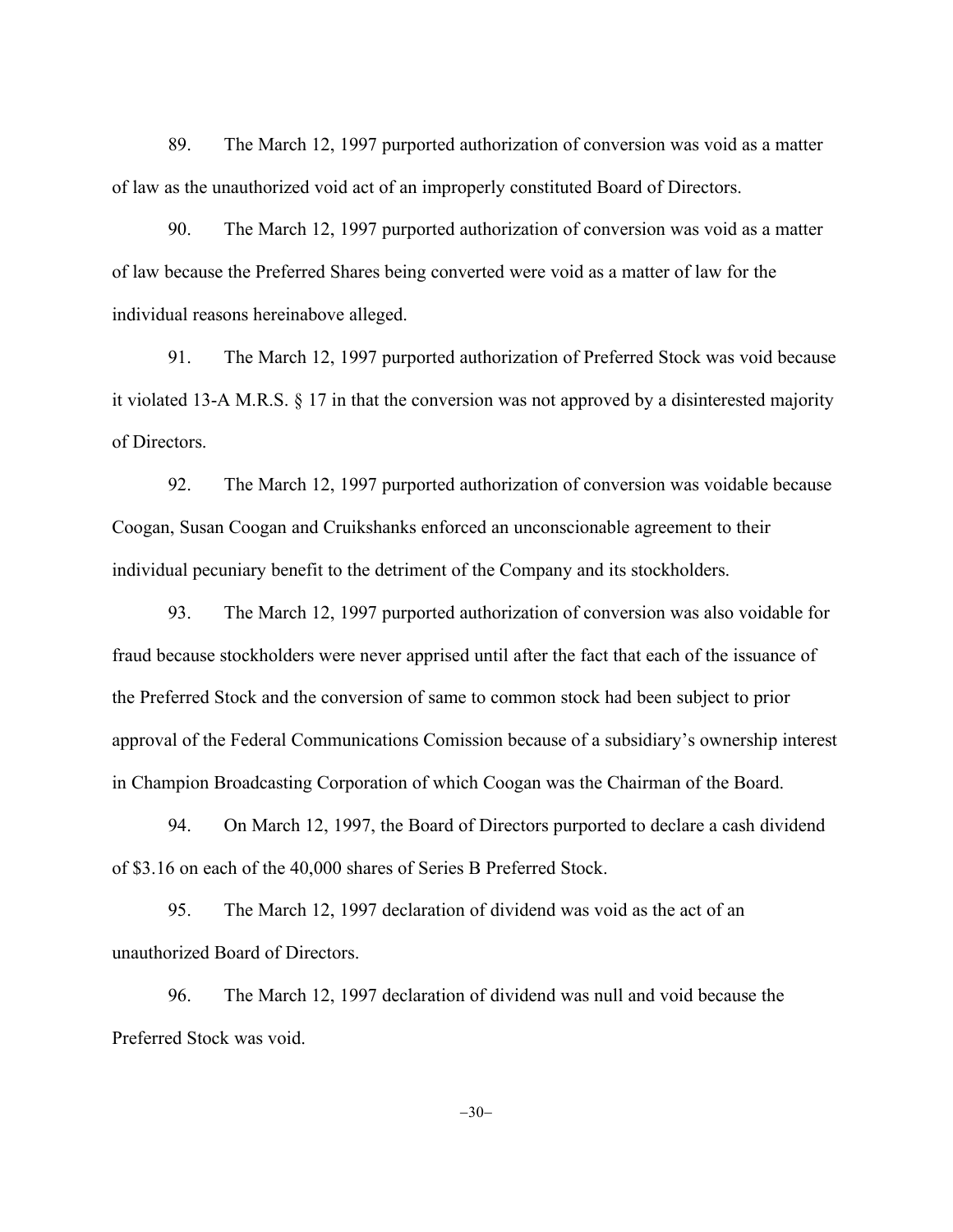89. The March 12, 1997 purported authorization of conversion was void as a matter of law as the unauthorized void act of an improperly constituted Board of Directors.

90. The March 12, 1997 purported authorization of conversion was void as a matter of law because the Preferred Shares being converted were void as a matter of law for the individual reasons hereinabove alleged.

91. The March 12, 1997 purported authorization of Preferred Stock was void because it violated 13-A M.R.S. § 17 in that the conversion was not approved by a disinterested majority of Directors.

92. The March 12, 1997 purported authorization of conversion was voidable because Coogan, Susan Coogan and Cruikshanks enforced an unconscionable agreement to their individual pecuniary benefit to the detriment of the Company and its stockholders.

93. The March 12, 1997 purported authorization of conversion was also voidable for fraud because stockholders were never apprised until after the fact that each of the issuance of the Preferred Stock and the conversion of same to common stock had been subject to prior approval of the Federal Communications Comission because of a subsidiary's ownership interest in Champion Broadcasting Corporation of which Coogan was the Chairman of the Board.

94. On March 12, 1997, the Board of Directors purported to declare a cash dividend of $3.16 on each of the 40,000 shares of Series B Preferred Stock.

95. The March 12, 1997 declaration of dividend was void as the act of an unauthorized Board of Directors.

96. The March 12, 1997 declaration of dividend was null and void because the Preferred Stock was void.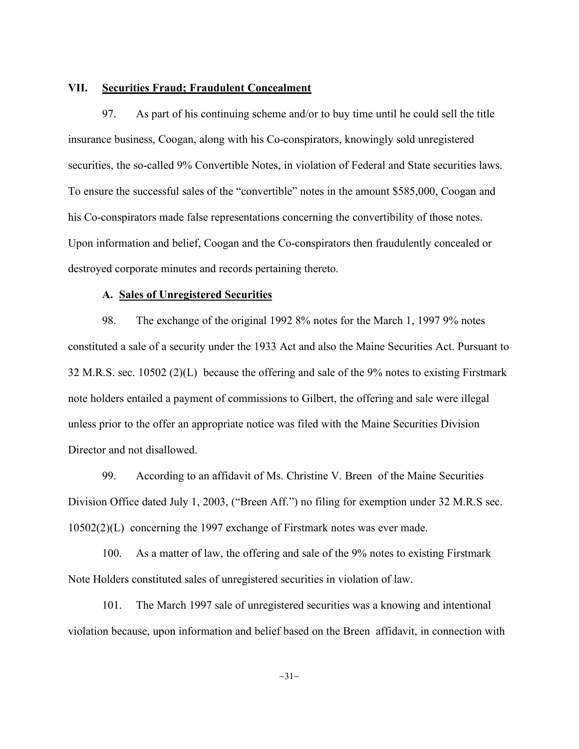## VII. **Securities Fraud; Fraudulent Concealment**

97. As part of his continuing scheme and/or to buy time until he could sell the title insurance business, Coogan, along with his Co-conspirators, knowingly sold unregistered securities, the so-called 9% Convertible Notes, in violation of Federal and State securities laws. To ensure the successful sales of the "convertible" notes in the amount $585,000, Coogan and his Co-conspirators made false representations concerning the convertibility of those notes. Upon information and belief, Coogan and the Co-conspirators then fraudulently concealed or destroyed corporate minutes and records pertaining thereto.

### A. **Sales of Unregistered Securities**

98. The exchange of the original 1992 8% notes for the March 1, 1997 9% notes constituted a sale of a security under the 1933 Act and also the Maine Securities Act. Pursuant to 32 M.R.S. sec. 10502 (2)(L) because the offering and sale of the 9% notes to existing Firstmark note holders entailed a payment of commissions to Gilbert, the offering and sale were illegal unless prior to the offer an appropriate notice was filed with the Maine Securities Division Director and not disallowed.

99. According to an affidavit of Ms. Christine V. Breen of the Maine Securities Division Office dated July 1, 2003, ("Breen Aff.") no filing for exemption under 32 M.R.S sec. 10502(2)(L) concerning the 1997 exchange of Firstmark notes was ever made.

100. As a matter of law, the offering and sale of the 9% notes to existing Firstmark Note Holders constituted sales of unregistered securities in violation of law.

101. The March 1997 sale of unregistered securities was a knowing and intentional violation because, upon information and belief based on the Breen affidavit, in connection with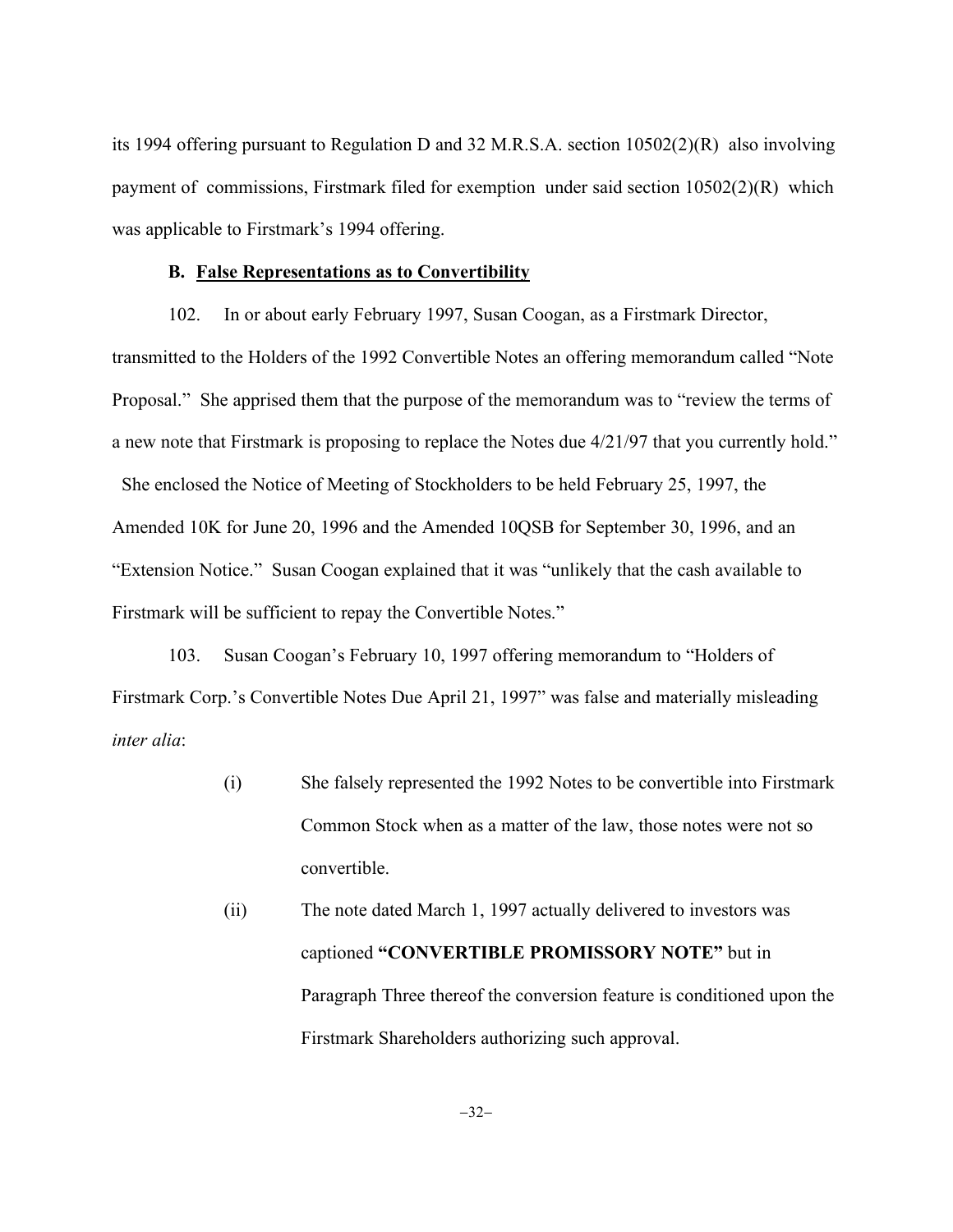its 1994 offering pursuant to Regulation D and 32 M.R.S.A. section 10502(2)(R) also involving payment of commissions, Firstmark filed for exemption under said section 10502(2)(R) which was applicable to Firstmark's 1994 offering.

**B. False Representations as to Convertibility**

102. In or about early February 1997, Susan Coogan, as a Firstmark Director, transmitted to the Holders of the 1992 Convertible Notes an offering memorandum called "Note Proposal." She apprised them that the purpose of the memorandum was to "review the terms of a new note that Firstmark is proposing to replace the Notes due 4/21/97 that you currently hold." She enclosed the Notice of Meeting of Stockholders to be held February 25, 1997, the Amended 10K for June 20, 1996 and the Amended 10QSB for September 30, 1996, and an "Extension Notice." Susan Coogan explained that it was "unlikely that the cash available to Firstmark will be sufficient to repay the Convertible Notes."

103. Susan Coogan's February 10, 1997 offering memorandum to "Holders of Firstmark Corp.'s Convertible Notes Due April 21, 1997" was false and materially misleading *inter alia*:

(i) She falsely represented the 1992 Notes to be convertible into Firstmark Common Stock when as a matter of the law, those notes were not so convertible.

(ii) The note dated March 1, 1997 actually delivered to investors was captioned **"CONVERTIBLE PROMISSORY NOTE"** but in Paragraph Three thereof the conversion feature is conditioned upon the Firstmark Shareholders authorizing such approval.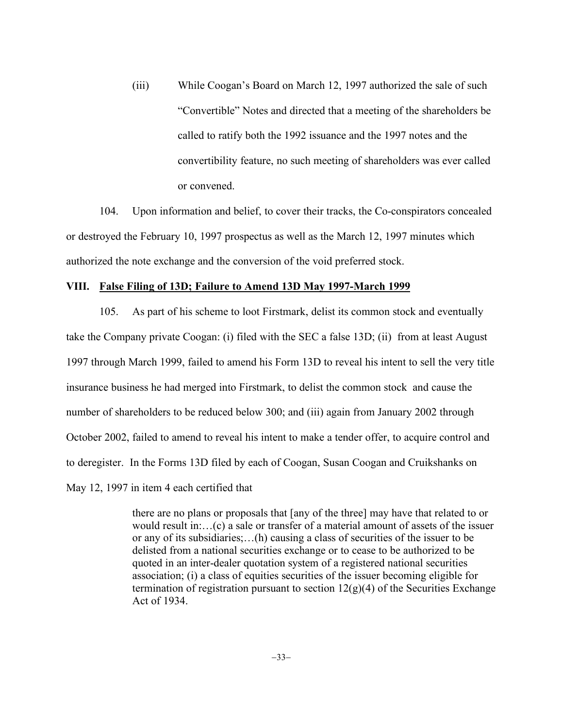(iii) While Coogan's Board on March 12, 1997 authorized the sale of such "Convertible" Notes and directed that a meeting of the shareholders be called to ratify both the 1992 issuance and the 1997 notes and the convertibility feature, no such meeting of shareholders was ever called or convened.

104. Upon information and belief, to cover their tracks, the Co-conspirators concealed or destroyed the February 10, 1997 prospectus as well as the March 12, 1997 minutes which authorized the note exchange and the conversion of the void preferred stock.

## VIII. <u>False Filing of 13D; Failure to Amend 13D May 1997-March 1999</u>

105. As part of his scheme to loot Firstmark, delist its common stock and eventually take the Company private Coogan: (i) filed with the SEC a false 13D; (ii) from at least August 1997 through March 1999, failed to amend his Form 13D to reveal his intent to sell the very title insurance business he had merged into Firstmark, to delist the common stock and cause the number of shareholders to be reduced below 300; and (iii) again from January 2002 through October 2002, failed to amend to reveal his intent to make a tender offer, to acquire control and to deregister. In the Forms 13D filed by each of Coogan, Susan Coogan and Cruikshanks on May 12, 1997 in item 4 each certified that

> there are no plans or proposals that [any of the three] may have that related to or would result in:…(c) a sale or transfer of a material amount of assets of the issuer or any of its subsidiaries;…(h) causing a class of securities of the issuer to be delisted from a national securities exchange or to cease to be authorized to be quoted in an inter-dealer quotation system of a registered national securities association; (i) a class of equities securities of the issuer becoming eligible for termination of registration pursuant to section 12(g)(4) of the Securities Exchange Act of 1934.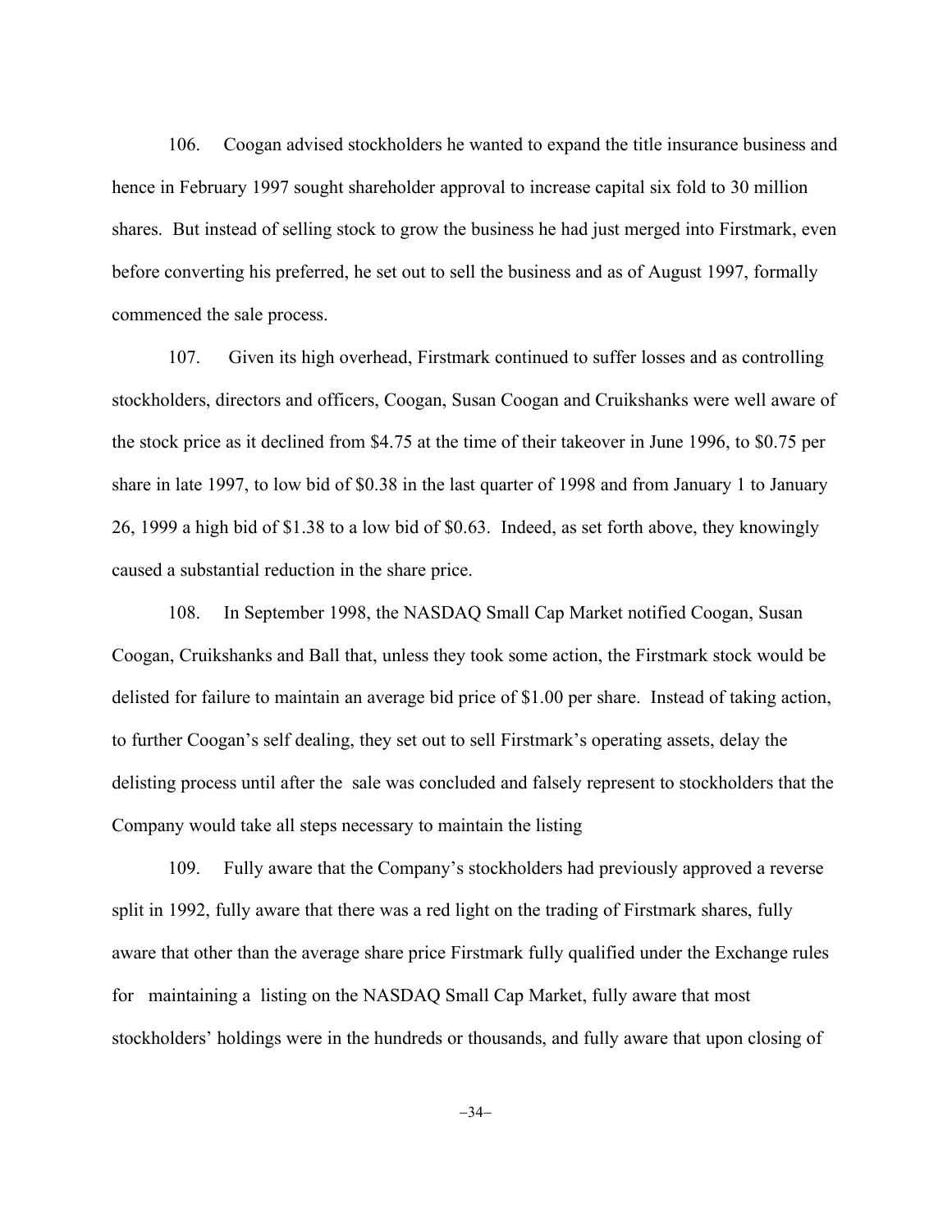106. Coogan advised stockholders he wanted to expand the title insurance business and hence in February 1997 sought shareholder approval to increase capital six fold to 30 million shares. But instead of selling stock to grow the business he had just merged into Firstmark, even before converting his preferred, he set out to sell the business and as of August 1997, formally commenced the sale process.

107. Given its high overhead, Firstmark continued to suffer losses and as controlling stockholders, directors and officers, Coogan, Susan Coogan and Cruikshanks were well aware of the stock price as it declined from $4.75 at the time of their takeover in June 1996, to $0.75 per share in late 1997, to low bid of $0.38 in the last quarter of 1998 and from January 1 to January 26, 1999 a high bid of $1.38 to a low bid of $0.63. Indeed, as set forth above, they knowingly caused a substantial reduction in the share price.

108. In September 1998, the NASDAQ Small Cap Market notified Coogan, Susan Coogan, Cruikshanks and Ball that, unless they took some action, the Firstmark stock would be delisted for failure to maintain an average bid price of $1.00 per share. Instead of taking action, to further Coogan's self dealing, they set out to sell Firstmark's operating assets, delay the delisting process until after the sale was concluded and falsely represent to stockholders that the Company would take all steps necessary to maintain the listing

109. Fully aware that the Company's stockholders had previously approved a reverse split in 1992, fully aware that there was a red light on the trading of Firstmark shares, fully aware that other than the average share price Firstmark fully qualified under the Exchange rules for maintaining a listing on the NASDAQ Small Cap Market, fully aware that most stockholders' holdings were in the hundreds or thousands, and fully aware that upon closing of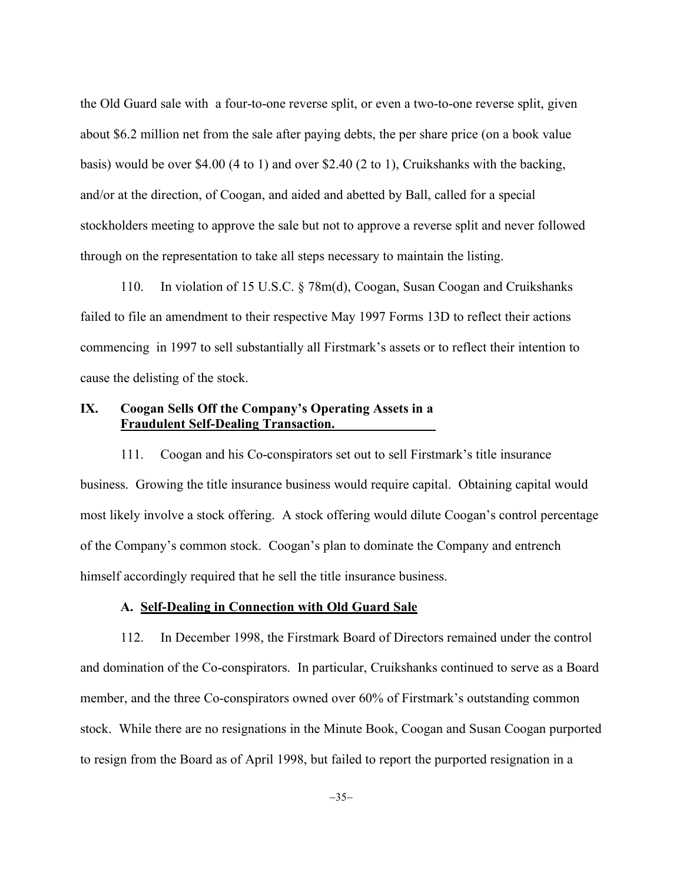the Old Guard sale with a four-to-one reverse split, or even a two-to-one reverse split, given about $6.2 million net from the sale after paying debts, the per share price (on a book value basis) would be over $4.00 (4 to 1) and over $2.40 (2 to 1), Cruikshanks with the backing, and/or at the direction, of Coogan, and aided and abetted by Ball, called for a special stockholders meeting to approve the sale but not to approve a reverse split and never followed through on the representation to take all steps necessary to maintain the listing.

110. In violation of 15 U.S.C. § 78m(d), Coogan, Susan Coogan and Cruikshanks failed to file an amendment to their respective May 1997 Forms 13D to reflect their actions commencing in 1997 to sell substantially all Firstmark's assets or to reflect their intention to cause the delisting of the stock.

## IX. Coogan Sells Off the Company's Operating Assets in a Fraudulent Self-Dealing Transaction.

111. Coogan and his Co-conspirators set out to sell Firstmark's title insurance business. Growing the title insurance business would require capital. Obtaining capital would most likely involve a stock offering. A stock offering would dilute Coogan's control percentage of the Company's common stock. Coogan's plan to dominate the Company and entrench himself accordingly required that he sell the title insurance business.

### A. Self-Dealing in Connection with Old Guard Sale

112. In December 1998, the Firstmark Board of Directors remained under the control and domination of the Co-conspirators. In particular, Cruikshanks continued to serve as a Board member, and the three Co-conspirators owned over 60% of Firstmark's outstanding common stock. While there are no resignations in the Minute Book, Coogan and Susan Coogan purported to resign from the Board as of April 1998, but failed to report the purported resignation in a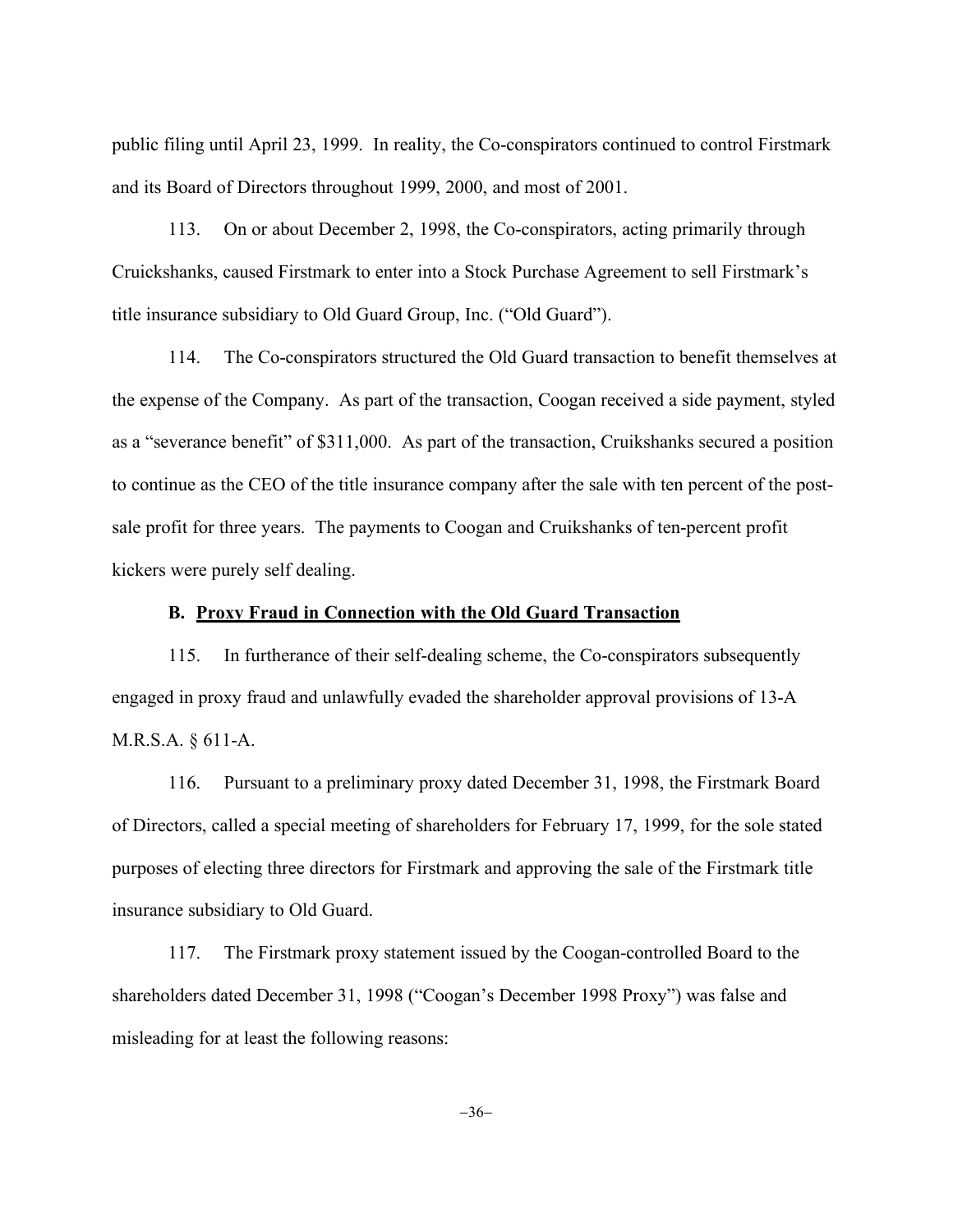public filing until April 23, 1999. In reality, the Co-conspirators continued to control Firstmark and its Board of Directors throughout 1999, 2000, and most of 2001.

113. On or about December 2, 1998, the Co-conspirators, acting primarily through Cruickshanks, caused Firstmark to enter into a Stock Purchase Agreement to sell Firstmark's title insurance subsidiary to Old Guard Group, Inc. ("Old Guard").

114. The Co-conspirators structured the Old Guard transaction to benefit themselves at the expense of the Company. As part of the transaction, Coogan received a side payment, styled as a "severance benefit" of $311,000. As part of the transaction, Cruikshanks secured a position to continue as the CEO of the title insurance company after the sale with ten percent of the post-sale profit for three years. The payments to Coogan and Cruikshanks of ten-percent profit kickers were purely self dealing.

### B. Proxy Fraud in Connection with the Old Guard Transaction

115. In furtherance of their self-dealing scheme, the Co-conspirators subsequently engaged in proxy fraud and unlawfully evaded the shareholder approval provisions of 13-A M.R.S.A. § 611-A.

116. Pursuant to a preliminary proxy dated December 31, 1998, the Firstmark Board of Directors, called a special meeting of shareholders for February 17, 1999, for the sole stated purposes of electing three directors for Firstmark and approving the sale of the Firstmark title insurance subsidiary to Old Guard.

117. The Firstmark proxy statement issued by the Coogan-controlled Board to the shareholders dated December 31, 1998 ("Coogan's December 1998 Proxy") was false and misleading for at least the following reasons: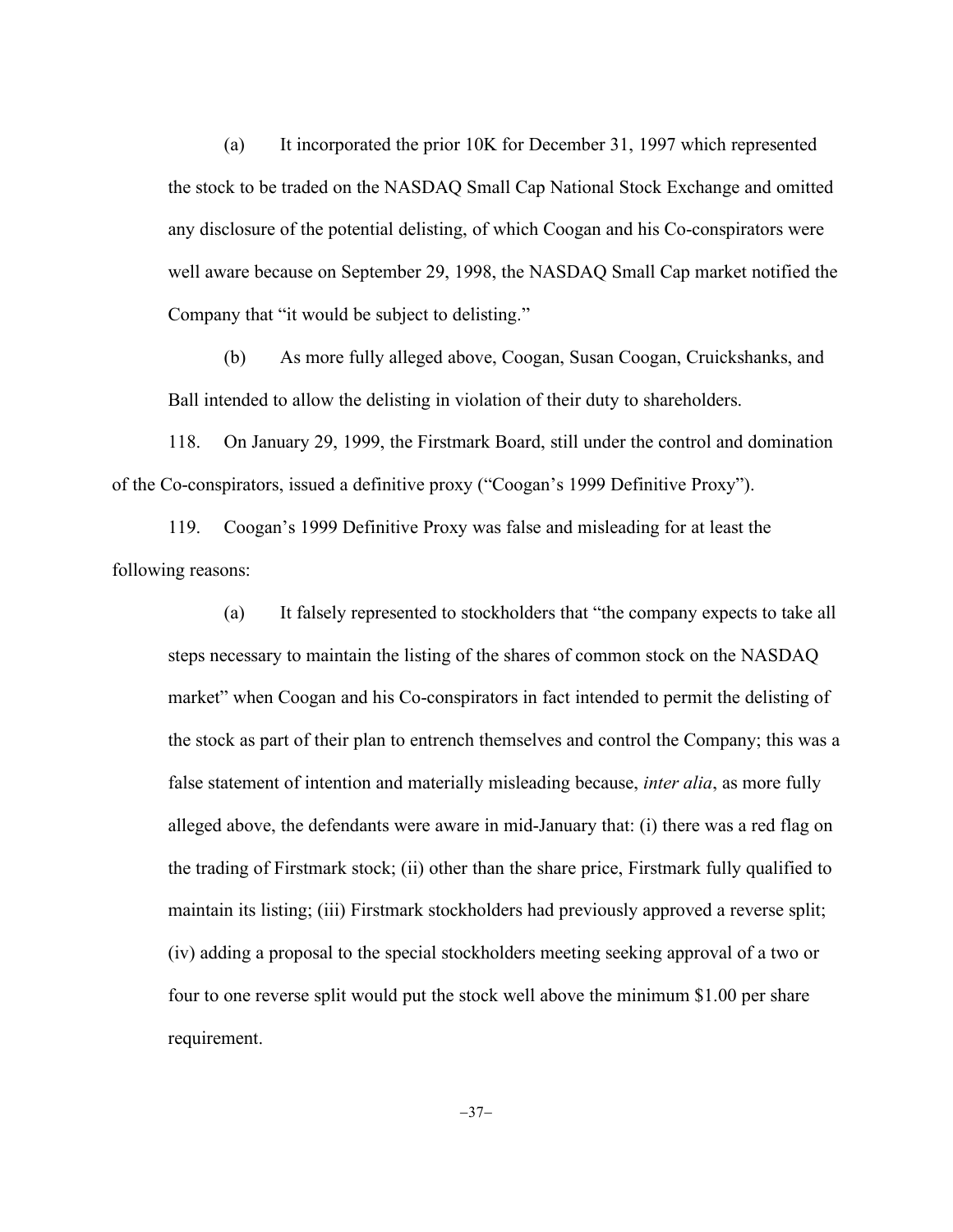(a) It incorporated the prior 10K for December 31, 1997 which represented the stock to be traded on the NASDAQ Small Cap National Stock Exchange and omitted any disclosure of the potential delisting, of which Coogan and his Co-conspirators were well aware because on September 29, 1998, the NASDAQ Small Cap market notified the Company that "it would be subject to delisting."

(b) As more fully alleged above, Coogan, Susan Coogan, Cruickshanks, and Ball intended to allow the delisting in violation of their duty to shareholders.

118. On January 29, 1999, the Firstmark Board, still under the control and domination of the Co-conspirators, issued a definitive proxy ("Coogan's 1999 Definitive Proxy").

119. Coogan's 1999 Definitive Proxy was false and misleading for at least the following reasons:

(a) It falsely represented to stockholders that "the company expects to take all steps necessary to maintain the listing of the shares of common stock on the NASDAQ market" when Coogan and his Co-conspirators in fact intended to permit the delisting of the stock as part of their plan to entrench themselves and control the Company; this was a false statement of intention and materially misleading because, *inter alia*, as more fully alleged above, the defendants were aware in mid-January that: (i) there was a red flag on the trading of Firstmark stock; (ii) other than the share price, Firstmark fully qualified to maintain its listing; (iii) Firstmark stockholders had previously approved a reverse split; (iv) adding a proposal to the special stockholders meeting seeking approval of a two or four to one reverse split would put the stock well above the minimum $1.00 per share requirement.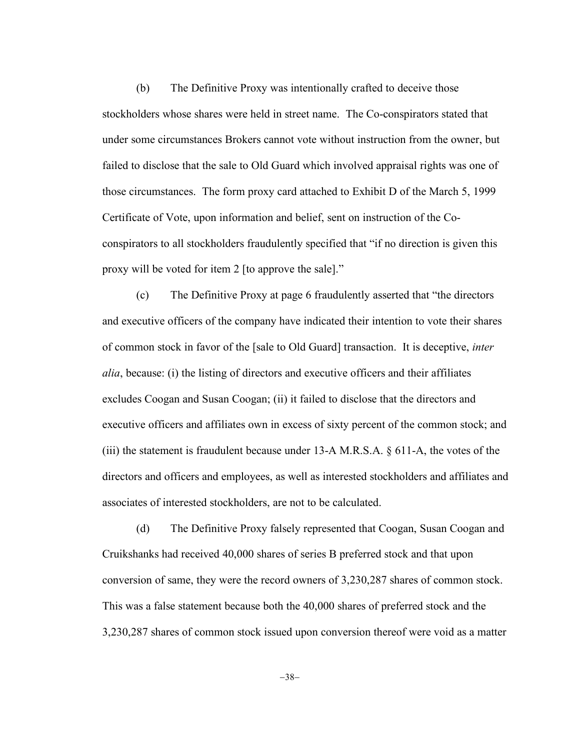(b) The Definitive Proxy was intentionally crafted to deceive those stockholders whose shares were held in street name. The Co-conspirators stated that under some circumstances Brokers cannot vote without instruction from the owner, but failed to disclose that the sale to Old Guard which involved appraisal rights was one of those circumstances. The form proxy card attached to Exhibit D of the March 5, 1999 Certificate of Vote, upon information and belief, sent on instruction of the Co-conspirators to all stockholders fraudulently specified that "if no direction is given this proxy will be voted for item 2 [to approve the sale]."

(c) The Definitive Proxy at page 6 fraudulently asserted that "the directors and executive officers of the company have indicated their intention to vote their shares of common stock in favor of the [sale to Old Guard] transaction. It is deceptive, *inter alia*, because: (i) the listing of directors and executive officers and their affiliates excludes Coogan and Susan Coogan; (ii) it failed to disclose that the directors and executive officers and affiliates own in excess of sixty percent of the common stock; and (iii) the statement is fraudulent because under 13-A M.R.S.A. § 611-A, the votes of the directors and officers and employees, as well as interested stockholders and affiliates and associates of interested stockholders, are not to be calculated.

(d) The Definitive Proxy falsely represented that Coogan, Susan Coogan and Cruikshanks had received 40,000 shares of series B preferred stock and that upon conversion of same, they were the record owners of 3,230,287 shares of common stock. This was a false statement because both the 40,000 shares of preferred stock and the 3,230,287 shares of common stock issued upon conversion thereof were void as a matter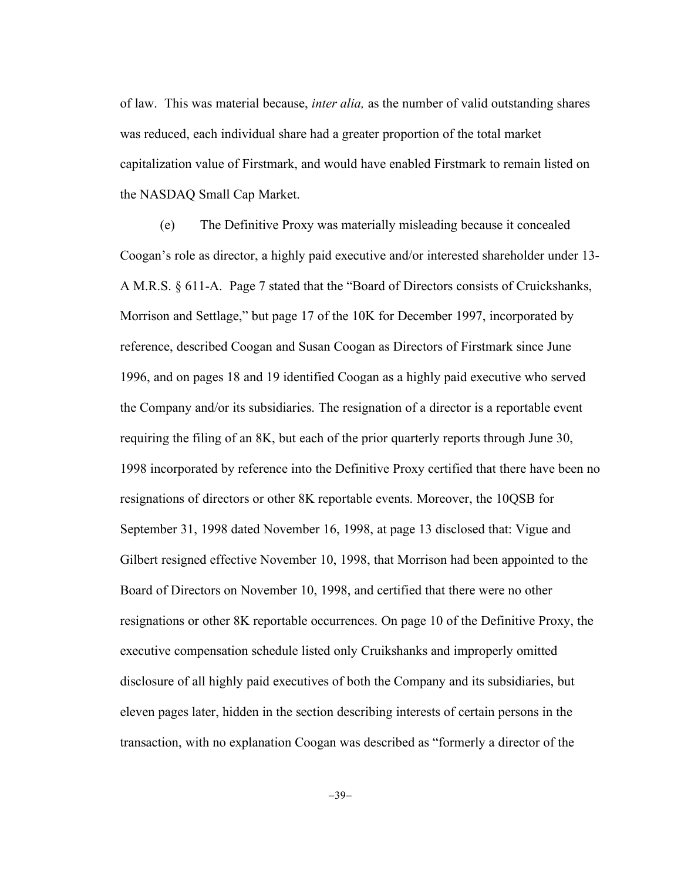of law. This was material because, *inter alia,* as the number of valid outstanding shares was reduced, each individual share had a greater proportion of the total market capitalization value of Firstmark, and would have enabled Firstmark to remain listed on the NASDAQ Small Cap Market.

(e) The Definitive Proxy was materially misleading because it concealed Coogan's role as director, a highly paid executive and/or interested shareholder under 13-A M.R.S. § 611-A. Page 7 stated that the "Board of Directors consists of Cruickshanks, Morrison and Settlage," but page 17 of the 10K for December 1997, incorporated by reference, described Coogan and Susan Coogan as Directors of Firstmark since June 1996, and on pages 18 and 19 identified Coogan as a highly paid executive who served the Company and/or its subsidiaries. The resignation of a director is a reportable event requiring the filing of an 8K, but each of the prior quarterly reports through June 30, 1998 incorporated by reference into the Definitive Proxy certified that there have been no resignations of directors or other 8K reportable events. Moreover, the 10QSB for September 31, 1998 dated November 16, 1998, at page 13 disclosed that: Vigue and Gilbert resigned effective November 10, 1998, that Morrison had been appointed to the Board of Directors on November 10, 1998, and certified that there were no other resignations or other 8K reportable occurrences. On page 10 of the Definitive Proxy, the executive compensation schedule listed only Cruikshanks and improperly omitted disclosure of all highly paid executives of both the Company and its subsidiaries, but eleven pages later, hidden in the section describing interests of certain persons in the transaction, with no explanation Coogan was described as "formerly a director of the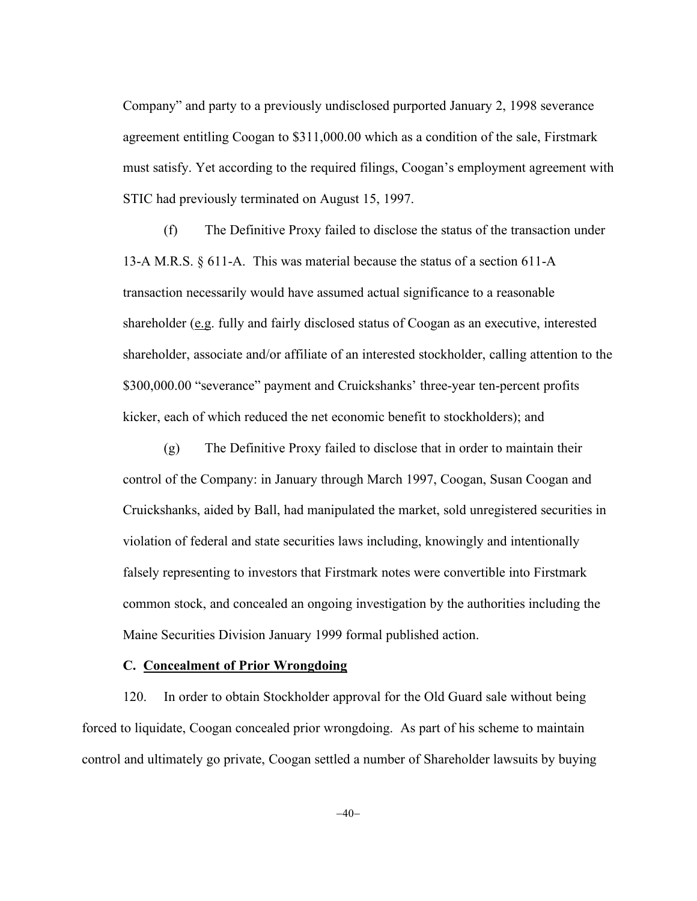Company" and party to a previously undisclosed purported January 2, 1998 severance agreement entitling Coogan to $311,000.00 which as a condition of the sale, Firstmark must satisfy. Yet according to the required filings, Coogan's employment agreement with STIC had previously terminated on August 15, 1997.

(f) The Definitive Proxy failed to disclose the status of the transaction under 13-A M.R.S. § 611-A. This was material because the status of a section 611-A transaction necessarily would have assumed actual significance to a reasonable shareholder (e.g. fully and fairly disclosed status of Coogan as an executive, interested shareholder, associate and/or affiliate of an interested stockholder, calling attention to the $300,000.00 "severance" payment and Cruickshanks' three-year ten-percent profits kicker, each of which reduced the net economic benefit to stockholders); and

(g) The Definitive Proxy failed to disclose that in order to maintain their control of the Company: in January through March 1997, Coogan, Susan Coogan and Cruickshanks, aided by Ball, had manipulated the market, sold unregistered securities in violation of federal and state securities laws including, knowingly and intentionally falsely representing to investors that Firstmark notes were convertible into Firstmark common stock, and concealed an ongoing investigation by the authorities including the Maine Securities Division January 1999 formal published action.

### C. Concealment of Prior Wrongdoing

120. In order to obtain Stockholder approval for the Old Guard sale without being forced to liquidate, Coogan concealed prior wrongdoing. As part of his scheme to maintain control and ultimately go private, Coogan settled a number of Shareholder lawsuits by buying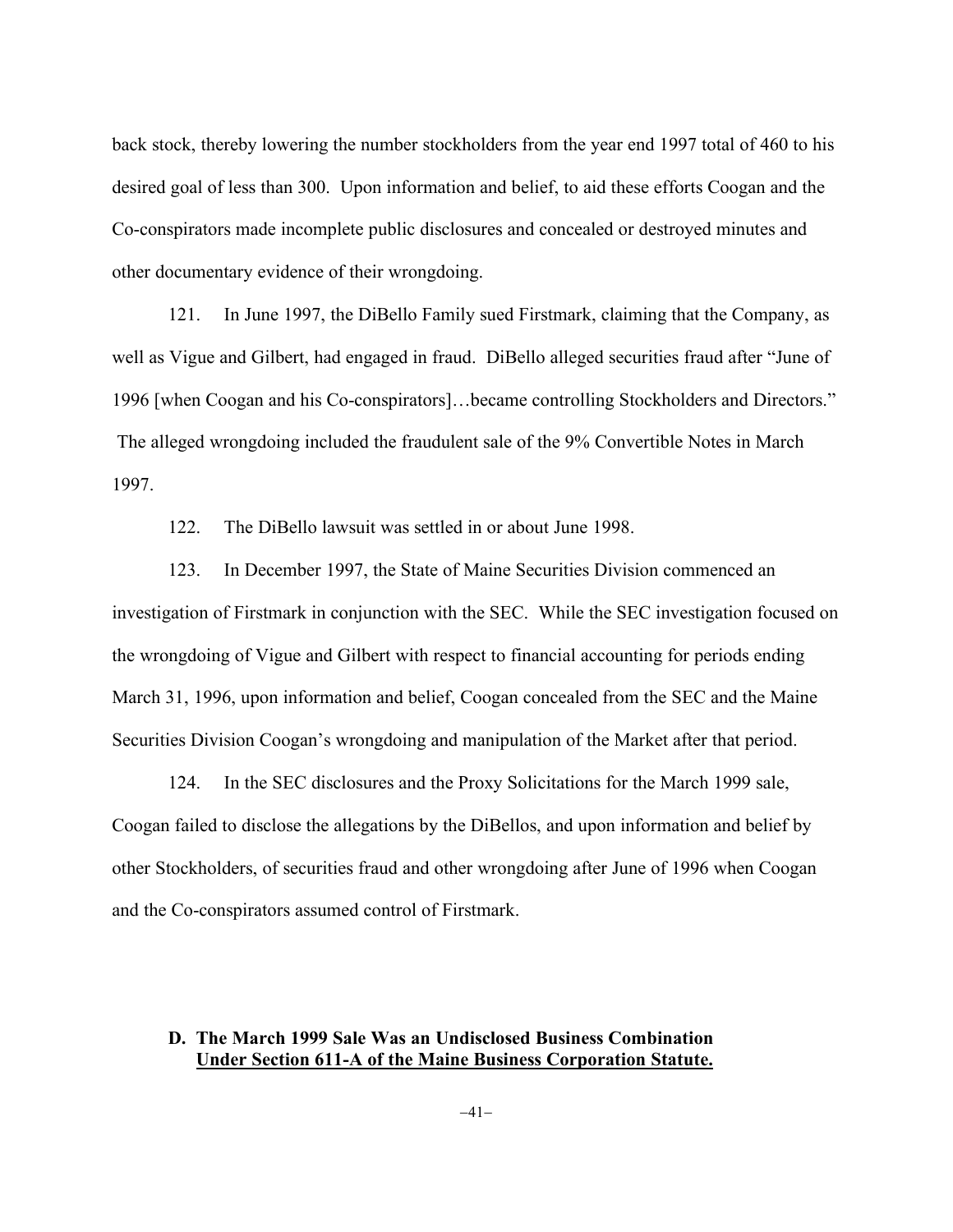back stock, thereby lowering the number stockholders from the year end 1997 total of 460 to his desired goal of less than 300. Upon information and belief, to aid these efforts Coogan and the Co-conspirators made incomplete public disclosures and concealed or destroyed minutes and other documentary evidence of their wrongdoing.

121. In June 1997, the DiBello Family sued Firstmark, claiming that the Company, as well as Vigue and Gilbert, had engaged in fraud. DiBello alleged securities fraud after "June of 1996 [when Coogan and his Co-conspirators]…became controlling Stockholders and Directors." The alleged wrongdoing included the fraudulent sale of the 9% Convertible Notes in March 1997.

122. The DiBello lawsuit was settled in or about June 1998.

123. In December 1997, the State of Maine Securities Division commenced an investigation of Firstmark in conjunction with the SEC. While the SEC investigation focused on the wrongdoing of Vigue and Gilbert with respect to financial accounting for periods ending March 31, 1996, upon information and belief, Coogan concealed from the SEC and the Maine Securities Division Coogan's wrongdoing and manipulation of the Market after that period.

124. In the SEC disclosures and the Proxy Solicitations for the March 1999 sale, Coogan failed to disclose the allegations by the DiBellos, and upon information and belief by other Stockholders, of securities fraud and other wrongdoing after June of 1996 when Coogan and the Co-conspirators assumed control of Firstmark.

### D. The March 1999 Sale Was an Undisclosed Business Combination <u>Under Section 611-A of the Maine Business Corporation Statute.</u>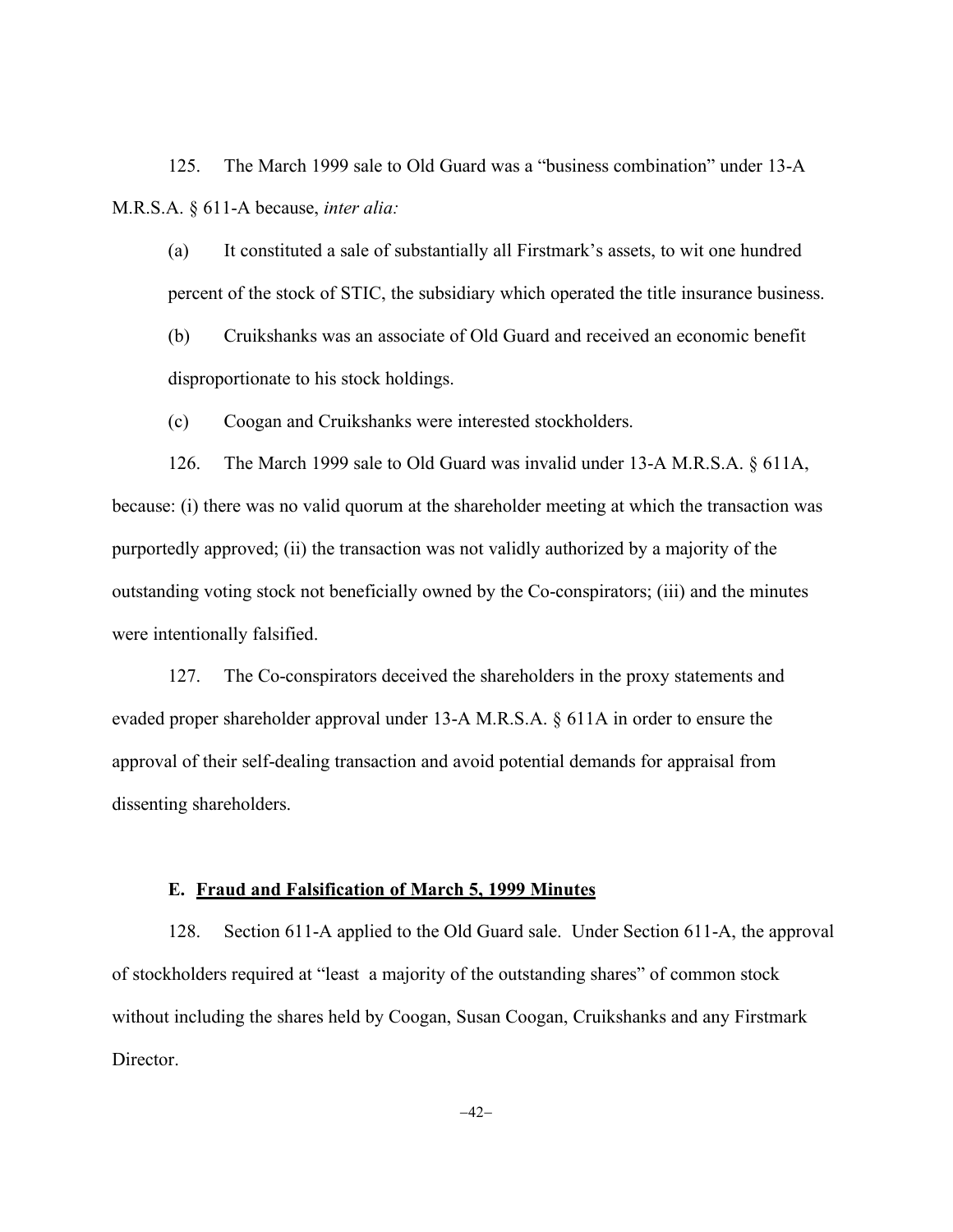125. The March 1999 sale to Old Guard was a "business combination" under 13-A M.R.S.A. § 611-A because, *inter alia:*

(a) It constituted a sale of substantially all Firstmark's assets, to wit one hundred percent of the stock of STIC, the subsidiary which operated the title insurance business.

(b) Cruikshanks was an associate of Old Guard and received an economic benefit disproportionate to his stock holdings.

(c) Coogan and Cruikshanks were interested stockholders.

126. The March 1999 sale to Old Guard was invalid under 13-A M.R.S.A. § 611A, because: (i) there was no valid quorum at the shareholder meeting at which the transaction was purportedly approved; (ii) the transaction was not validly authorized by a majority of the outstanding voting stock not beneficially owned by the Co-conspirators; (iii) and the minutes were intentionally falsified.

127. The Co-conspirators deceived the shareholders in the proxy statements and evaded proper shareholder approval under 13-A M.R.S.A. § 611A in order to ensure the approval of their self-dealing transaction and avoid potential demands for appraisal from dissenting shareholders.

### E. **Fraud and Falsification of March 5, 1999 Minutes**

128. Section 611-A applied to the Old Guard sale. Under Section 611-A, the approval of stockholders required at "least a majority of the outstanding shares" of common stock without including the shares held by Coogan, Susan Coogan, Cruikshanks and any Firstmark Director.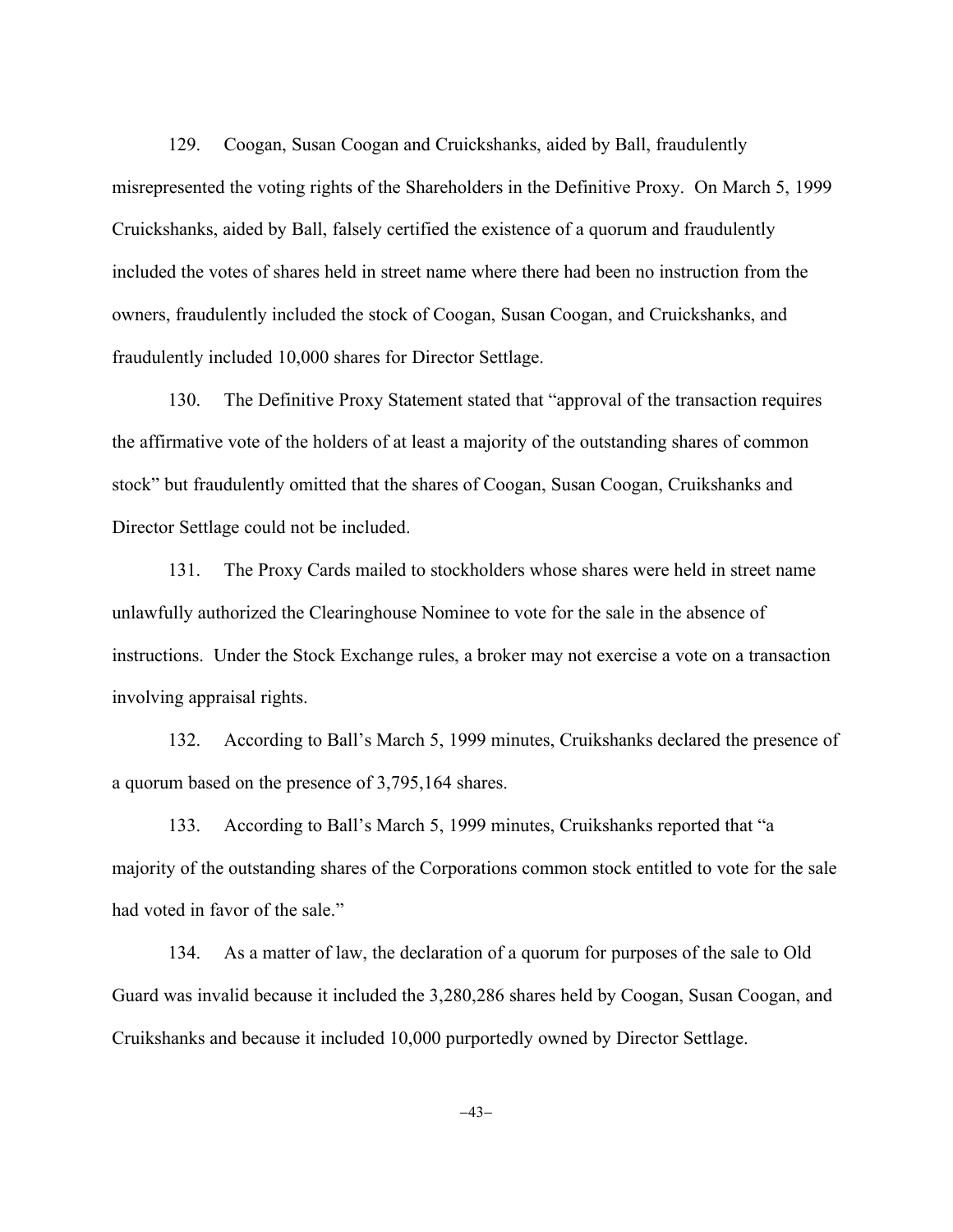129. Coogan, Susan Coogan and Cruickshanks, aided by Ball, fraudulently misrepresented the voting rights of the Shareholders in the Definitive Proxy. On March 5, 1999 Cruickshanks, aided by Ball, falsely certified the existence of a quorum and fraudulently included the votes of shares held in street name where there had been no instruction from the owners, fraudulently included the stock of Coogan, Susan Coogan, and Cruickshanks, and fraudulently included 10,000 shares for Director Settlage.

130. The Definitive Proxy Statement stated that "approval of the transaction requires the affirmative vote of the holders of at least a majority of the outstanding shares of common stock" but fraudulently omitted that the shares of Coogan, Susan Coogan, Cruikshanks and Director Settlage could not be included.

131. The Proxy Cards mailed to stockholders whose shares were held in street name unlawfully authorized the Clearinghouse Nominee to vote for the sale in the absence of instructions. Under the Stock Exchange rules, a broker may not exercise a vote on a transaction involving appraisal rights.

132. According to Ball's March 5, 1999 minutes, Cruikshanks declared the presence of a quorum based on the presence of 3,795,164 shares.

133. According to Ball's March 5, 1999 minutes, Cruikshanks reported that "a majority of the outstanding shares of the Corporations common stock entitled to vote for the sale had voted in favor of the sale."

134. As a matter of law, the declaration of a quorum for purposes of the sale to Old Guard was invalid because it included the 3,280,286 shares held by Coogan, Susan Coogan, and Cruikshanks and because it included 10,000 purportedly owned by Director Settlage.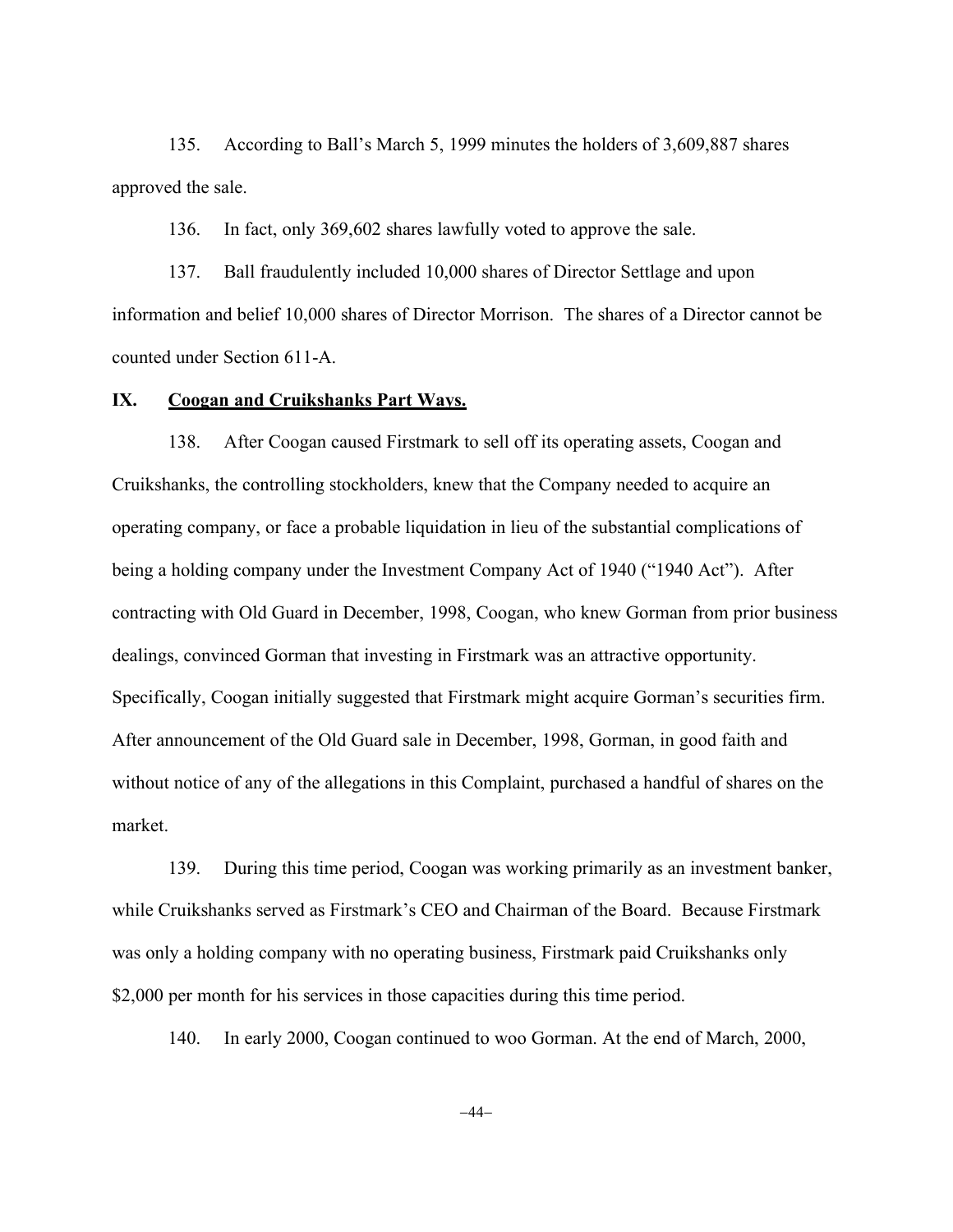135. According to Ball's March 5, 1999 minutes the holders of 3,609,887 shares approved the sale.

136. In fact, only 369,602 shares lawfully voted to approve the sale.

137. Ball fraudulently included 10,000 shares of Director Settlage and upon information and belief 10,000 shares of Director Morrison. The shares of a Director cannot be counted under Section 611-A.

## IX. Coogan and Cruikshanks Part Ways.

138. After Coogan caused Firstmark to sell off its operating assets, Coogan and Cruikshanks, the controlling stockholders, knew that the Company needed to acquire an operating company, or face a probable liquidation in lieu of the substantial complications of being a holding company under the Investment Company Act of 1940 ("1940 Act"). After contracting with Old Guard in December, 1998, Coogan, who knew Gorman from prior business dealings, convinced Gorman that investing in Firstmark was an attractive opportunity. Specifically, Coogan initially suggested that Firstmark might acquire Gorman's securities firm. After announcement of the Old Guard sale in December, 1998, Gorman, in good faith and without notice of any of the allegations in this Complaint, purchased a handful of shares on the market.

139. During this time period, Coogan was working primarily as an investment banker, while Cruikshanks served as Firstmark's CEO and Chairman of the Board. Because Firstmark was only a holding company with no operating business, Firstmark paid Cruikshanks only $2,000 per month for his services in those capacities during this time period.

140. In early 2000, Coogan continued to woo Gorman. At the end of March, 2000,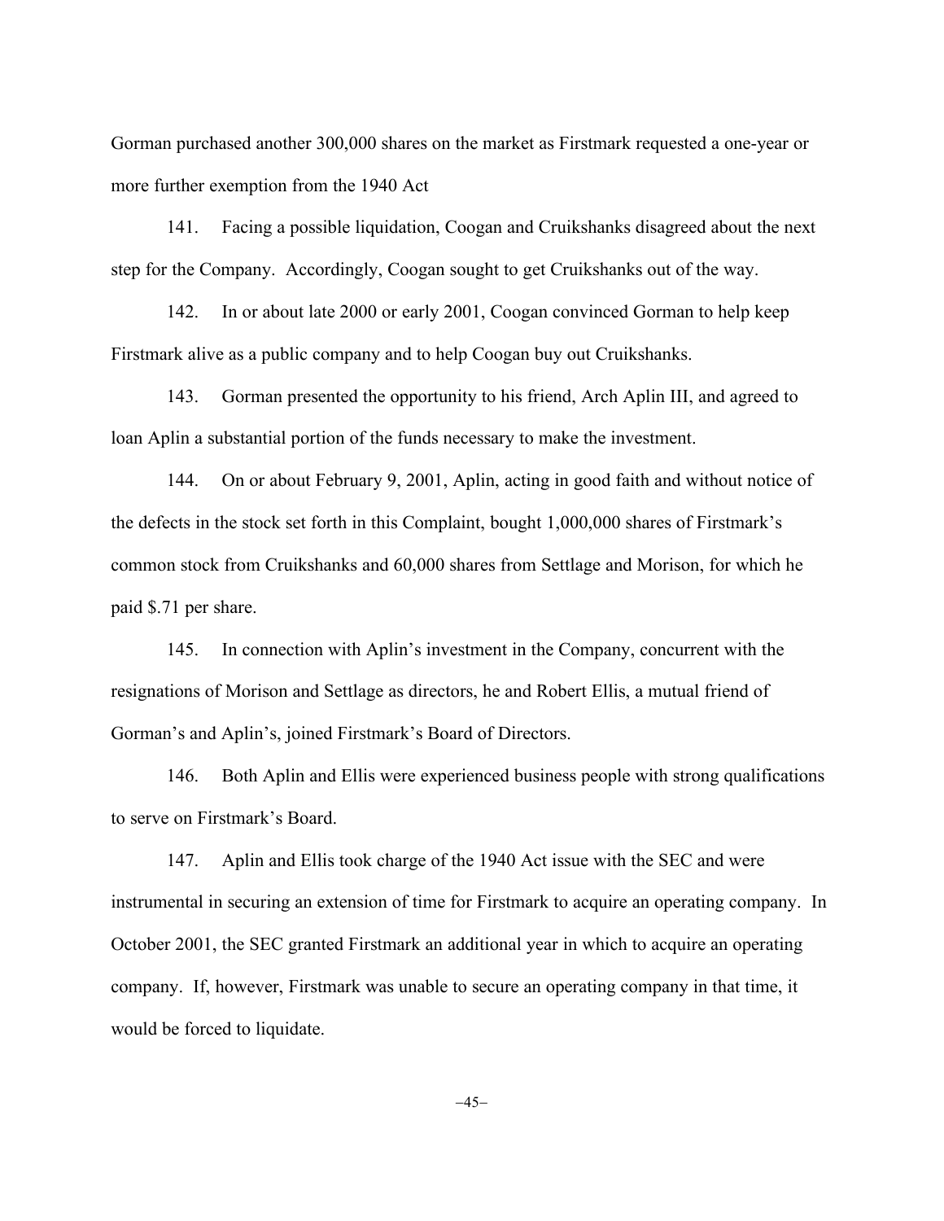Gorman purchased another 300,000 shares on the market as Firstmark requested a one-year or more further exemption from the 1940 Act

141. Facing a possible liquidation, Coogan and Cruikshanks disagreed about the next step for the Company. Accordingly, Coogan sought to get Cruikshanks out of the way.

142. In or about late 2000 or early 2001, Coogan convinced Gorman to help keep Firstmark alive as a public company and to help Coogan buy out Cruikshanks.

143. Gorman presented the opportunity to his friend, Arch Aplin III, and agreed to loan Aplin a substantial portion of the funds necessary to make the investment.

144. On or about February 9, 2001, Aplin, acting in good faith and without notice of the defects in the stock set forth in this Complaint, bought 1,000,000 shares of Firstmark's common stock from Cruikshanks and 60,000 shares from Settlage and Morison, for which he paid $.71 per share.

145. In connection with Aplin's investment in the Company, concurrent with the resignations of Morison and Settlage as directors, he and Robert Ellis, a mutual friend of Gorman's and Aplin's, joined Firstmark's Board of Directors.

146. Both Aplin and Ellis were experienced business people with strong qualifications to serve on Firstmark's Board.

147. Aplin and Ellis took charge of the 1940 Act issue with the SEC and were instrumental in securing an extension of time for Firstmark to acquire an operating company. In October 2001, the SEC granted Firstmark an additional year in which to acquire an operating company. If, however, Firstmark was unable to secure an operating company in that time, it would be forced to liquidate.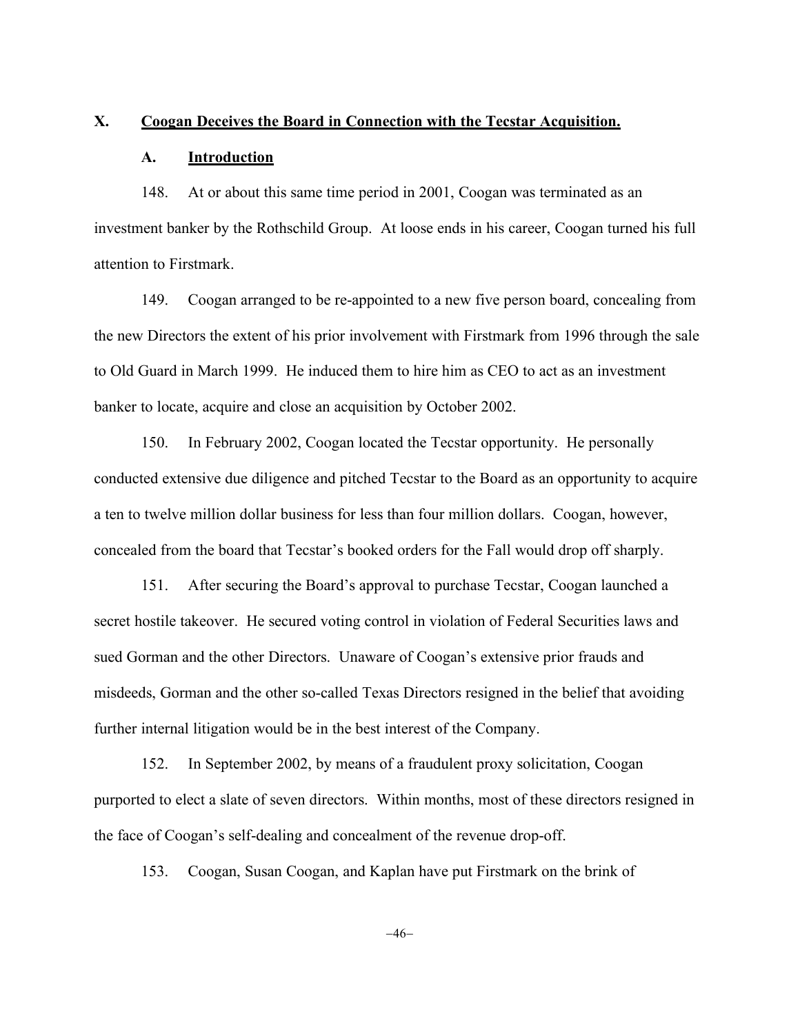## X. <u>Coogan Deceives the Board in Connection with the Tecstar Acquisition.</u>

### A. <u>Introduction</u>

148. At or about this same time period in 2001, Coogan was terminated as an investment banker by the Rothschild Group. At loose ends in his career, Coogan turned his full attention to Firstmark.

149. Coogan arranged to be re-appointed to a new five person board, concealing from the new Directors the extent of his prior involvement with Firstmark from 1996 through the sale to Old Guard in March 1999. He induced them to hire him as CEO to act as an investment banker to locate, acquire and close an acquisition by October 2002.

150. In February 2002, Coogan located the Tecstar opportunity. He personally conducted extensive due diligence and pitched Tecstar to the Board as an opportunity to acquire a ten to twelve million dollar business for less than four million dollars. Coogan, however, concealed from the board that Tecstar's booked orders for the Fall would drop off sharply.

151. After securing the Board's approval to purchase Tecstar, Coogan launched a secret hostile takeover. He secured voting control in violation of Federal Securities laws and sued Gorman and the other Directors. Unaware of Coogan's extensive prior frauds and misdeeds, Gorman and the other so-called Texas Directors resigned in the belief that avoiding further internal litigation would be in the best interest of the Company.

152. In September 2002, by means of a fraudulent proxy solicitation, Coogan purported to elect a slate of seven directors. Within months, most of these directors resigned in the face of Coogan's self-dealing and concealment of the revenue drop-off.

153. Coogan, Susan Coogan, and Kaplan have put Firstmark on the brink of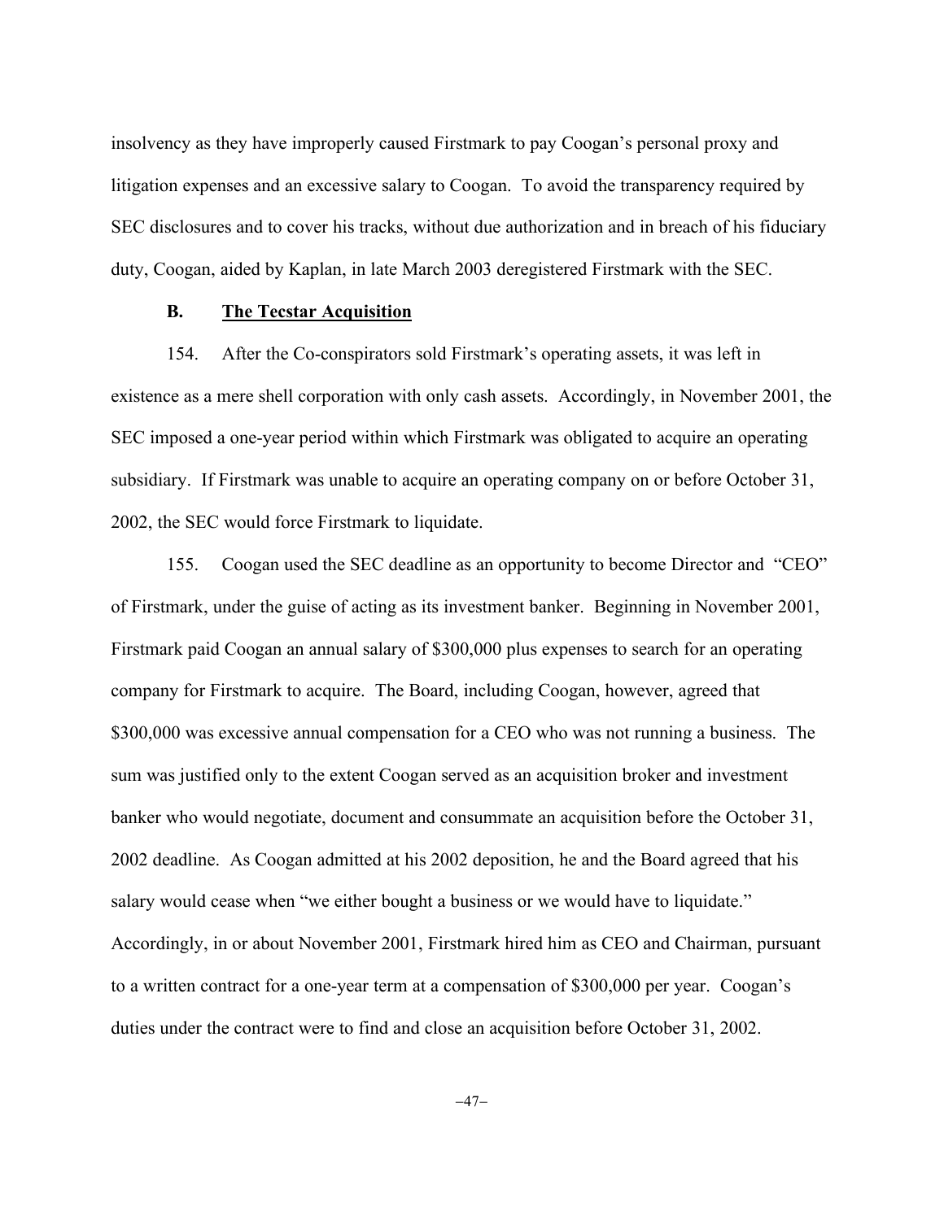insolvency as they have improperly caused Firstmark to pay Coogan's personal proxy and litigation expenses and an excessive salary to Coogan. To avoid the transparency required by SEC disclosures and to cover his tracks, without due authorization and in breach of his fiduciary duty, Coogan, aided by Kaplan, in late March 2003 deregistered Firstmark with the SEC.

### B. The Tecstar Acquisition

154. After the Co-conspirators sold Firstmark's operating assets, it was left in existence as a mere shell corporation with only cash assets. Accordingly, in November 2001, the SEC imposed a one-year period within which Firstmark was obligated to acquire an operating subsidiary. If Firstmark was unable to acquire an operating company on or before October 31, 2002, the SEC would force Firstmark to liquidate.

155. Coogan used the SEC deadline as an opportunity to become Director and "CEO" of Firstmark, under the guise of acting as its investment banker. Beginning in November 2001, Firstmark paid Coogan an annual salary of $300,000 plus expenses to search for an operating company for Firstmark to acquire. The Board, including Coogan, however, agreed that $300,000 was excessive annual compensation for a CEO who was not running a business. The sum was justified only to the extent Coogan served as an acquisition broker and investment banker who would negotiate, document and consummate an acquisition before the October 31, 2002 deadline. As Coogan admitted at his 2002 deposition, he and the Board agreed that his salary would cease when "we either bought a business or we would have to liquidate." Accordingly, in or about November 2001, Firstmark hired him as CEO and Chairman, pursuant to a written contract for a one-year term at a compensation of $300,000 per year. Coogan's duties under the contract were to find and close an acquisition before October 31, 2002.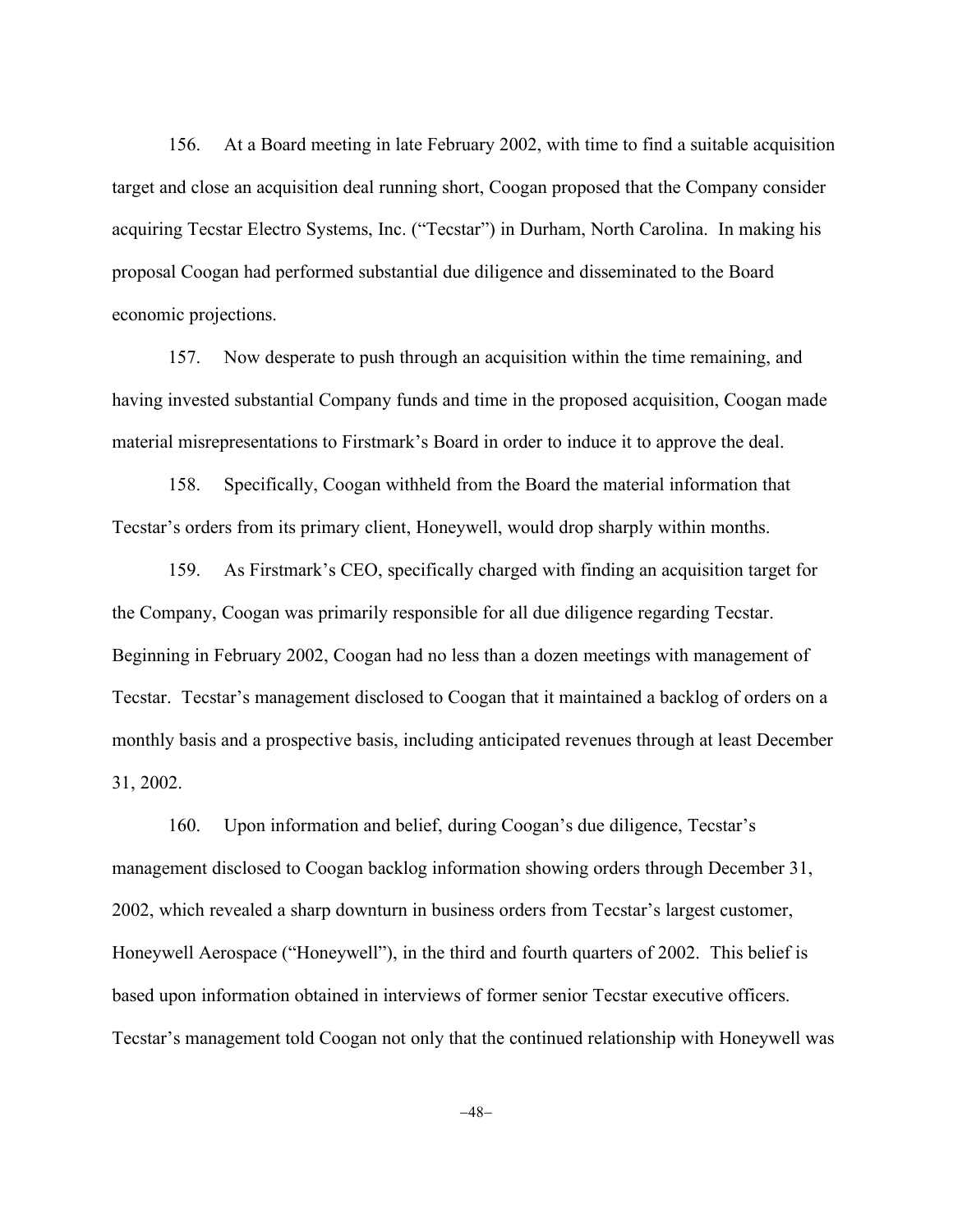156. At a Board meeting in late February 2002, with time to find a suitable acquisition target and close an acquisition deal running short, Coogan proposed that the Company consider acquiring Tecstar Electro Systems, Inc. ("Tecstar") in Durham, North Carolina. In making his proposal Coogan had performed substantial due diligence and disseminated to the Board economic projections.

157. Now desperate to push through an acquisition within the time remaining, and having invested substantial Company funds and time in the proposed acquisition, Coogan made material misrepresentations to Firstmark's Board in order to induce it to approve the deal.

158. Specifically, Coogan withheld from the Board the material information that Tecstar's orders from its primary client, Honeywell, would drop sharply within months.

159. As Firstmark's CEO, specifically charged with finding an acquisition target for the Company, Coogan was primarily responsible for all due diligence regarding Tecstar. Beginning in February 2002, Coogan had no less than a dozen meetings with management of Tecstar. Tecstar's management disclosed to Coogan that it maintained a backlog of orders on a monthly basis and a prospective basis, including anticipated revenues through at least December 31, 2002.

160. Upon information and belief, during Coogan's due diligence, Tecstar's management disclosed to Coogan backlog information showing orders through December 31, 2002, which revealed a sharp downturn in business orders from Tecstar's largest customer, Honeywell Aerospace ("Honeywell"), in the third and fourth quarters of 2002. This belief is based upon information obtained in interviews of former senior Tecstar executive officers. Tecstar's management told Coogan not only that the continued relationship with Honeywell was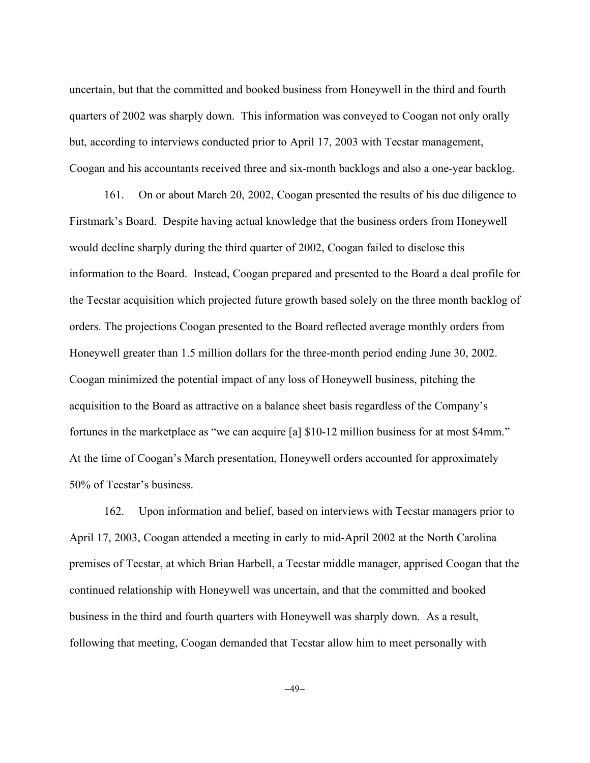uncertain, but that the committed and booked business from Honeywell in the third and fourth quarters of 2002 was sharply down. This information was conveyed to Coogan not only orally but, according to interviews conducted prior to April 17, 2003 with Tecstar management, Coogan and his accountants received three and six-month backlogs and also a one-year backlog.

161. On or about March 20, 2002, Coogan presented the results of his due diligence to Firstmark's Board. Despite having actual knowledge that the business orders from Honeywell would decline sharply during the third quarter of 2002, Coogan failed to disclose this information to the Board. Instead, Coogan prepared and presented to the Board a deal profile for the Tecstar acquisition which projected future growth based solely on the three month backlog of orders. The projections Coogan presented to the Board reflected average monthly orders from Honeywell greater than 1.5 million dollars for the three-month period ending June 30, 2002. Coogan minimized the potential impact of any loss of Honeywell business, pitching the acquisition to the Board as attractive on a balance sheet basis regardless of the Company's fortunes in the marketplace as "we can acquire [a] $10-12 million business for at most $4mm." At the time of Coogan's March presentation, Honeywell orders accounted for approximately 50% of Tecstar's business.

162. Upon information and belief, based on interviews with Tecstar managers prior to April 17, 2003, Coogan attended a meeting in early to mid-April 2002 at the North Carolina premises of Tecstar, at which Brian Harbell, a Tecstar middle manager, apprised Coogan that the continued relationship with Honeywell was uncertain, and that the committed and booked business in the third and fourth quarters with Honeywell was sharply down. As a result, following that meeting, Coogan demanded that Tecstar allow him to meet personally with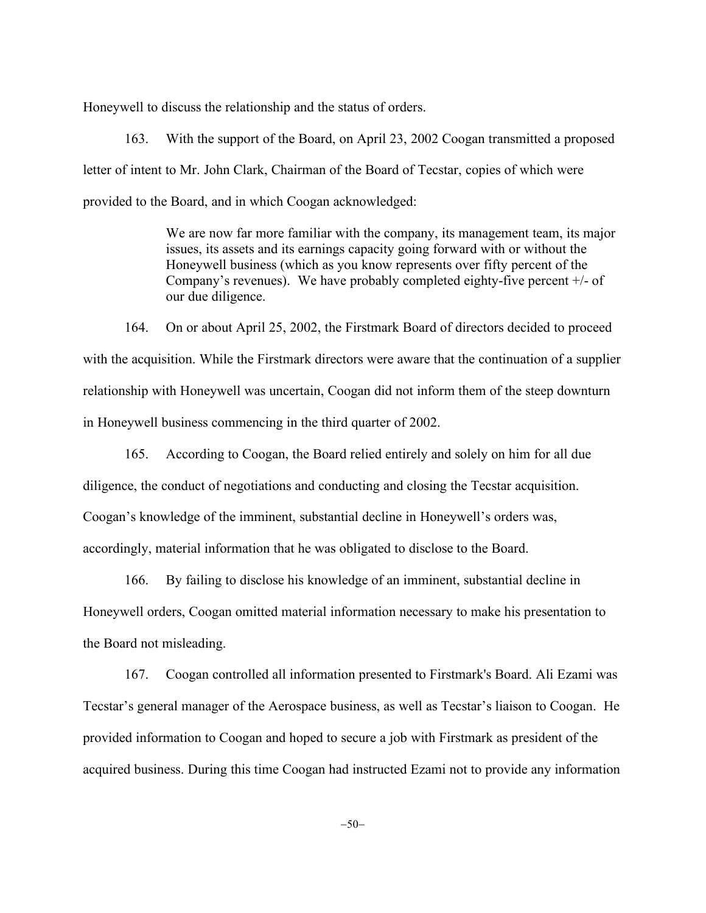Honeywell to discuss the relationship and the status of orders.

163. With the support of the Board, on April 23, 2002 Coogan transmitted a proposed letter of intent to Mr. John Clark, Chairman of the Board of Tecstar, copies of which were provided to the Board, and in which Coogan acknowledged:

> We are now far more familiar with the company, its management team, its major issues, its assets and its earnings capacity going forward with or without the Honeywell business (which as you know represents over fifty percent of the Company's revenues). We have probably completed eighty-five percent +/- of our due diligence.

164. On or about April 25, 2002, the Firstmark Board of directors decided to proceed with the acquisition. While the Firstmark directors were aware that the continuation of a supplier relationship with Honeywell was uncertain, Coogan did not inform them of the steep downturn in Honeywell business commencing in the third quarter of 2002.

165. According to Coogan, the Board relied entirely and solely on him for all due diligence, the conduct of negotiations and conducting and closing the Tecstar acquisition. Coogan's knowledge of the imminent, substantial decline in Honeywell's orders was, accordingly, material information that he was obligated to disclose to the Board.

166. By failing to disclose his knowledge of an imminent, substantial decline in Honeywell orders, Coogan omitted material information necessary to make his presentation to the Board not misleading.

167. Coogan controlled all information presented to Firstmark's Board. Ali Ezami was Tecstar's general manager of the Aerospace business, as well as Tecstar's liaison to Coogan. He provided information to Coogan and hoped to secure a job with Firstmark as president of the acquired business. During this time Coogan had instructed Ezami not to provide any information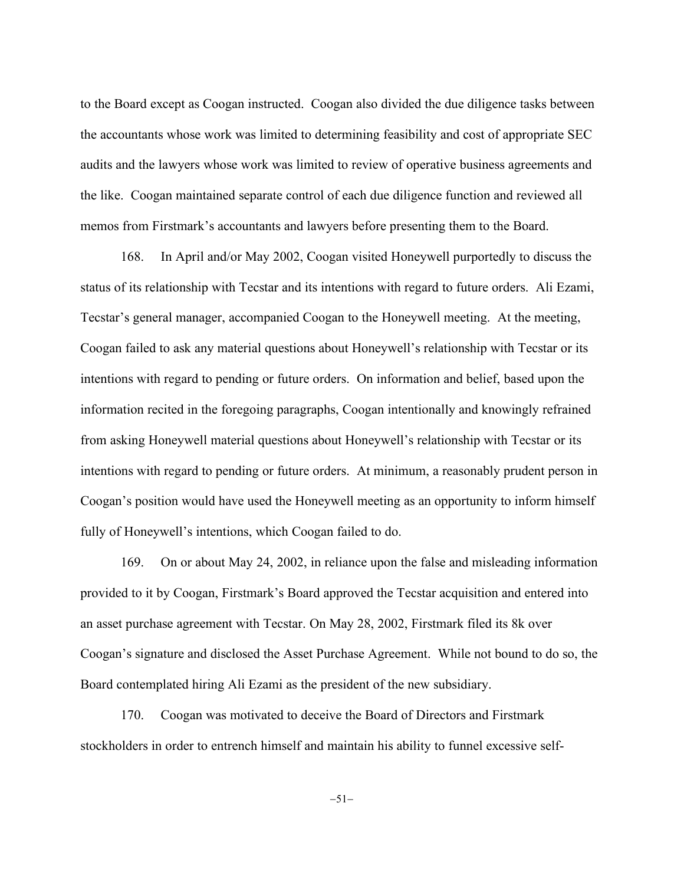to the Board except as Coogan instructed. Coogan also divided the due diligence tasks between the accountants whose work was limited to determining feasibility and cost of appropriate SEC audits and the lawyers whose work was limited to review of operative business agreements and the like. Coogan maintained separate control of each due diligence function and reviewed all memos from Firstmark's accountants and lawyers before presenting them to the Board.

168. In April and/or May 2002, Coogan visited Honeywell purportedly to discuss the status of its relationship with Tecstar and its intentions with regard to future orders. Ali Ezami, Tecstar's general manager, accompanied Coogan to the Honeywell meeting. At the meeting, Coogan failed to ask any material questions about Honeywell's relationship with Tecstar or its intentions with regard to pending or future orders. On information and belief, based upon the information recited in the foregoing paragraphs, Coogan intentionally and knowingly refrained from asking Honeywell material questions about Honeywell's relationship with Tecstar or its intentions with regard to pending or future orders. At minimum, a reasonably prudent person in Coogan's position would have used the Honeywell meeting as an opportunity to inform himself fully of Honeywell's intentions, which Coogan failed to do.

169. On or about May 24, 2002, in reliance upon the false and misleading information provided to it by Coogan, Firstmark's Board approved the Tecstar acquisition and entered into an asset purchase agreement with Tecstar. On May 28, 2002, Firstmark filed its 8k over Coogan's signature and disclosed the Asset Purchase Agreement. While not bound to do so, the Board contemplated hiring Ali Ezami as the president of the new subsidiary.

170. Coogan was motivated to deceive the Board of Directors and Firstmark stockholders in order to entrench himself and maintain his ability to funnel excessive self-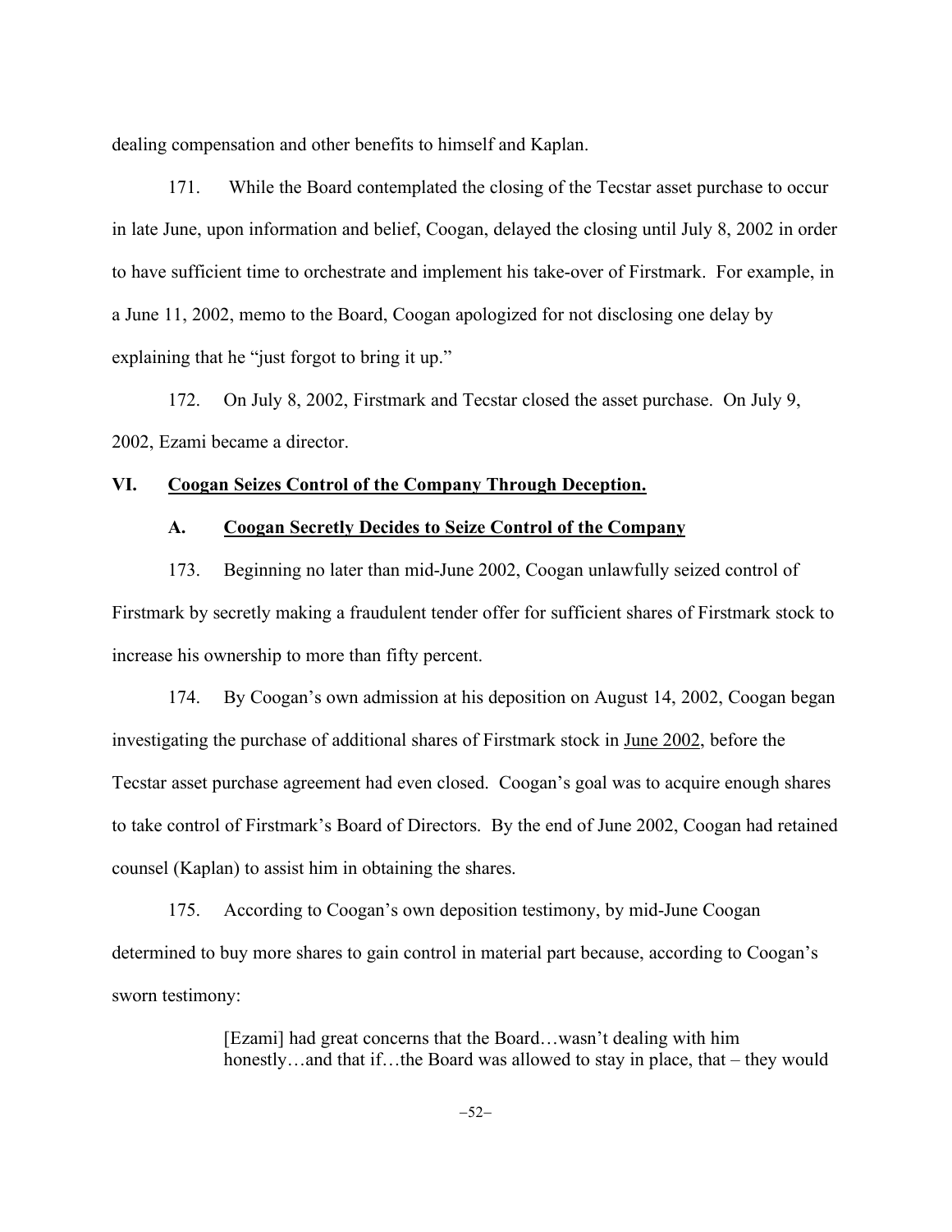dealing compensation and other benefits to himself and Kaplan.

171. While the Board contemplated the closing of the Tecstar asset purchase to occur in late June, upon information and belief, Coogan, delayed the closing until July 8, 2002 in order to have sufficient time to orchestrate and implement his take-over of Firstmark. For example, in a June 11, 2002, memo to the Board, Coogan apologized for not disclosing one delay by explaining that he "just forgot to bring it up."

172. On July 8, 2002, Firstmark and Tecstar closed the asset purchase. On July 9, 2002, Ezami became a director.

## VI. Coogan Seizes Control of the Company Through Deception.

### A. Coogan Secretly Decides to Seize Control of the Company

173. Beginning no later than mid-June 2002, Coogan unlawfully seized control of Firstmark by secretly making a fraudulent tender offer for sufficient shares of Firstmark stock to increase his ownership to more than fifty percent.

174. By Coogan's own admission at his deposition on August 14, 2002, Coogan began investigating the purchase of additional shares of Firstmark stock in June 2002, before the Tecstar asset purchase agreement had even closed. Coogan's goal was to acquire enough shares to take control of Firstmark's Board of Directors. By the end of June 2002, Coogan had retained counsel (Kaplan) to assist him in obtaining the shares.

175. According to Coogan's own deposition testimony, by mid-June Coogan determined to buy more shares to gain control in material part because, according to Coogan's sworn testimony:

> [Ezami] had great concerns that the Board…wasn't dealing with him honestly…and that if…the Board was allowed to stay in place, that – they would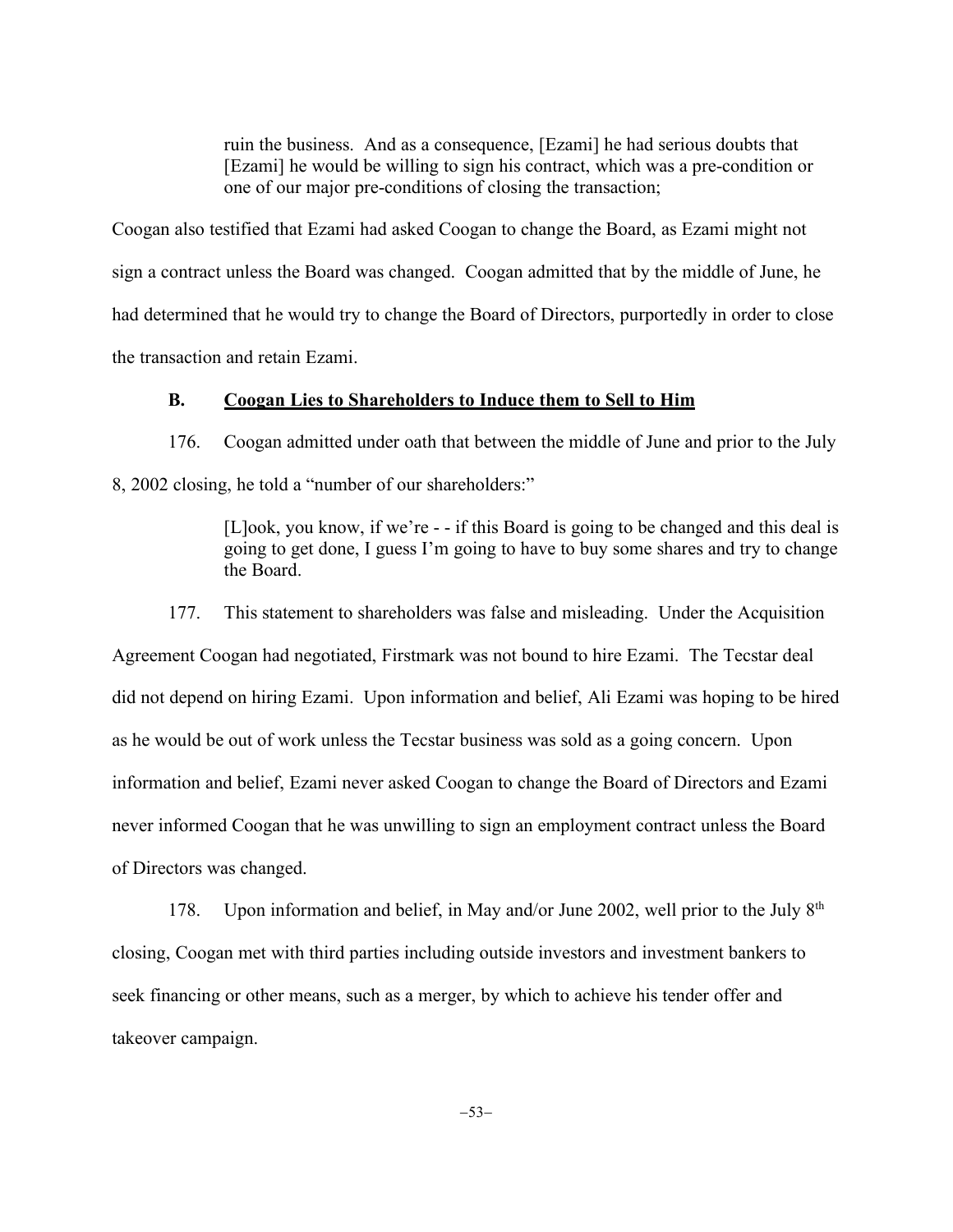> ruin the business. And as a consequence, [Ezami] he had serious doubts that [Ezami] he would be willing to sign his contract, which was a pre-condition or one of our major pre-conditions of closing the transaction;

Coogan also testified that Ezami had asked Coogan to change the Board, as Ezami might not sign a contract unless the Board was changed. Coogan admitted that by the middle of June, he had determined that he would try to change the Board of Directors, purportedly in order to close the transaction and retain Ezami.

### B. <u>Coogan Lies to Shareholders to Induce them to Sell to Him</u>

176. Coogan admitted under oath that between the middle of June and prior to the July 8, 2002 closing, he told a "number of our shareholders:"

> [L]ook, you know, if we're - - if this Board is going to be changed and this deal is going to get done, I guess I'm going to have to buy some shares and try to change the Board.

177. This statement to shareholders was false and misleading. Under the Acquisition Agreement Coogan had negotiated, Firstmark was not bound to hire Ezami. The Tecstar deal did not depend on hiring Ezami. Upon information and belief, Ali Ezami was hoping to be hired as he would be out of work unless the Tecstar business was sold as a going concern. Upon information and belief, Ezami never asked Coogan to change the Board of Directors and Ezami never informed Coogan that he was unwilling to sign an employment contract unless the Board of Directors was changed.

178. Upon information and belief, in May and/or June 2002, well prior to the July 8th closing, Coogan met with third parties including outside investors and investment bankers to seek financing or other means, such as a merger, by which to achieve his tender offer and takeover campaign.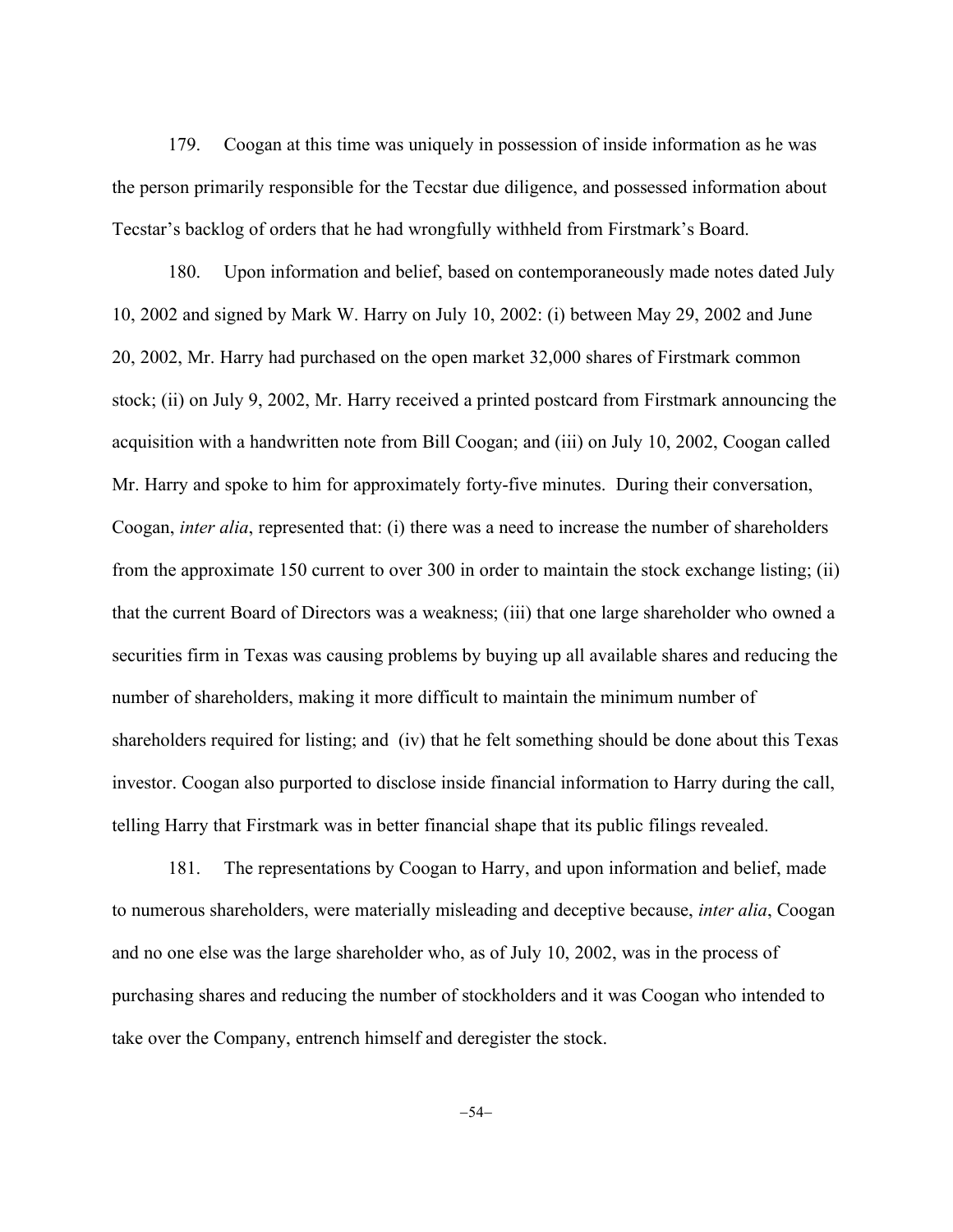179. Coogan at this time was uniquely in possession of inside information as he was the person primarily responsible for the Tecstar due diligence, and possessed information about Tecstar's backlog of orders that he had wrongfully withheld from Firstmark's Board.

180. Upon information and belief, based on contemporaneously made notes dated July 10, 2002 and signed by Mark W. Harry on July 10, 2002: (i) between May 29, 2002 and June 20, 2002, Mr. Harry had purchased on the open market 32,000 shares of Firstmark common stock; (ii) on July 9, 2002, Mr. Harry received a printed postcard from Firstmark announcing the acquisition with a handwritten note from Bill Coogan; and (iii) on July 10, 2002, Coogan called Mr. Harry and spoke to him for approximately forty-five minutes. During their conversation, Coogan, *inter alia*, represented that: (i) there was a need to increase the number of shareholders from the approximate 150 current to over 300 in order to maintain the stock exchange listing; (ii) that the current Board of Directors was a weakness; (iii) that one large shareholder who owned a securities firm in Texas was causing problems by buying up all available shares and reducing the number of shareholders, making it more difficult to maintain the minimum number of shareholders required for listing; and (iv) that he felt something should be done about this Texas investor. Coogan also purported to disclose inside financial information to Harry during the call, telling Harry that Firstmark was in better financial shape that its public filings revealed.

181. The representations by Coogan to Harry, and upon information and belief, made to numerous shareholders, were materially misleading and deceptive because, *inter alia*, Coogan and no one else was the large shareholder who, as of July 10, 2002, was in the process of purchasing shares and reducing the number of stockholders and it was Coogan who intended to take over the Company, entrench himself and deregister the stock.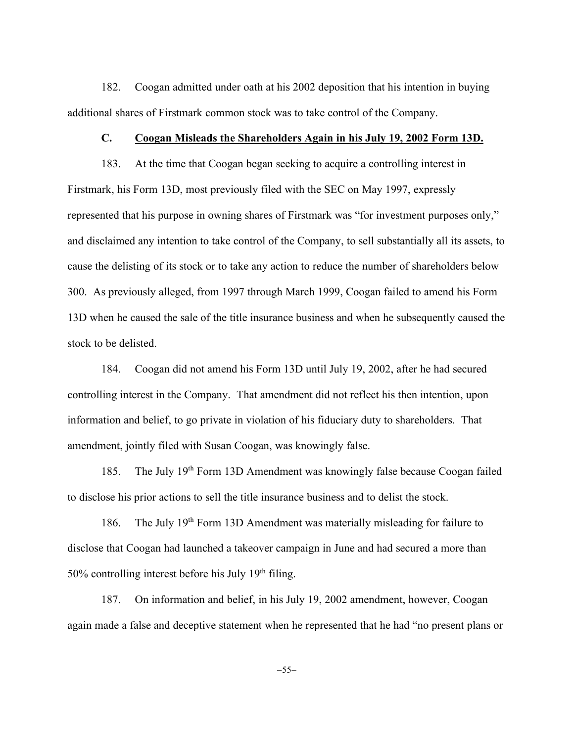182. Coogan admitted under oath at his 2002 deposition that his intention in buying additional shares of Firstmark common stock was to take control of the Company.

### C. Coogan Misleads the Shareholders Again in his July 19, 2002 Form 13D.

183. At the time that Coogan began seeking to acquire a controlling interest in Firstmark, his Form 13D, most previously filed with the SEC on May 1997, expressly represented that his purpose in owning shares of Firstmark was "for investment purposes only," and disclaimed any intention to take control of the Company, to sell substantially all its assets, to cause the delisting of its stock or to take any action to reduce the number of shareholders below 300. As previously alleged, from 1997 through March 1999, Coogan failed to amend his Form 13D when he caused the sale of the title insurance business and when he subsequently caused the stock to be delisted.

184. Coogan did not amend his Form 13D until July 19, 2002, after he had secured controlling interest in the Company. That amendment did not reflect his then intention, upon information and belief, to go private in violation of his fiduciary duty to shareholders. That amendment, jointly filed with Susan Coogan, was knowingly false.

185. The July 19th Form 13D Amendment was knowingly false because Coogan failed to disclose his prior actions to sell the title insurance business and to delist the stock.

186. The July 19th Form 13D Amendment was materially misleading for failure to disclose that Coogan had launched a takeover campaign in June and had secured a more than 50% controlling interest before his July 19th filing.

187. On information and belief, in his July 19, 2002 amendment, however, Coogan again made a false and deceptive statement when he represented that he had "no present plans or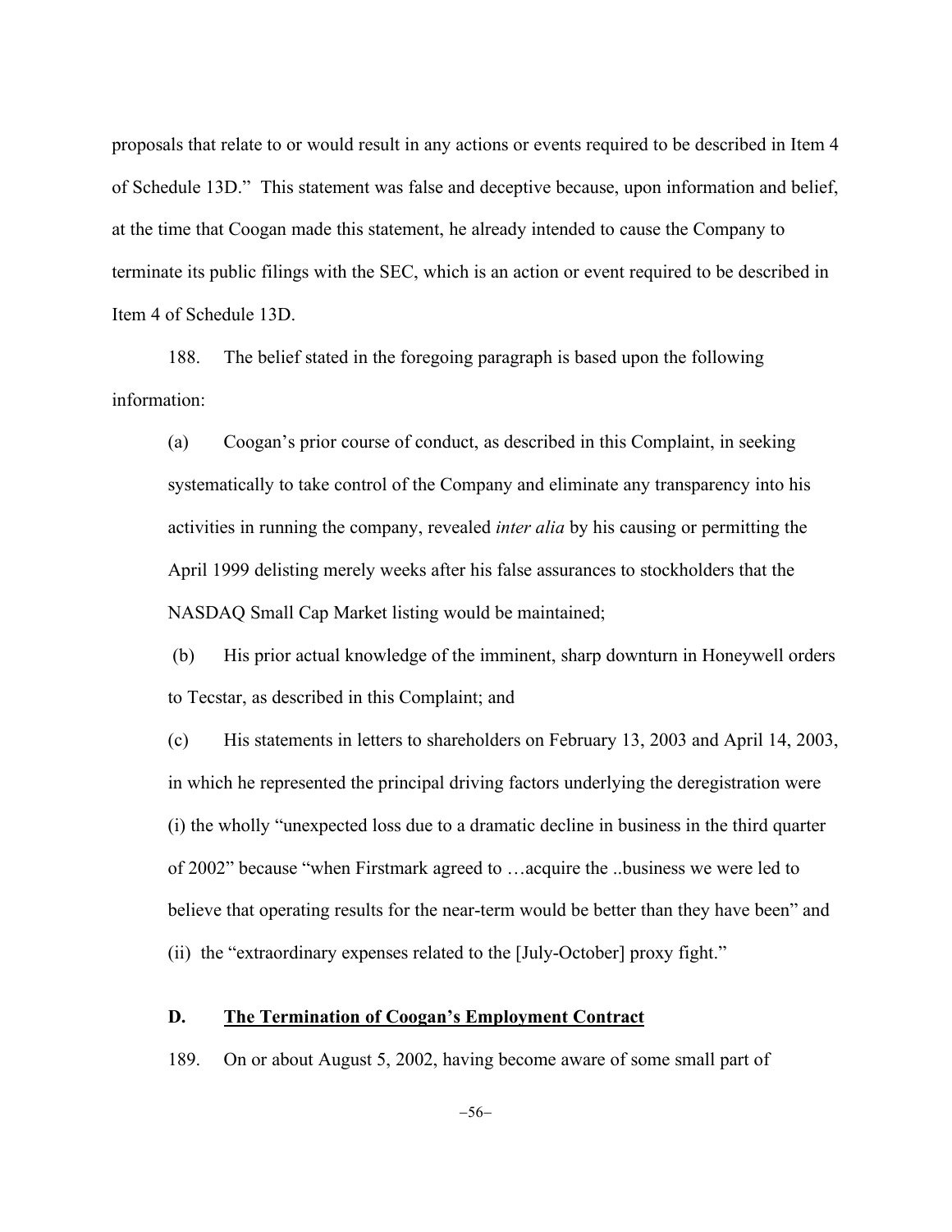proposals that relate to or would result in any actions or events required to be described in Item 4 of Schedule 13D." This statement was false and deceptive because, upon information and belief, at the time that Coogan made this statement, he already intended to cause the Company to terminate its public filings with the SEC, which is an action or event required to be described in Item 4 of Schedule 13D.

188. The belief stated in the foregoing paragraph is based upon the following information:

(a) Coogan's prior course of conduct, as described in this Complaint, in seeking systematically to take control of the Company and eliminate any transparency into his activities in running the company, revealed *inter alia* by his causing or permitting the April 1999 delisting merely weeks after his false assurances to stockholders that the NASDAQ Small Cap Market listing would be maintained;

(b) His prior actual knowledge of the imminent, sharp downturn in Honeywell orders to Tecstar, as described in this Complaint; and

(c) His statements in letters to shareholders on February 13, 2003 and April 14, 2003, in which he represented the principal driving factors underlying the deregistration were (i) the wholly "unexpected loss due to a dramatic decline in business in the third quarter of 2002" because "when Firstmark agreed to …acquire the ..business we were led to believe that operating results for the near-term would be better than they have been" and (ii) the "extraordinary expenses related to the [July-October] proxy fight."

### D. <u>The Termination of Coogan's Employment Contract</u>

189. On or about August 5, 2002, having become aware of some small part of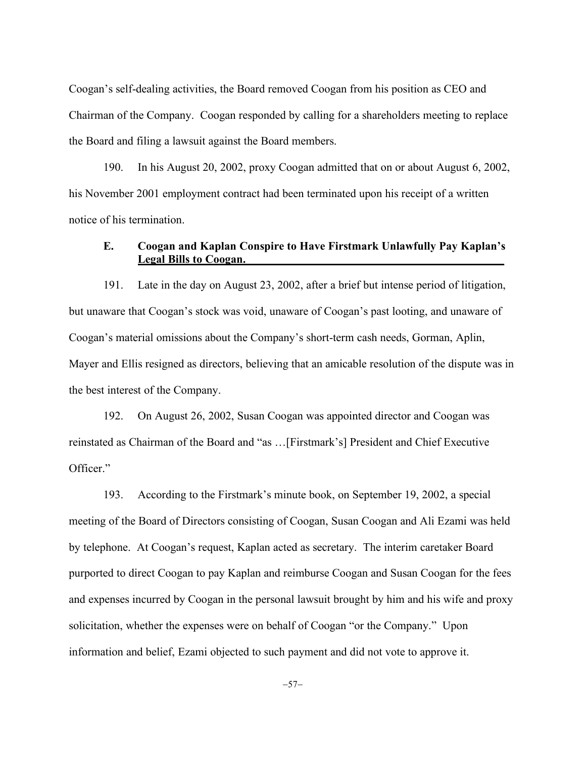Coogan's self-dealing activities, the Board removed Coogan from his position as CEO and Chairman of the Company. Coogan responded by calling for a shareholders meeting to replace the Board and filing a lawsuit against the Board members.

190. In his August 20, 2002, proxy Coogan admitted that on or about August 6, 2002, his November 2001 employment contract had been terminated upon his receipt of a written notice of his termination.

### E. Coogan and Kaplan Conspire to Have Firstmark Unlawfully Pay Kaplan's Legal Bills to Coogan.

191. Late in the day on August 23, 2002, after a brief but intense period of litigation, but unaware that Coogan's stock was void, unaware of Coogan's past looting, and unaware of Coogan's material omissions about the Company's short-term cash needs, Gorman, Aplin, Mayer and Ellis resigned as directors, believing that an amicable resolution of the dispute was in the best interest of the Company.

192. On August 26, 2002, Susan Coogan was appointed director and Coogan was reinstated as Chairman of the Board and "as …[Firstmark's] President and Chief Executive Officer."

193. According to the Firstmark's minute book, on September 19, 2002, a special meeting of the Board of Directors consisting of Coogan, Susan Coogan and Ali Ezami was held by telephone. At Coogan's request, Kaplan acted as secretary. The interim caretaker Board purported to direct Coogan to pay Kaplan and reimburse Coogan and Susan Coogan for the fees and expenses incurred by Coogan in the personal lawsuit brought by him and his wife and proxy solicitation, whether the expenses were on behalf of Coogan "or the Company." Upon information and belief, Ezami objected to such payment and did not vote to approve it.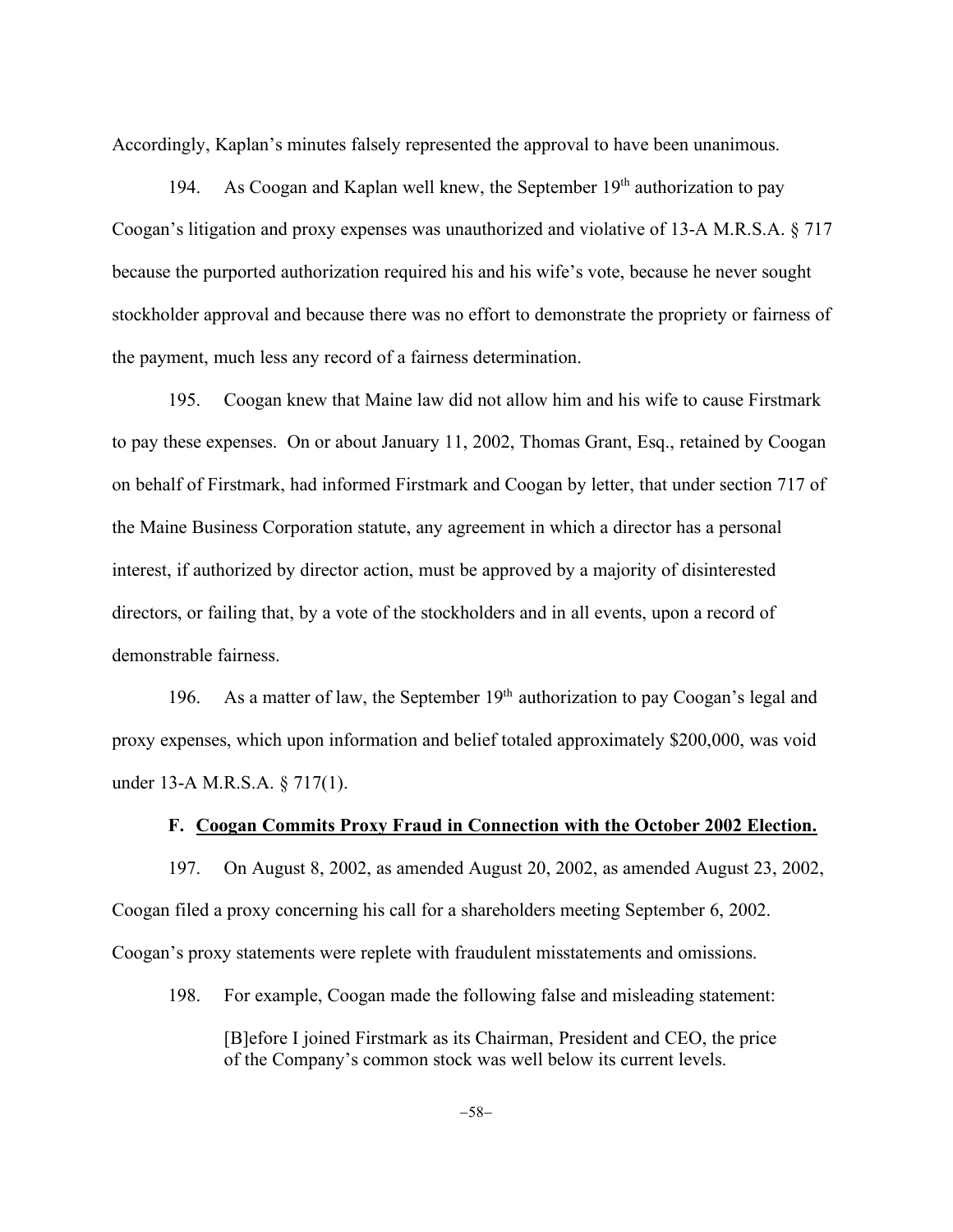Accordingly, Kaplan's minutes falsely represented the approval to have been unanimous.

194. As Coogan and Kaplan well knew, the September 19th authorization to pay Coogan's litigation and proxy expenses was unauthorized and violative of 13-A M.R.S.A. § 717 because the purported authorization required his and his wife's vote, because he never sought stockholder approval and because there was no effort to demonstrate the propriety or fairness of the payment, much less any record of a fairness determination.

195. Coogan knew that Maine law did not allow him and his wife to cause Firstmark to pay these expenses. On or about January 11, 2002, Thomas Grant, Esq., retained by Coogan on behalf of Firstmark, had informed Firstmark and Coogan by letter, that under section 717 of the Maine Business Corporation statute, any agreement in which a director has a personal interest, if authorized by director action, must be approved by a majority of disinterested directors, or failing that, by a vote of the stockholders and in all events, upon a record of demonstrable fairness.

196. As a matter of law, the September 19th authorization to pay Coogan's legal and proxy expenses, which upon information and belief totaled approximately $200,000, was void under 13-A M.R.S.A. § 717(1).

### F. Coogan Commits Proxy Fraud in Connection with the October 2002 Election.

197. On August 8, 2002, as amended August 20, 2002, as amended August 23, 2002, Coogan filed a proxy concerning his call for a shareholders meeting September 6, 2002. Coogan's proxy statements were replete with fraudulent misstatements and omissions.

198. For example, Coogan made the following false and misleading statement:

> [B]efore I joined Firstmark as its Chairman, President and CEO, the price of the Company's common stock was well below its current levels.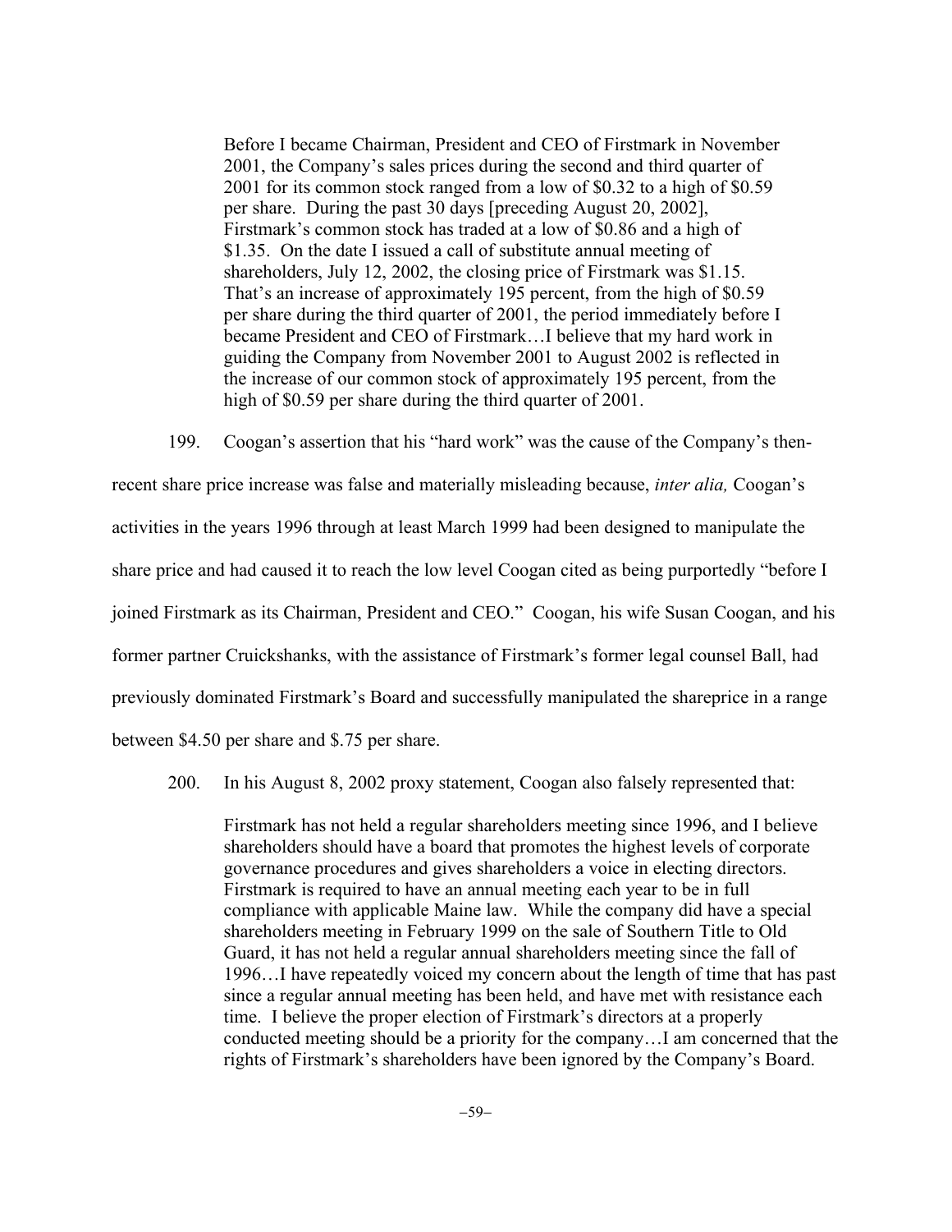> Before I became Chairman, President and CEO of Firstmark in November 2001, the Company's sales prices during the second and third quarter of 2001 for its common stock ranged from a low of $0.32 to a high of $0.59 per share. During the past 30 days [preceding August 20, 2002], Firstmark's common stock has traded at a low of $0.86 and a high of $1.35. On the date I issued a call of substitute annual meeting of shareholders, July 12, 2002, the closing price of Firstmark was $1.15. That's an increase of approximately 195 percent, from the high of $0.59 per share during the third quarter of 2001, the period immediately before I became President and CEO of Firstmark…I believe that my hard work in guiding the Company from November 2001 to August 2002 is reflected in the increase of our common stock of approximately 195 percent, from the high of $0.59 per share during the third quarter of 2001.

199. Coogan's assertion that his "hard work" was the cause of the Company's then-recent share price increase was false and materially misleading because, *inter alia,* Coogan's activities in the years 1996 through at least March 1999 had been designed to manipulate the share price and had caused it to reach the low level Coogan cited as being purportedly "before I joined Firstmark as its Chairman, President and CEO." Coogan, his wife Susan Coogan, and his former partner Cruickshanks, with the assistance of Firstmark's former legal counsel Ball, had previously dominated Firstmark's Board and successfully manipulated the shareprice in a range between $4.50 per share and $.75 per share.

200. In his August 8, 2002 proxy statement, Coogan also falsely represented that:

> Firstmark has not held a regular shareholders meeting since 1996, and I believe shareholders should have a board that promotes the highest levels of corporate governance procedures and gives shareholders a voice in electing directors. Firstmark is required to have an annual meeting each year to be in full compliance with applicable Maine law. While the company did have a special shareholders meeting in February 1999 on the sale of Southern Title to Old Guard, it has not held a regular annual shareholders meeting since the fall of 1996…I have repeatedly voiced my concern about the length of time that has past since a regular annual meeting has been held, and have met with resistance each time. I believe the proper election of Firstmark's directors at a properly conducted meeting should be a priority for the company…I am concerned that the rights of Firstmark's shareholders have been ignored by the Company's Board.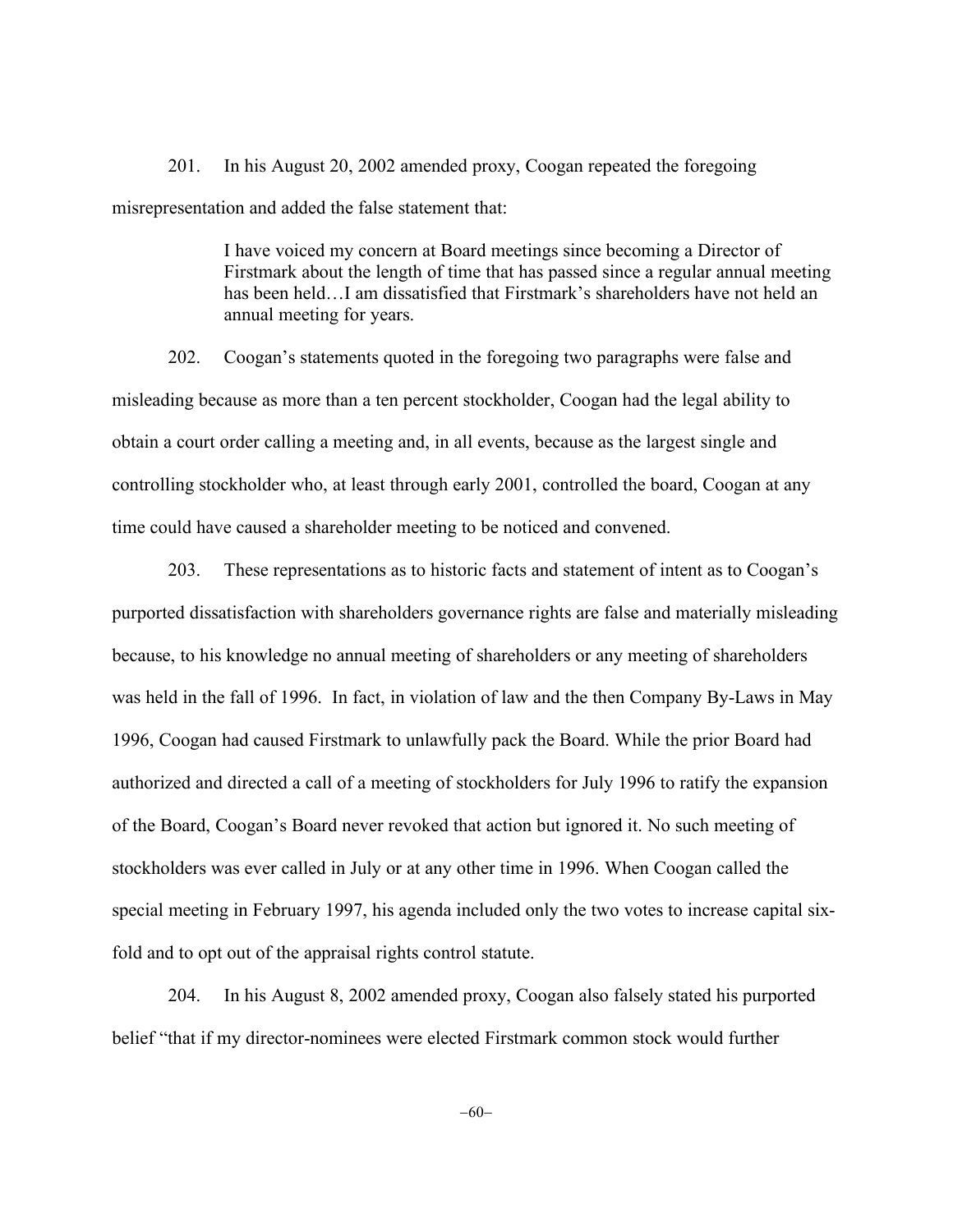201. In his August 20, 2002 amended proxy, Coogan repeated the foregoing misrepresentation and added the false statement that:

> I have voiced my concern at Board meetings since becoming a Director of Firstmark about the length of time that has passed since a regular annual meeting has been held…I am dissatisfied that Firstmark's shareholders have not held an annual meeting for years.

202. Coogan's statements quoted in the foregoing two paragraphs were false and misleading because as more than a ten percent stockholder, Coogan had the legal ability to obtain a court order calling a meeting and, in all events, because as the largest single and controlling stockholder who, at least through early 2001, controlled the board, Coogan at any time could have caused a shareholder meeting to be noticed and convened.

203. These representations as to historic facts and statement of intent as to Coogan's purported dissatisfaction with shareholders governance rights are false and materially misleading because, to his knowledge no annual meeting of shareholders or any meeting of shareholders was held in the fall of 1996. In fact, in violation of law and the then Company By-Laws in May 1996, Coogan had caused Firstmark to unlawfully pack the Board. While the prior Board had authorized and directed a call of a meeting of stockholders for July 1996 to ratify the expansion of the Board, Coogan's Board never revoked that action but ignored it. No such meeting of stockholders was ever called in July or at any other time in 1996. When Coogan called the special meeting in February 1997, his agenda included only the two votes to increase capital six-fold and to opt out of the appraisal rights control statute.

204. In his August 8, 2002 amended proxy, Coogan also falsely stated his purported belief "that if my director-nominees were elected Firstmark common stock would further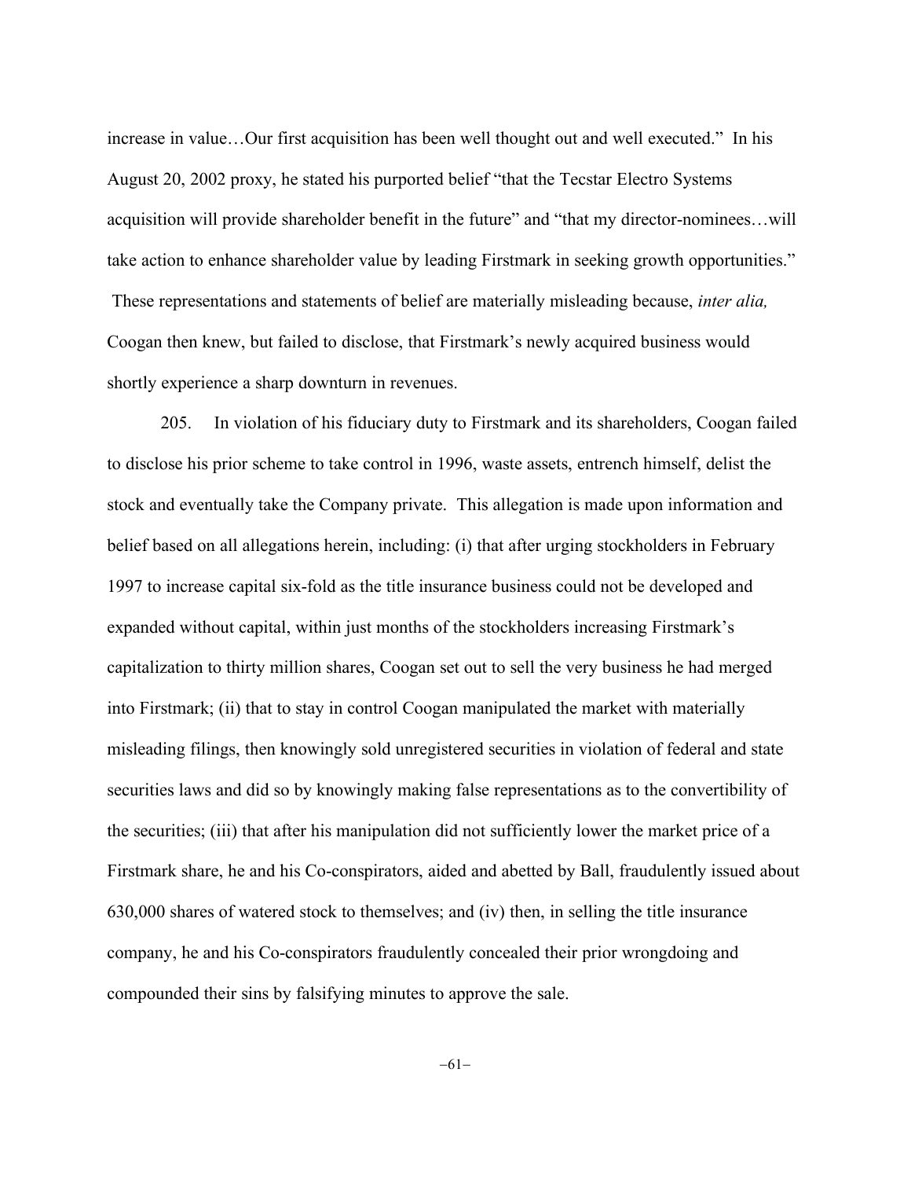increase in value…Our first acquisition has been well thought out and well executed." In his August 20, 2002 proxy, he stated his purported belief "that the Tecstar Electro Systems acquisition will provide shareholder benefit in the future" and "that my director-nominees…will take action to enhance shareholder value by leading Firstmark in seeking growth opportunities." These representations and statements of belief are materially misleading because, *inter alia,* Coogan then knew, but failed to disclose, that Firstmark's newly acquired business would shortly experience a sharp downturn in revenues.

205. In violation of his fiduciary duty to Firstmark and its shareholders, Coogan failed to disclose his prior scheme to take control in 1996, waste assets, entrench himself, delist the stock and eventually take the Company private. This allegation is made upon information and belief based on all allegations herein, including: (i) that after urging stockholders in February 1997 to increase capital six-fold as the title insurance business could not be developed and expanded without capital, within just months of the stockholders increasing Firstmark's capitalization to thirty million shares, Coogan set out to sell the very business he had merged into Firstmark; (ii) that to stay in control Coogan manipulated the market with materially misleading filings, then knowingly sold unregistered securities in violation of federal and state securities laws and did so by knowingly making false representations as to the convertibility of the securities; (iii) that after his manipulation did not sufficiently lower the market price of a Firstmark share, he and his Co-conspirators, aided and abetted by Ball, fraudulently issued about 630,000 shares of watered stock to themselves; and (iv) then, in selling the title insurance company, he and his Co-conspirators fraudulently concealed their prior wrongdoing and compounded their sins by falsifying minutes to approve the sale.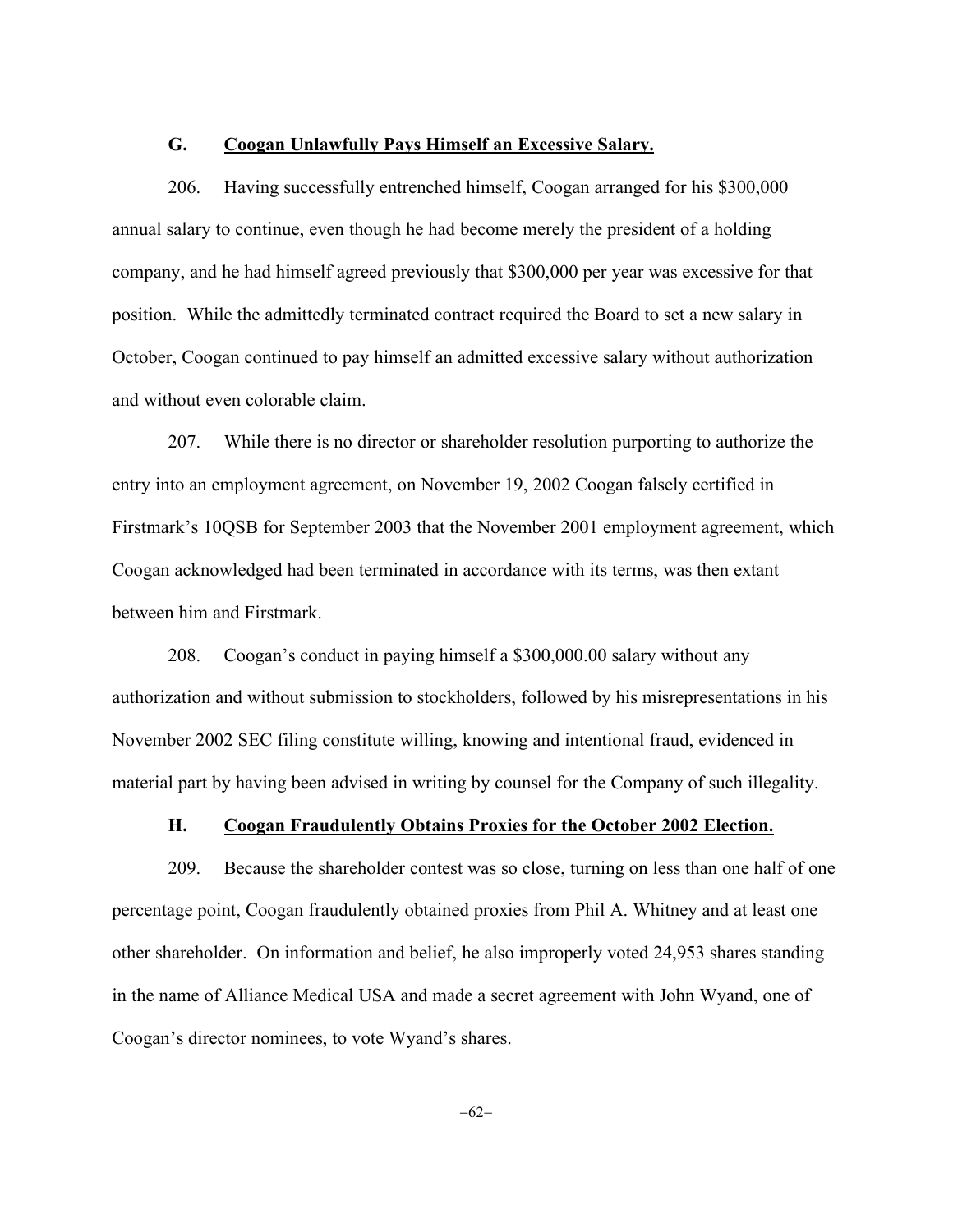### G. **Coogan Unlawfully Pays Himself an Excessive Salary.**

206. Having successfully entrenched himself, Coogan arranged for his $300,000 annual salary to continue, even though he had become merely the president of a holding company, and he had himself agreed previously that $300,000 per year was excessive for that position. While the admittedly terminated contract required the Board to set a new salary in October, Coogan continued to pay himself an admitted excessive salary without authorization and without even colorable claim.

207. While there is no director or shareholder resolution purporting to authorize the entry into an employment agreement, on November 19, 2002 Coogan falsely certified in Firstmark's 10QSB for September 2003 that the November 2001 employment agreement, which Coogan acknowledged had been terminated in accordance with its terms, was then extant between him and Firstmark.

208. Coogan's conduct in paying himself a $300,000.00 salary without any authorization and without submission to stockholders, followed by his misrepresentations in his November 2002 SEC filing constitute willing, knowing and intentional fraud, evidenced in material part by having been advised in writing by counsel for the Company of such illegality.

### H. **Coogan Fraudulently Obtains Proxies for the October 2002 Election.**

209. Because the shareholder contest was so close, turning on less than one half of one percentage point, Coogan fraudulently obtained proxies from Phil A. Whitney and at least one other shareholder. On information and belief, he also improperly voted 24,953 shares standing in the name of Alliance Medical USA and made a secret agreement with John Wyand, one of Coogan's director nominees, to vote Wyand's shares.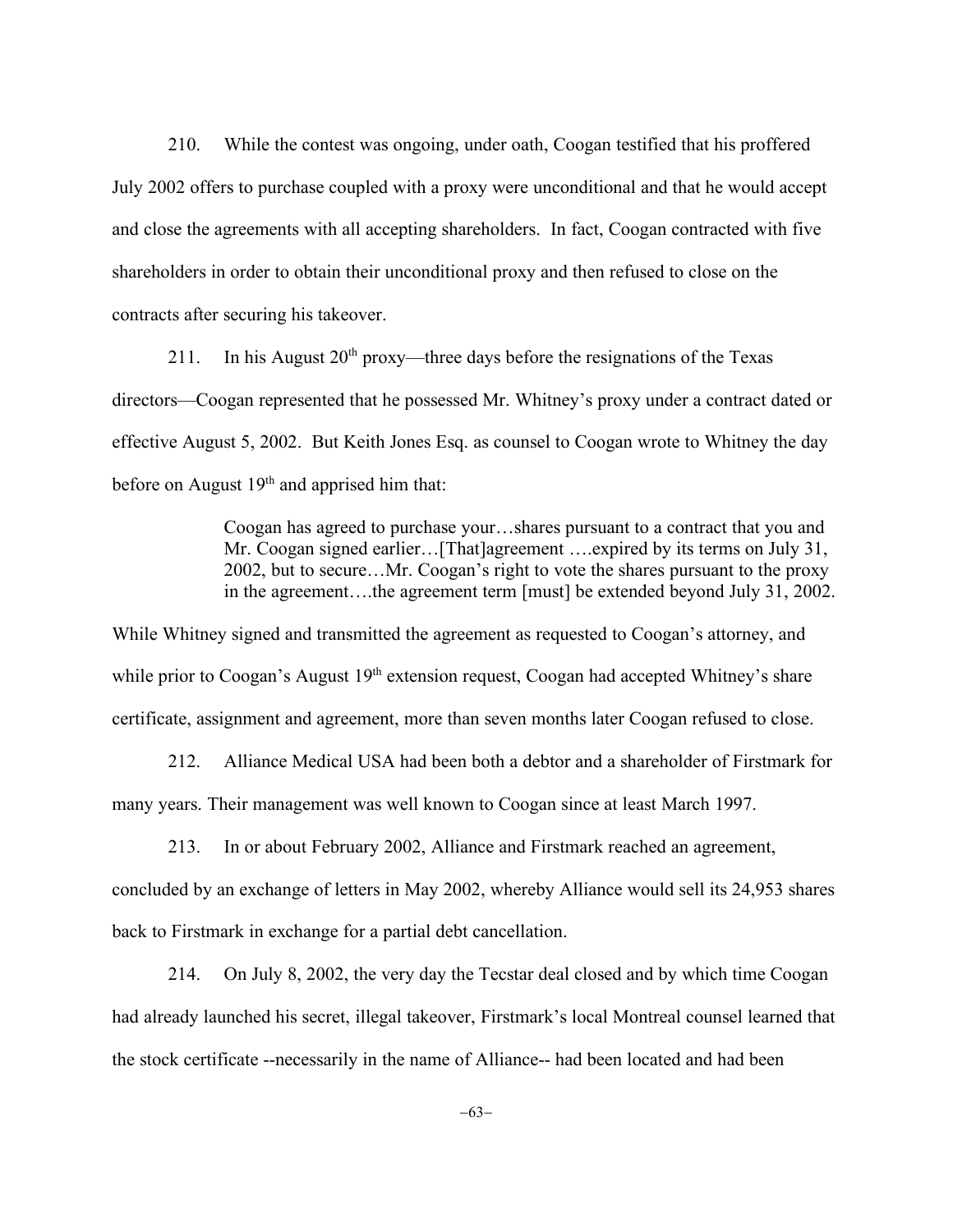210. While the contest was ongoing, under oath, Coogan testified that his proffered July 2002 offers to purchase coupled with a proxy were unconditional and that he would accept and close the agreements with all accepting shareholders. In fact, Coogan contracted with five shareholders in order to obtain their unconditional proxy and then refused to close on the contracts after securing his takeover.

211. In his August 20th proxy—three days before the resignations of the Texas directors—Coogan represented that he possessed Mr. Whitney's proxy under a contract dated or effective August 5, 2002. But Keith Jones Esq. as counsel to Coogan wrote to Whitney the day before on August 19th and apprised him that:

> Coogan has agreed to purchase your…shares pursuant to a contract that you and Mr. Coogan signed earlier…[That]agreement ….expired by its terms on July 31, 2002, but to secure…Mr. Coogan's right to vote the shares pursuant to the proxy in the agreement….the agreement term [must] be extended beyond July 31, 2002.

While Whitney signed and transmitted the agreement as requested to Coogan's attorney, and while prior to Coogan's August 19th extension request, Coogan had accepted Whitney's share certificate, assignment and agreement, more than seven months later Coogan refused to close.

212. Alliance Medical USA had been both a debtor and a shareholder of Firstmark for many years. Their management was well known to Coogan since at least March 1997.

213. In or about February 2002, Alliance and Firstmark reached an agreement, concluded by an exchange of letters in May 2002, whereby Alliance would sell its 24,953 shares back to Firstmark in exchange for a partial debt cancellation.

214. On July 8, 2002, the very day the Tecstar deal closed and by which time Coogan had already launched his secret, illegal takeover, Firstmark's local Montreal counsel learned that the stock certificate --necessarily in the name of Alliance-- had been located and had been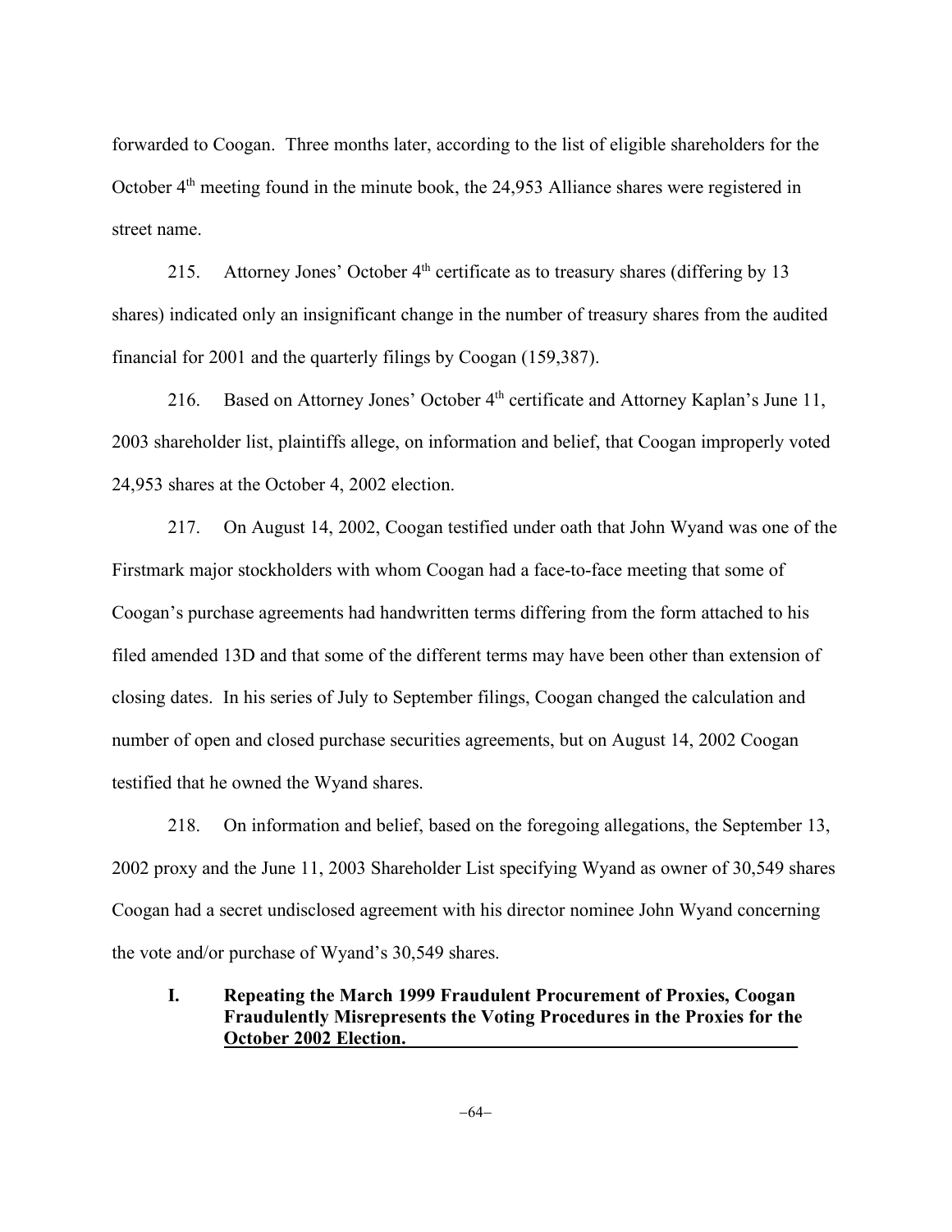forwarded to Coogan. Three months later, according to the list of eligible shareholders for the October 4th meeting found in the minute book, the 24,953 Alliance shares were registered in street name.

215. Attorney Jones' October 4th certificate as to treasury shares (differing by 13 shares) indicated only an insignificant change in the number of treasury shares from the audited financial for 2001 and the quarterly filings by Coogan (159,387).

216. Based on Attorney Jones' October 4th certificate and Attorney Kaplan's June 11, 2003 shareholder list, plaintiffs allege, on information and belief, that Coogan improperly voted 24,953 shares at the October 4, 2002 election.

217. On August 14, 2002, Coogan testified under oath that John Wyand was one of the Firstmark major stockholders with whom Coogan had a face-to-face meeting that some of Coogan's purchase agreements had handwritten terms differing from the form attached to his filed amended 13D and that some of the different terms may have been other than extension of closing dates. In his series of July to September filings, Coogan changed the calculation and number of open and closed purchase securities agreements, but on August 14, 2002 Coogan testified that he owned the Wyand shares.

218. On information and belief, based on the foregoing allegations, the September 13, 2002 proxy and the June 11, 2003 Shareholder List specifying Wyand as owner of 30,549 shares Coogan had a secret undisclosed agreement with his director nominee John Wyand concerning the vote and/or purchase of Wyand's 30,549 shares.

### I. Repeating the March 1999 Fraudulent Procurement of Proxies, Coogan Fraudulently Misrepresents the Voting Procedures in the Proxies for the October 2002 Election.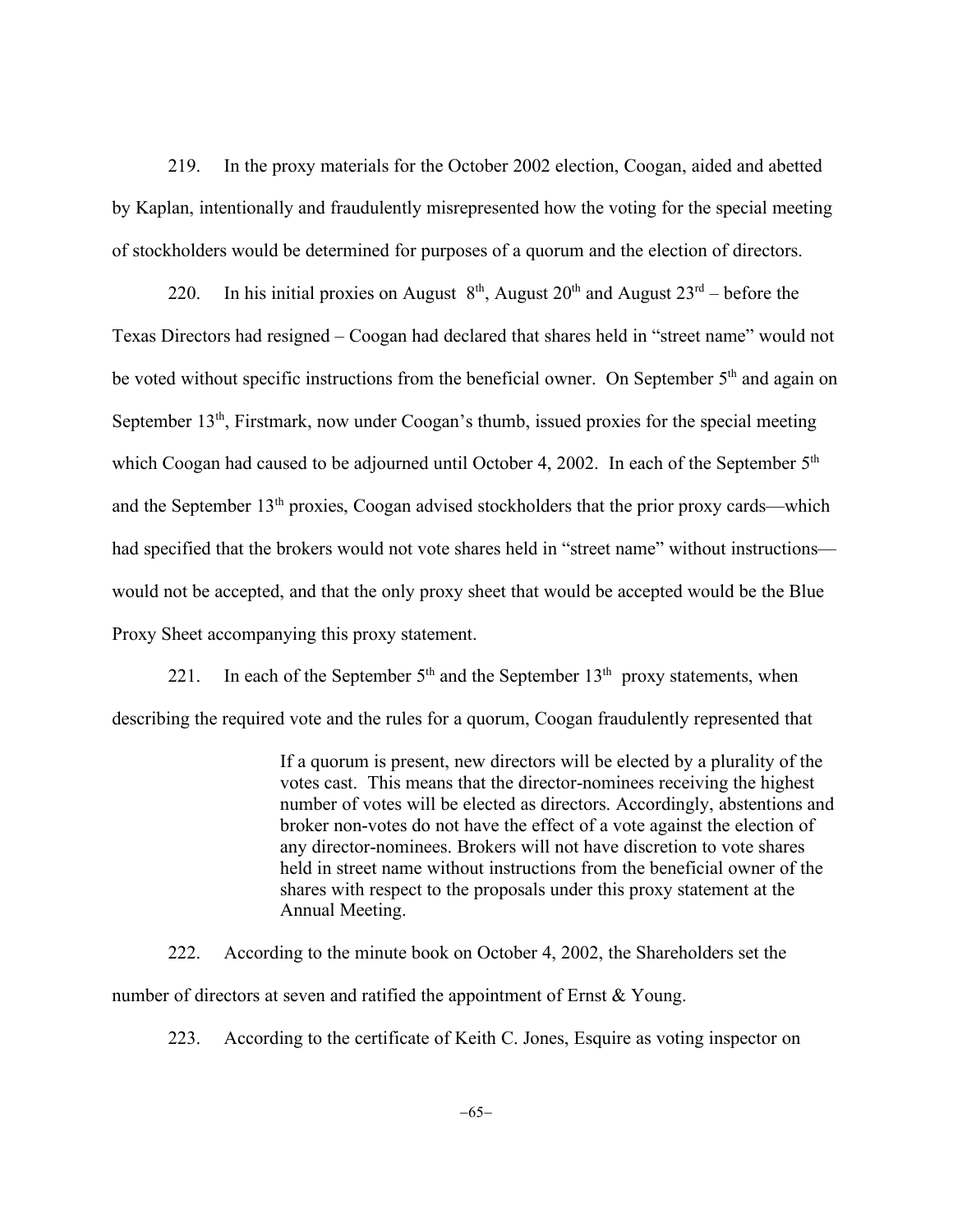219. In the proxy materials for the October 2002 election, Coogan, aided and abetted by Kaplan, intentionally and fraudulently misrepresented how the voting for the special meeting of stockholders would be determined for purposes of a quorum and the election of directors.

220. In his initial proxies on August 8th, August 20th and August 23rd – before the Texas Directors had resigned – Coogan had declared that shares held in "street name" would not be voted without specific instructions from the beneficial owner. On September 5th and again on September 13th, Firstmark, now under Coogan's thumb, issued proxies for the special meeting which Coogan had caused to be adjourned until October 4, 2002. In each of the September 5th and the September 13th proxies, Coogan advised stockholders that the prior proxy cards—which had specified that the brokers would not vote shares held in "street name" without instructions—would not be accepted, and that the only proxy sheet that would be accepted would be the Blue Proxy Sheet accompanying this proxy statement.

221. In each of the September 5th and the September 13th proxy statements, when describing the required vote and the rules for a quorum, Coogan fraudulently represented that

> If a quorum is present, new directors will be elected by a plurality of the votes cast. This means that the director-nominees receiving the highest number of votes will be elected as directors. Accordingly, abstentions and broker non-votes do not have the effect of a vote against the election of any director-nominees. Brokers will not have discretion to vote shares held in street name without instructions from the beneficial owner of the shares with respect to the proposals under this proxy statement at the Annual Meeting.

222. According to the minute book on October 4, 2002, the Shareholders set the number of directors at seven and ratified the appointment of Ernst & Young.

223. According to the certificate of Keith C. Jones, Esquire as voting inspector on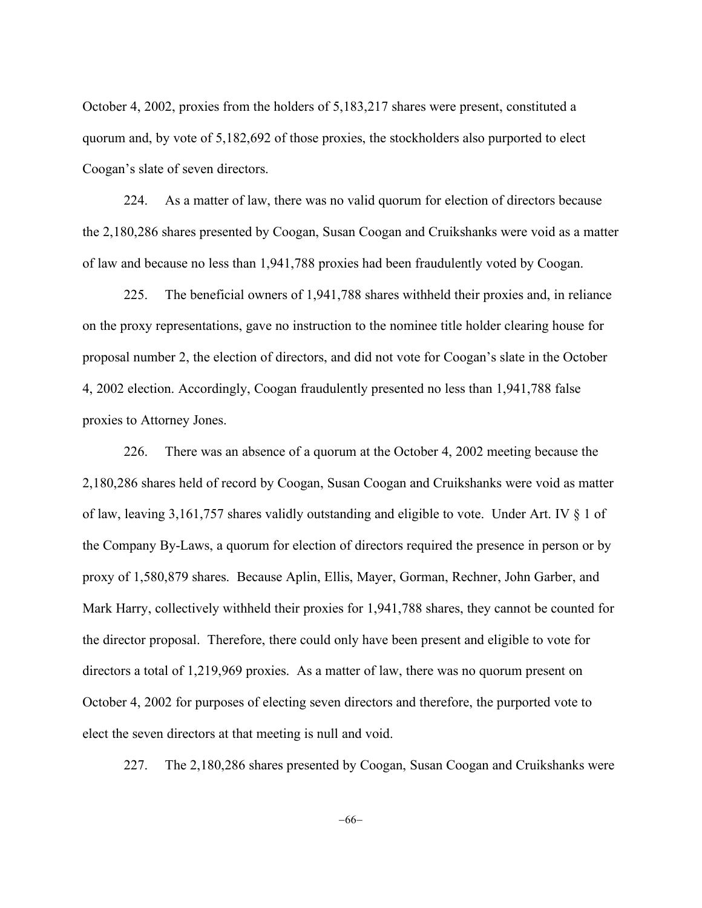October 4, 2002, proxies from the holders of 5,183,217 shares were present, constituted a quorum and, by vote of 5,182,692 of those proxies, the stockholders also purported to elect Coogan's slate of seven directors.

224. As a matter of law, there was no valid quorum for election of directors because the 2,180,286 shares presented by Coogan, Susan Coogan and Cruikshanks were void as a matter of law and because no less than 1,941,788 proxies had been fraudulently voted by Coogan.

225. The beneficial owners of 1,941,788 shares withheld their proxies and, in reliance on the proxy representations, gave no instruction to the nominee title holder clearing house for proposal number 2, the election of directors, and did not vote for Coogan's slate in the October 4, 2002 election. Accordingly, Coogan fraudulently presented no less than 1,941,788 false proxies to Attorney Jones.

226. There was an absence of a quorum at the October 4, 2002 meeting because the 2,180,286 shares held of record by Coogan, Susan Coogan and Cruikshanks were void as matter of law, leaving 3,161,757 shares validly outstanding and eligible to vote. Under Art. IV § 1 of the Company By-Laws, a quorum for election of directors required the presence in person or by proxy of 1,580,879 shares. Because Aplin, Ellis, Mayer, Gorman, Rechner, John Garber, and Mark Harry, collectively withheld their proxies for 1,941,788 shares, they cannot be counted for the director proposal. Therefore, there could only have been present and eligible to vote for directors a total of 1,219,969 proxies. As a matter of law, there was no quorum present on October 4, 2002 for purposes of electing seven directors and therefore, the purported vote to elect the seven directors at that meeting is null and void.

227. The 2,180,286 shares presented by Coogan, Susan Coogan and Cruikshanks were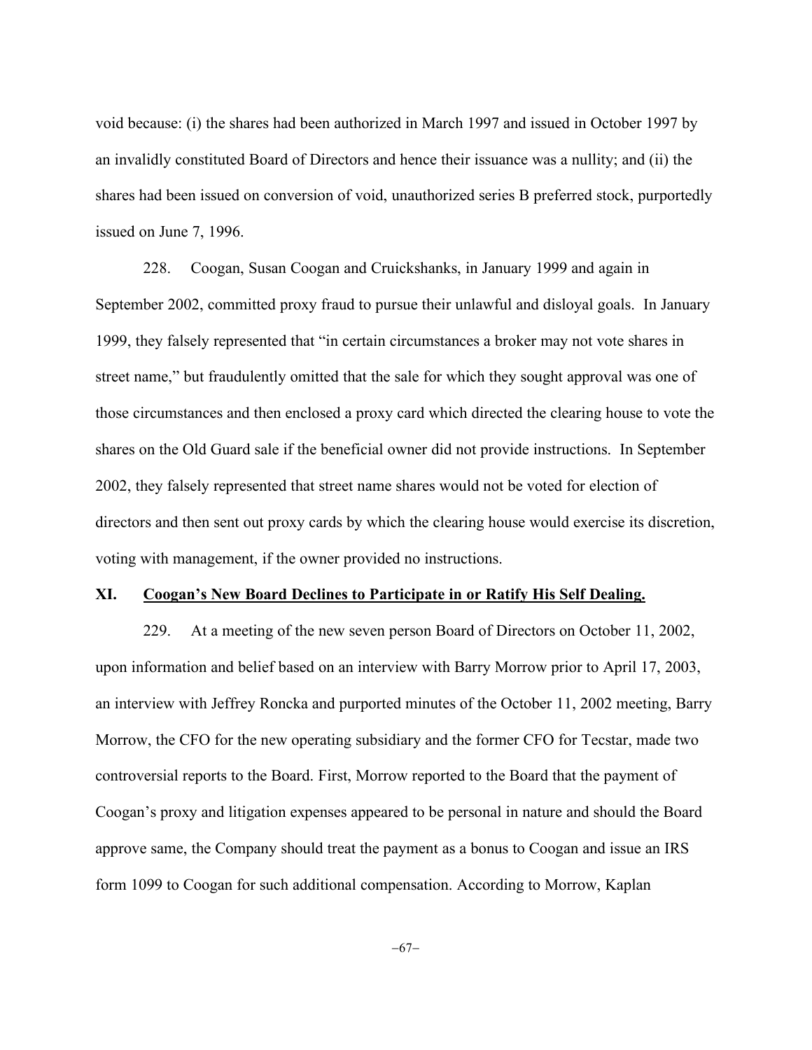void because: (i) the shares had been authorized in March 1997 and issued in October 1997 by an invalidly constituted Board of Directors and hence their issuance was a nullity; and (ii) the shares had been issued on conversion of void, unauthorized series B preferred stock, purportedly issued on June 7, 1996.

228. Coogan, Susan Coogan and Cruickshanks, in January 1999 and again in September 2002, committed proxy fraud to pursue their unlawful and disloyal goals. In January 1999, they falsely represented that "in certain circumstances a broker may not vote shares in street name," but fraudulently omitted that the sale for which they sought approval was one of those circumstances and then enclosed a proxy card which directed the clearing house to vote the shares on the Old Guard sale if the beneficial owner did not provide instructions. In September 2002, they falsely represented that street name shares would not be voted for election of directors and then sent out proxy cards by which the clearing house would exercise its discretion, voting with management, if the owner provided no instructions.

## XI. <u>Coogan's New Board Declines to Participate in or Ratify His Self Dealing.</u>

229. At a meeting of the new seven person Board of Directors on October 11, 2002, upon information and belief based on an interview with Barry Morrow prior to April 17, 2003, an interview with Jeffrey Roncka and purported minutes of the October 11, 2002 meeting, Barry Morrow, the CFO for the new operating subsidiary and the former CFO for Tecstar, made two controversial reports to the Board. First, Morrow reported to the Board that the payment of Coogan's proxy and litigation expenses appeared to be personal in nature and should the Board approve same, the Company should treat the payment as a bonus to Coogan and issue an IRS form 1099 to Coogan for such additional compensation. According to Morrow, Kaplan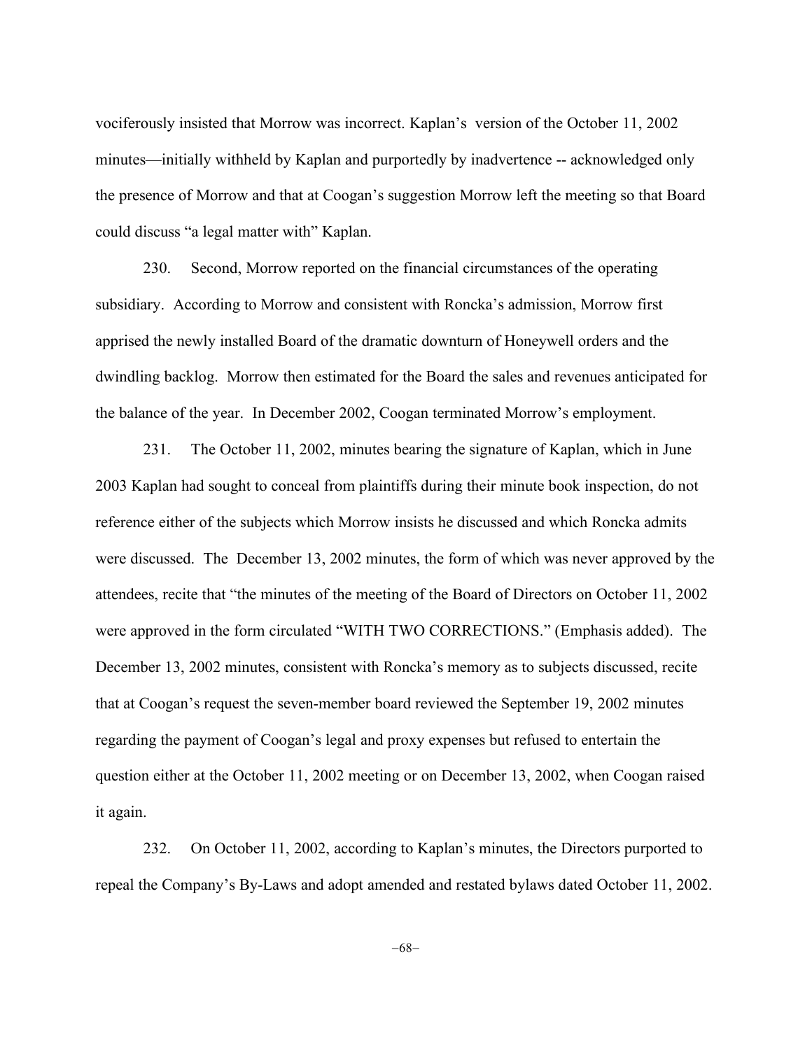vociferously insisted that Morrow was incorrect. Kaplan's version of the October 11, 2002 minutes—initially withheld by Kaplan and purportedly by inadvertence -- acknowledged only the presence of Morrow and that at Coogan's suggestion Morrow left the meeting so that Board could discuss "a legal matter with" Kaplan.

230. Second, Morrow reported on the financial circumstances of the operating subsidiary. According to Morrow and consistent with Roncka's admission, Morrow first apprised the newly installed Board of the dramatic downturn of Honeywell orders and the dwindling backlog. Morrow then estimated for the Board the sales and revenues anticipated for the balance of the year. In December 2002, Coogan terminated Morrow's employment.

231. The October 11, 2002, minutes bearing the signature of Kaplan, which in June 2003 Kaplan had sought to conceal from plaintiffs during their minute book inspection, do not reference either of the subjects which Morrow insists he discussed and which Roncka admits were discussed. The December 13, 2002 minutes, the form of which was never approved by the attendees, recite that "the minutes of the meeting of the Board of Directors on October 11, 2002 were approved in the form circulated "WITH TWO CORRECTIONS." (Emphasis added). The December 13, 2002 minutes, consistent with Roncka's memory as to subjects discussed, recite that at Coogan's request the seven-member board reviewed the September 19, 2002 minutes regarding the payment of Coogan's legal and proxy expenses but refused to entertain the question either at the October 11, 2002 meeting or on December 13, 2002, when Coogan raised it again.

232. On October 11, 2002, according to Kaplan's minutes, the Directors purported to repeal the Company's By-Laws and adopt amended and restated bylaws dated October 11, 2002.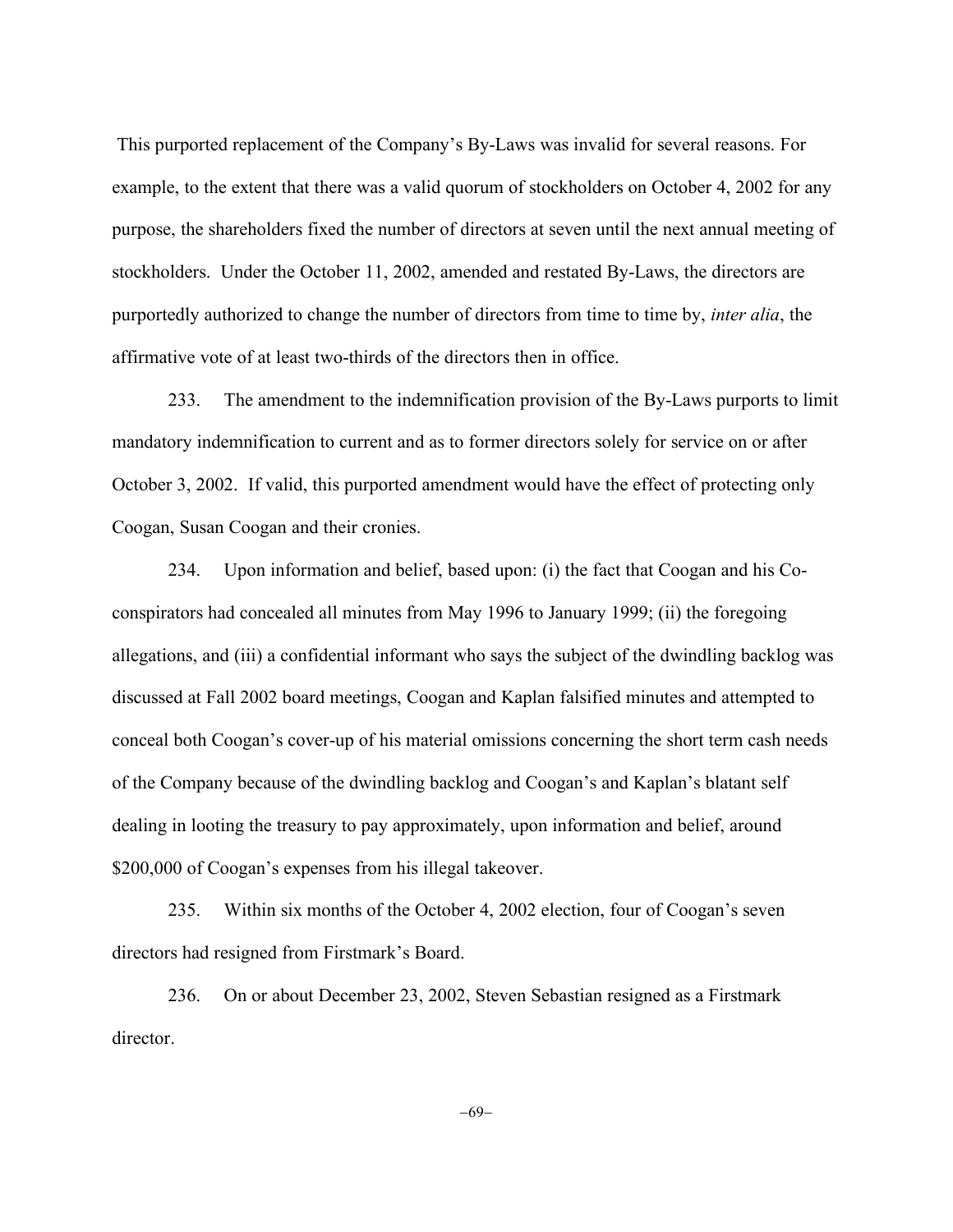This purported replacement of the Company's By-Laws was invalid for several reasons. For example, to the extent that there was a valid quorum of stockholders on October 4, 2002 for any purpose, the shareholders fixed the number of directors at seven until the next annual meeting of stockholders. Under the October 11, 2002, amended and restated By-Laws, the directors are purportedly authorized to change the number of directors from time to time by, *inter alia*, the affirmative vote of at least two-thirds of the directors then in office.

233. The amendment to the indemnification provision of the By-Laws purports to limit mandatory indemnification to current and as to former directors solely for service on or after October 3, 2002. If valid, this purported amendment would have the effect of protecting only Coogan, Susan Coogan and their cronies.

234. Upon information and belief, based upon: (i) the fact that Coogan and his Co-conspirators had concealed all minutes from May 1996 to January 1999; (ii) the foregoing allegations, and (iii) a confidential informant who says the subject of the dwindling backlog was discussed at Fall 2002 board meetings, Coogan and Kaplan falsified minutes and attempted to conceal both Coogan's cover-up of his material omissions concerning the short term cash needs of the Company because of the dwindling backlog and Coogan's and Kaplan's blatant self dealing in looting the treasury to pay approximately, upon information and belief, around \$200,000 of Coogan's expenses from his illegal takeover.

235. Within six months of the October 4, 2002 election, four of Coogan's seven directors had resigned from Firstmark's Board.

236. On or about December 23, 2002, Steven Sebastian resigned as a Firstmark director.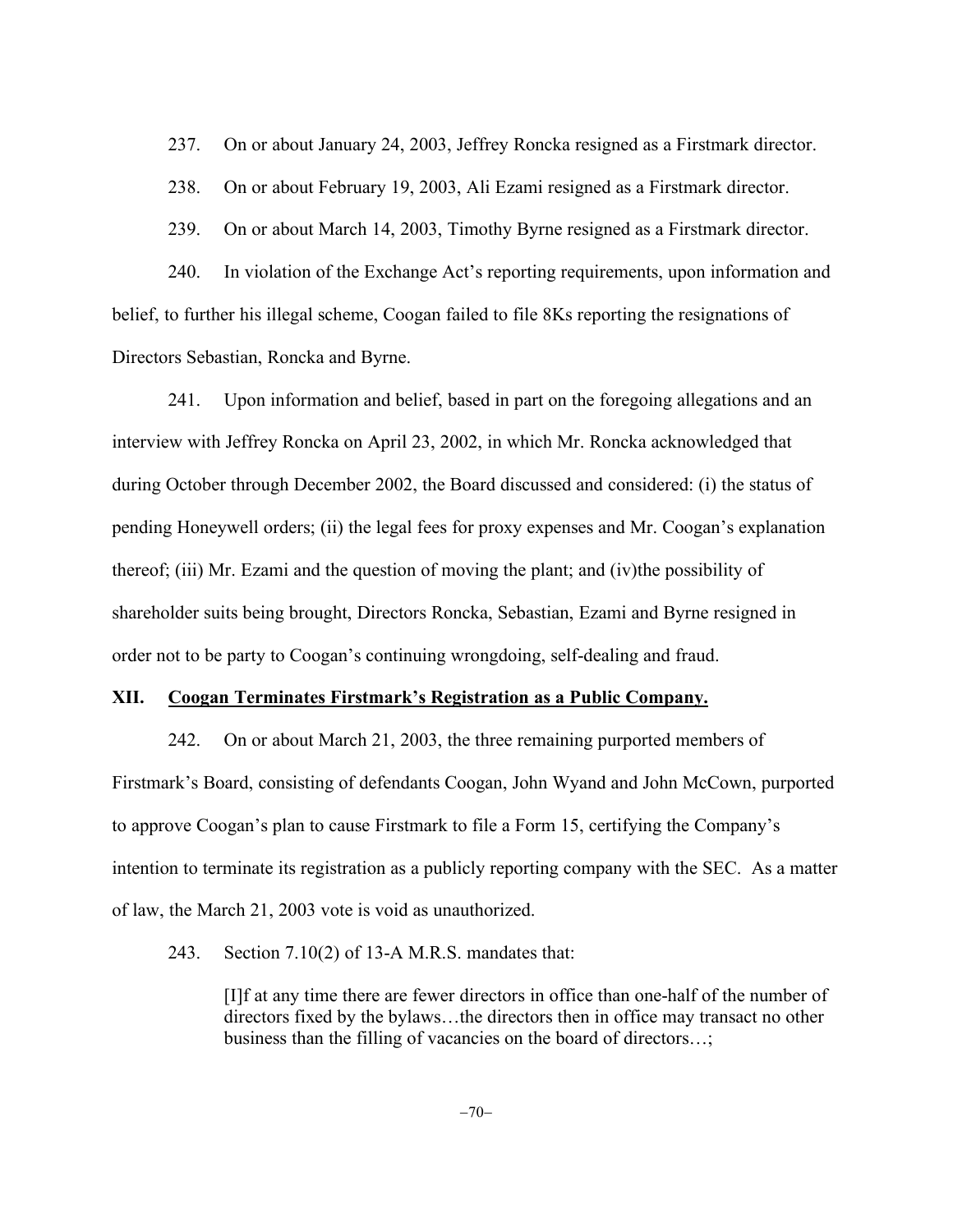237. On or about January 24, 2003, Jeffrey Roncka resigned as a Firstmark director.

238. On or about February 19, 2003, Ali Ezami resigned as a Firstmark director.

239. On or about March 14, 2003, Timothy Byrne resigned as a Firstmark director.

240. In violation of the Exchange Act's reporting requirements, upon information and belief, to further his illegal scheme, Coogan failed to file 8Ks reporting the resignations of Directors Sebastian, Roncka and Byrne.

241. Upon information and belief, based in part on the foregoing allegations and an interview with Jeffrey Roncka on April 23, 2002, in which Mr. Roncka acknowledged that during October through December 2002, the Board discussed and considered: (i) the status of pending Honeywell orders; (ii) the legal fees for proxy expenses and Mr. Coogan's explanation thereof; (iii) Mr. Ezami and the question of moving the plant; and (iv)the possibility of shareholder suits being brought, Directors Roncka, Sebastian, Ezami and Byrne resigned in order not to be party to Coogan's continuing wrongdoing, self-dealing and fraud.

## XII. <u>Coogan Terminates Firstmark's Registration as a Public Company.</u>

242. On or about March 21, 2003, the three remaining purported members of Firstmark's Board, consisting of defendants Coogan, John Wyand and John McCown, purported to approve Coogan's plan to cause Firstmark to file a Form 15, certifying the Company's intention to terminate its registration as a publicly reporting company with the SEC. As a matter of law, the March 21, 2003 vote is void as unauthorized.

243. Section 7.10(2) of 13-A M.R.S. mandates that:

> [I]f at any time there are fewer directors in office than one-half of the number of directors fixed by the bylaws…the directors then in office may transact no other business than the filling of vacancies on the board of directors…;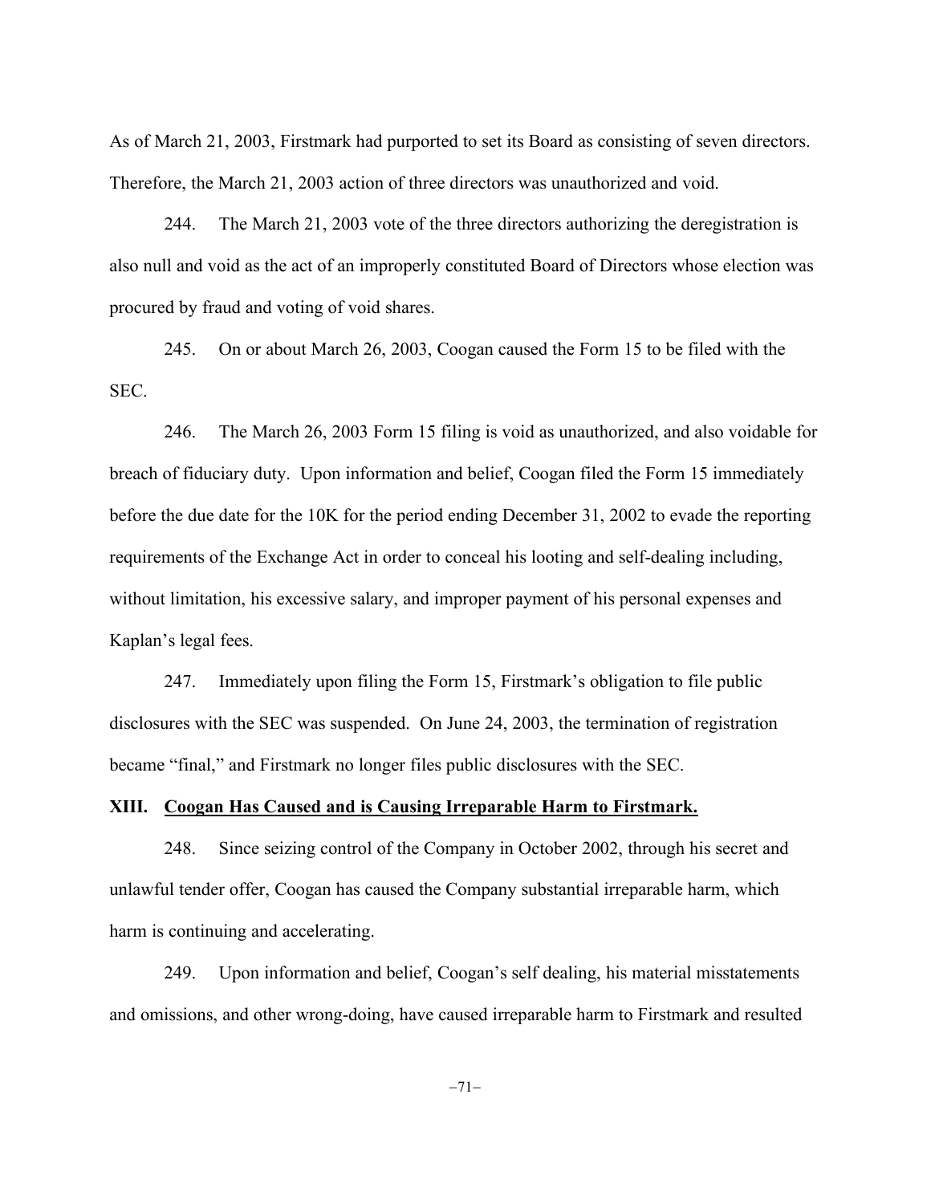As of March 21, 2003, Firstmark had purported to set its Board as consisting of seven directors. Therefore, the March 21, 2003 action of three directors was unauthorized and void.

244. The March 21, 2003 vote of the three directors authorizing the deregistration is also null and void as the act of an improperly constituted Board of Directors whose election was procured by fraud and voting of void shares.

245. On or about March 26, 2003, Coogan caused the Form 15 to be filed with the SEC.

246. The March 26, 2003 Form 15 filing is void as unauthorized, and also voidable for breach of fiduciary duty. Upon information and belief, Coogan filed the Form 15 immediately before the due date for the 10K for the period ending December 31, 2002 to evade the reporting requirements of the Exchange Act in order to conceal his looting and self-dealing including, without limitation, his excessive salary, and improper payment of his personal expenses and Kaplan's legal fees.

247. Immediately upon filing the Form 15, Firstmark's obligation to file public disclosures with the SEC was suspended. On June 24, 2003, the termination of registration became "final," and Firstmark no longer files public disclosures with the SEC.

## XIII. Coogan Has Caused and is Causing Irreparable Harm to Firstmark.

248. Since seizing control of the Company in October 2002, through his secret and unlawful tender offer, Coogan has caused the Company substantial irreparable harm, which harm is continuing and accelerating.

249. Upon information and belief, Coogan's self dealing, his material misstatements and omissions, and other wrong-doing, have caused irreparable harm to Firstmark and resulted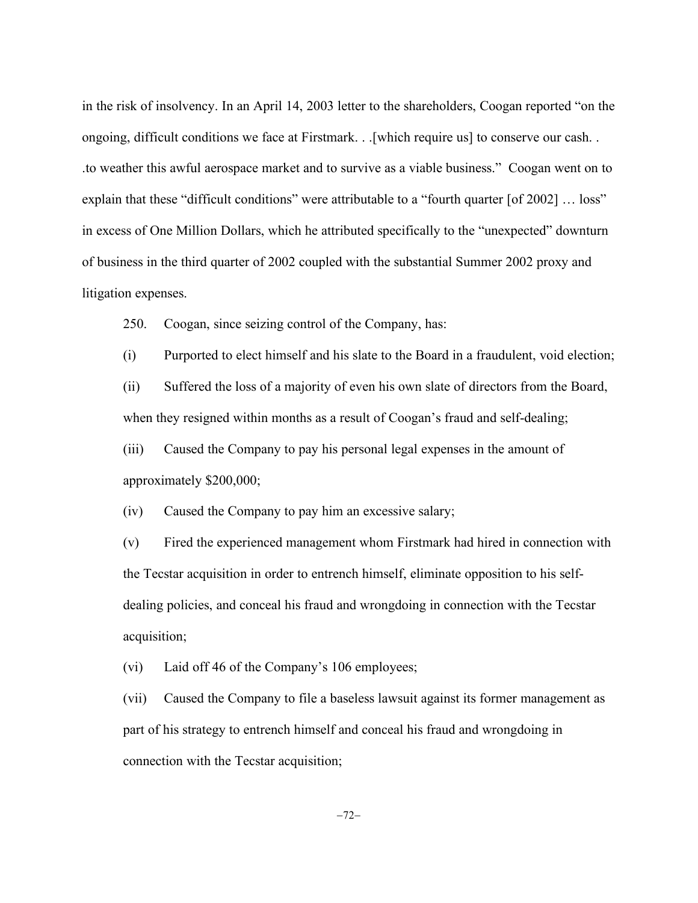in the risk of insolvency. In an April 14, 2003 letter to the shareholders, Coogan reported "on the ongoing, difficult conditions we face at Firstmark. . .[which require us] to conserve our cash. . .to weather this awful aerospace market and to survive as a viable business." Coogan went on to explain that these "difficult conditions" were attributable to a "fourth quarter [of 2002] … loss" in excess of One Million Dollars, which he attributed specifically to the "unexpected" downturn of business in the third quarter of 2002 coupled with the substantial Summer 2002 proxy and litigation expenses.

250. Coogan, since seizing control of the Company, has:

(i) Purported to elect himself and his slate to the Board in a fraudulent, void election;

(ii) Suffered the loss of a majority of even his own slate of directors from the Board, when they resigned within months as a result of Coogan's fraud and self-dealing;

(iii) Caused the Company to pay his personal legal expenses in the amount of approximately $200,000;

(iv) Caused the Company to pay him an excessive salary;

(v) Fired the experienced management whom Firstmark had hired in connection with the Tecstar acquisition in order to entrench himself, eliminate opposition to his self-dealing policies, and conceal his fraud and wrongdoing in connection with the Tecstar acquisition;

(vi) Laid off 46 of the Company's 106 employees;

(vii) Caused the Company to file a baseless lawsuit against its former management as part of his strategy to entrench himself and conceal his fraud and wrongdoing in connection with the Tecstar acquisition;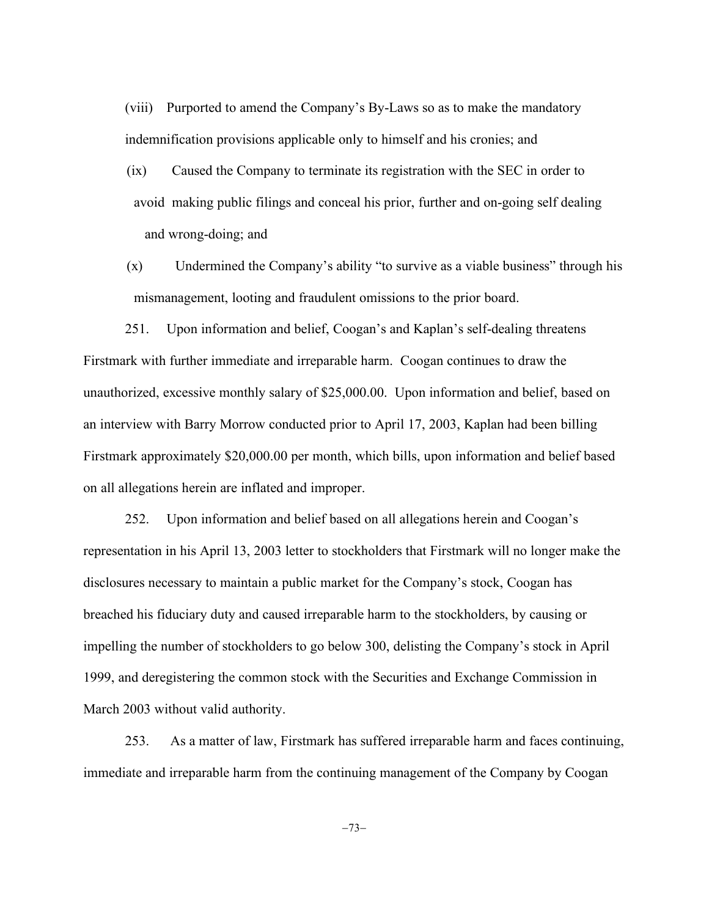(viii) Purported to amend the Company's By-Laws so as to make the mandatory indemnification provisions applicable only to himself and his cronies; and

(ix) Caused the Company to terminate its registration with the SEC in order to avoid making public filings and conceal his prior, further and on-going self dealing and wrong-doing; and

(x) Undermined the Company's ability "to survive as a viable business" through his mismanagement, looting and fraudulent omissions to the prior board.

251. Upon information and belief, Coogan's and Kaplan's self-dealing threatens Firstmark with further immediate and irreparable harm. Coogan continues to draw the unauthorized, excessive monthly salary of $25,000.00. Upon information and belief, based on an interview with Barry Morrow conducted prior to April 17, 2003, Kaplan had been billing Firstmark approximately $20,000.00 per month, which bills, upon information and belief based on all allegations herein are inflated and improper.

252. Upon information and belief based on all allegations herein and Coogan's representation in his April 13, 2003 letter to stockholders that Firstmark will no longer make the disclosures necessary to maintain a public market for the Company's stock, Coogan has breached his fiduciary duty and caused irreparable harm to the stockholders, by causing or impelling the number of stockholders to go below 300, delisting the Company's stock in April 1999, and deregistering the common stock with the Securities and Exchange Commission in March 2003 without valid authority.

253. As a matter of law, Firstmark has suffered irreparable harm and faces continuing, immediate and irreparable harm from the continuing management of the Company by Coogan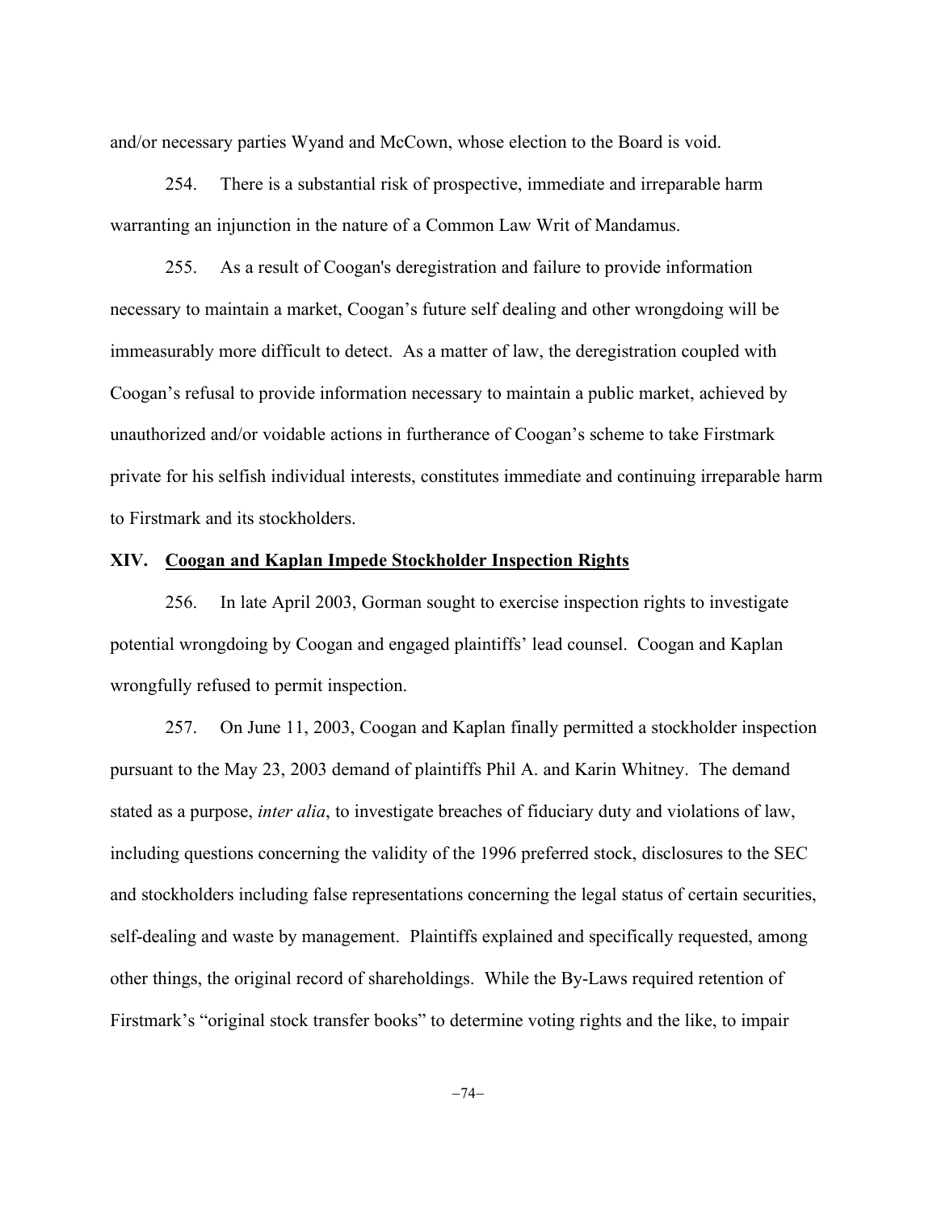and/or necessary parties Wyand and McCown, whose election to the Board is void.

254. There is a substantial risk of prospective, immediate and irreparable harm warranting an injunction in the nature of a Common Law Writ of Mandamus.

255. As a result of Coogan's deregistration and failure to provide information necessary to maintain a market, Coogan's future self dealing and other wrongdoing will be immeasurably more difficult to detect. As a matter of law, the deregistration coupled with Coogan's refusal to provide information necessary to maintain a public market, achieved by unauthorized and/or voidable actions in furtherance of Coogan's scheme to take Firstmark private for his selfish individual interests, constitutes immediate and continuing irreparable harm to Firstmark and its stockholders.

## XIV. Coogan and Kaplan Impede Stockholder Inspection Rights

256. In late April 2003, Gorman sought to exercise inspection rights to investigate potential wrongdoing by Coogan and engaged plaintiffs' lead counsel. Coogan and Kaplan wrongfully refused to permit inspection.

257. On June 11, 2003, Coogan and Kaplan finally permitted a stockholder inspection pursuant to the May 23, 2003 demand of plaintiffs Phil A. and Karin Whitney. The demand stated as a purpose, *inter alia*, to investigate breaches of fiduciary duty and violations of law, including questions concerning the validity of the 1996 preferred stock, disclosures to the SEC and stockholders including false representations concerning the legal status of certain securities, self-dealing and waste by management. Plaintiffs explained and specifically requested, among other things, the original record of shareholdings. While the By-Laws required retention of Firstmark's "original stock transfer books" to determine voting rights and the like, to impair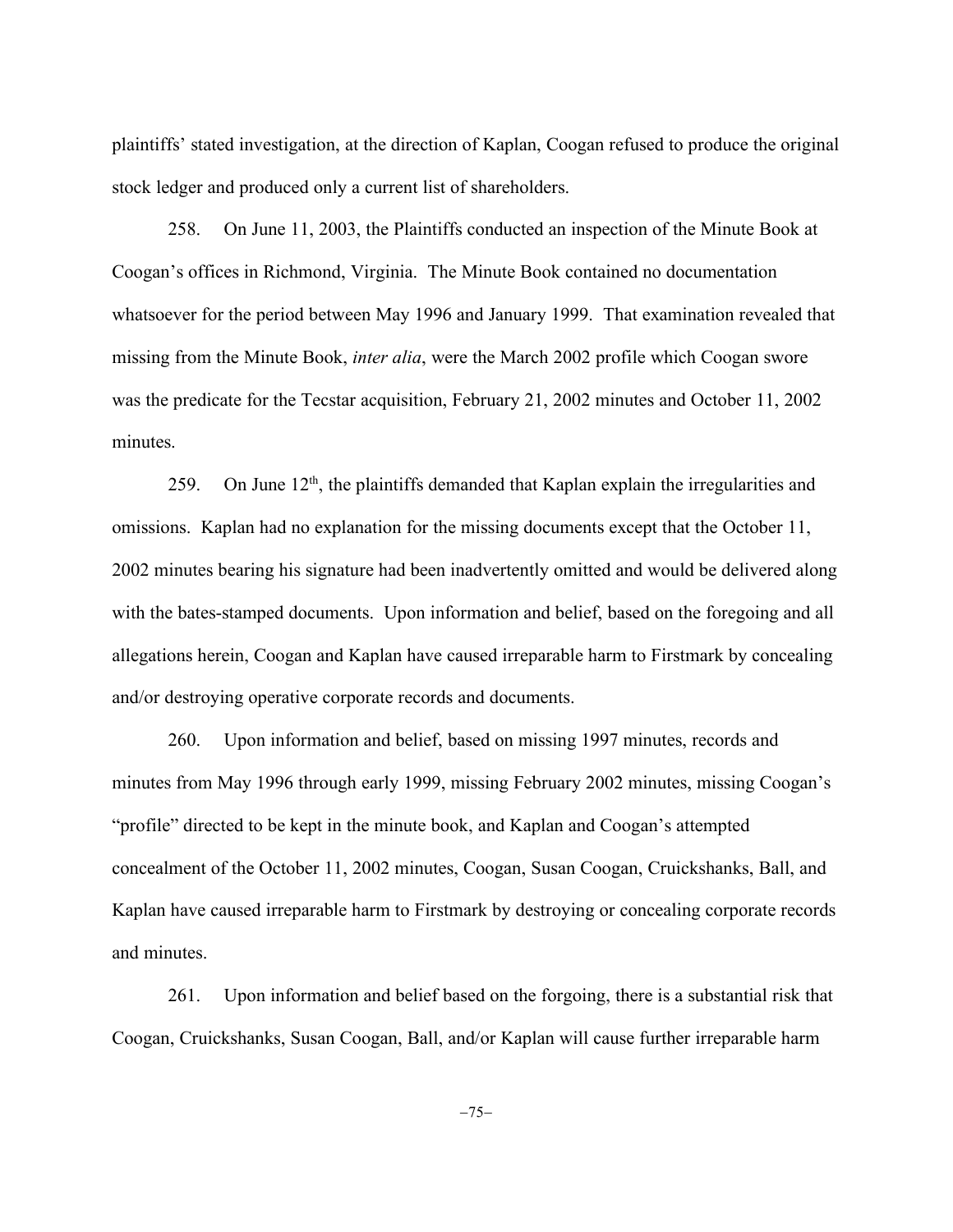plaintiffs' stated investigation, at the direction of Kaplan, Coogan refused to produce the original stock ledger and produced only a current list of shareholders.

258. On June 11, 2003, the Plaintiffs conducted an inspection of the Minute Book at Coogan's offices in Richmond, Virginia. The Minute Book contained no documentation whatsoever for the period between May 1996 and January 1999. That examination revealed that missing from the Minute Book, *inter alia*, were the March 2002 profile which Coogan swore was the predicate for the Tecstar acquisition, February 21, 2002 minutes and October 11, 2002 minutes.

259. On June 12th, the plaintiffs demanded that Kaplan explain the irregularities and omissions. Kaplan had no explanation for the missing documents except that the October 11, 2002 minutes bearing his signature had been inadvertently omitted and would be delivered along with the bates-stamped documents. Upon information and belief, based on the foregoing and all allegations herein, Coogan and Kaplan have caused irreparable harm to Firstmark by concealing and/or destroying operative corporate records and documents.

260. Upon information and belief, based on missing 1997 minutes, records and minutes from May 1996 through early 1999, missing February 2002 minutes, missing Coogan's "profile" directed to be kept in the minute book, and Kaplan and Coogan's attempted concealment of the October 11, 2002 minutes, Coogan, Susan Coogan, Cruickshanks, Ball, and Kaplan have caused irreparable harm to Firstmark by destroying or concealing corporate records and minutes.

261. Upon information and belief based on the forgoing, there is a substantial risk that Coogan, Cruickshanks, Susan Coogan, Ball, and/or Kaplan will cause further irreparable harm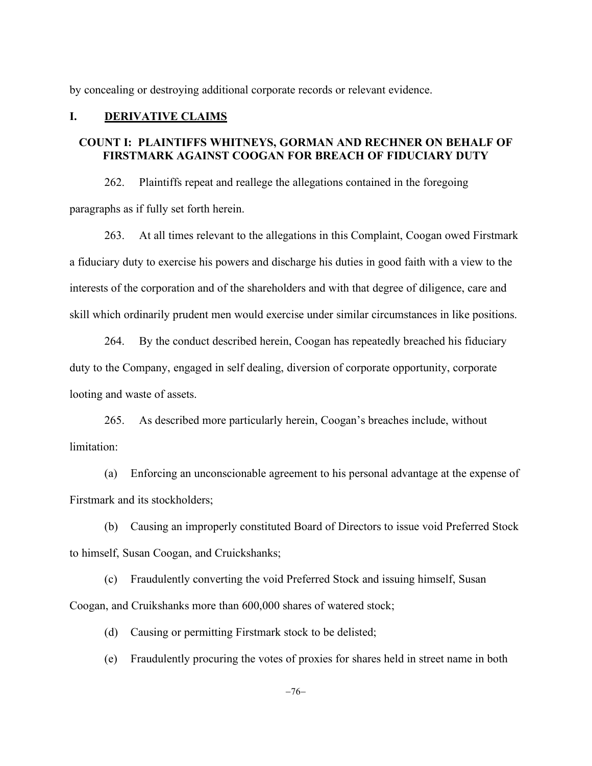by concealing or destroying additional corporate records or relevant evidence.

## I. DERIVATIVE CLAIMS

### COUNT I: PLAINTIFFS WHITNEYS, GORMAN AND RECHNER ON BEHALF OF FIRSTMARK AGAINST COOGAN FOR BREACH OF FIDUCIARY DUTY

262. Plaintiffs repeat and reallege the allegations contained in the foregoing paragraphs as if fully set forth herein.

263. At all times relevant to the allegations in this Complaint, Coogan owed Firstmark a fiduciary duty to exercise his powers and discharge his duties in good faith with a view to the interests of the corporation and of the shareholders and with that degree of diligence, care and skill which ordinarily prudent men would exercise under similar circumstances in like positions.

264. By the conduct described herein, Coogan has repeatedly breached his fiduciary duty to the Company, engaged in self dealing, diversion of corporate opportunity, corporate looting and waste of assets.

265. As described more particularly herein, Coogan's breaches include, without limitation:

(a) Enforcing an unconscionable agreement to his personal advantage at the expense of Firstmark and its stockholders;

(b) Causing an improperly constituted Board of Directors to issue void Preferred Stock to himself, Susan Coogan, and Cruickshanks;

(c) Fraudulently converting the void Preferred Stock and issuing himself, Susan Coogan, and Cruikshanks more than 600,000 shares of watered stock;

(d) Causing or permitting Firstmark stock to be delisted;

(e) Fraudulently procuring the votes of proxies for shares held in street name in both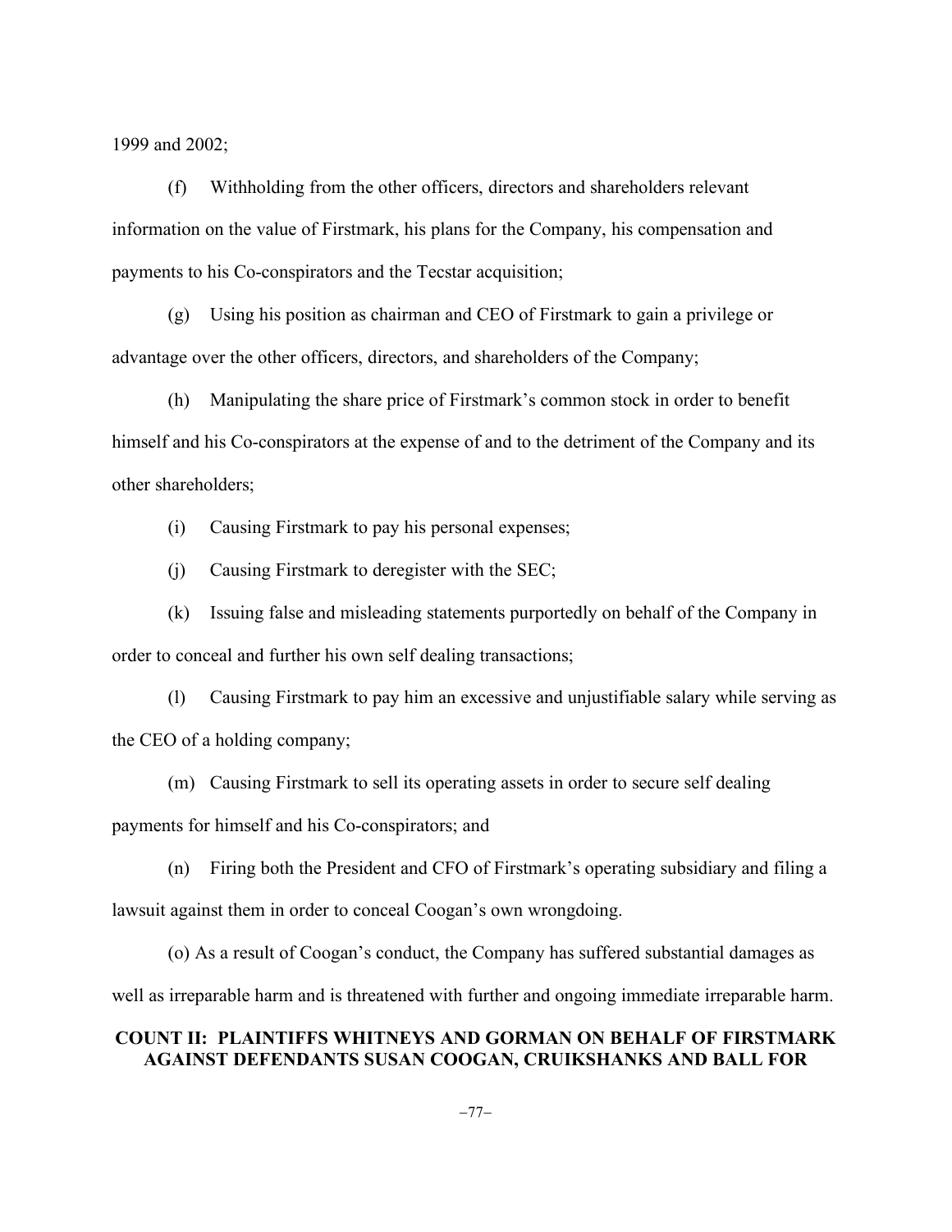1999 and 2002;

(f) Withholding from the other officers, directors and shareholders relevant information on the value of Firstmark, his plans for the Company, his compensation and payments to his Co-conspirators and the Tecstar acquisition;

(g) Using his position as chairman and CEO of Firstmark to gain a privilege or advantage over the other officers, directors, and shareholders of the Company;

(h) Manipulating the share price of Firstmark's common stock in order to benefit himself and his Co-conspirators at the expense of and to the detriment of the Company and its other shareholders;

(i) Causing Firstmark to pay his personal expenses;

(j) Causing Firstmark to deregister with the SEC;

(k) Issuing false and misleading statements purportedly on behalf of the Company in order to conceal and further his own self dealing transactions;

(l) Causing Firstmark to pay him an excessive and unjustifiable salary while serving as the CEO of a holding company;

(m) Causing Firstmark to sell its operating assets in order to secure self dealing payments for himself and his Co-conspirators; and

(n) Firing both the President and CFO of Firstmark's operating subsidiary and filing a lawsuit against them in order to conceal Coogan's own wrongdoing.

(o) As a result of Coogan's conduct, the Company has suffered substantial damages as well as irreparable harm and is threatened with further and ongoing immediate irreparable harm.

**COUNT II: PLAINTIFFS WHITNEYS AND GORMAN ON BEHALF OF FIRSTMARK AGAINST DEFENDANTS SUSAN COOGAN, CRUIKSHANKS AND BALL FOR**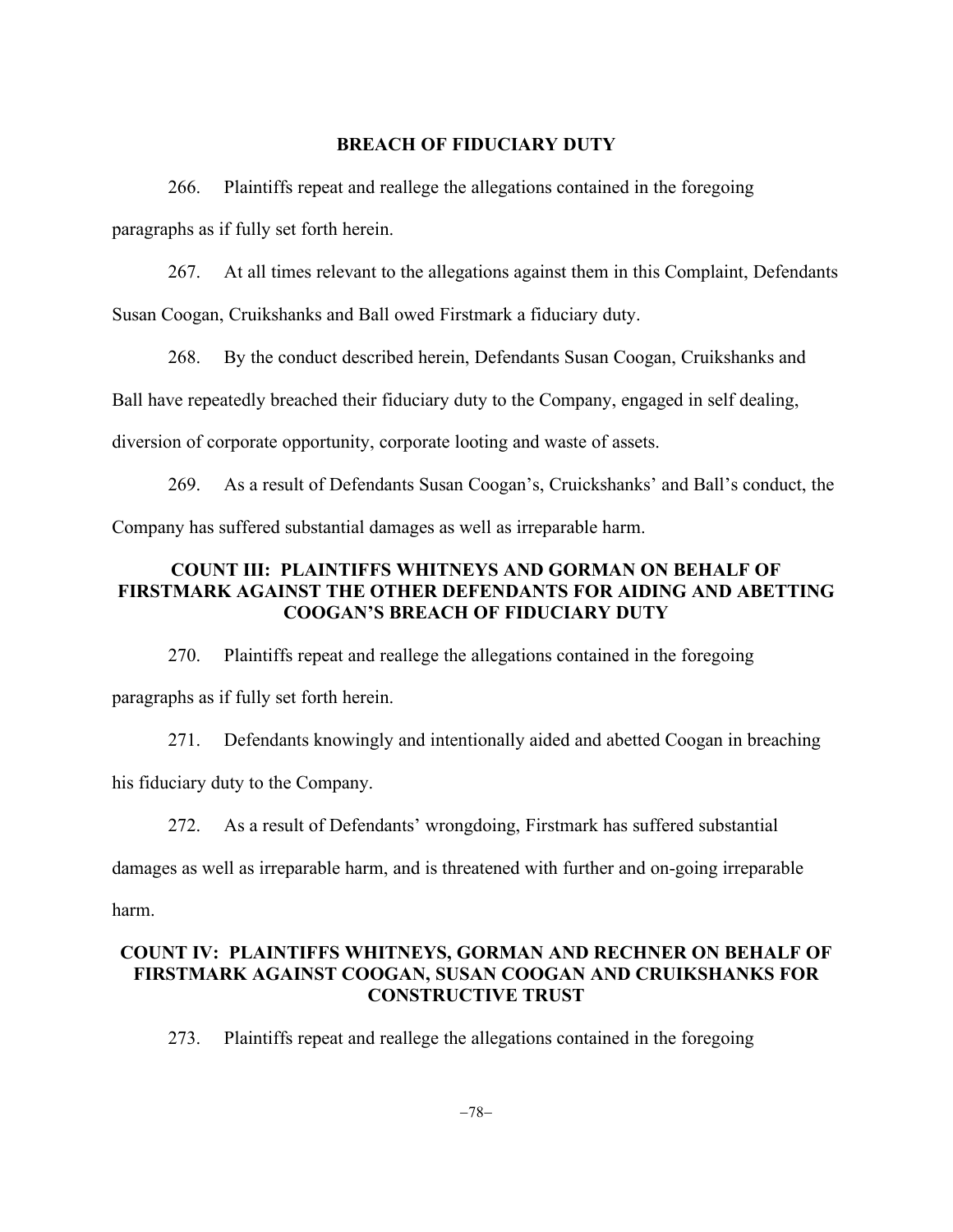**BREACH OF FIDUCIARY DUTY**

266. Plaintiffs repeat and reallege the allegations contained in the foregoing paragraphs as if fully set forth herein.

267. At all times relevant to the allegations against them in this Complaint, Defendants Susan Coogan, Cruikshanks and Ball owed Firstmark a fiduciary duty.

268. By the conduct described herein, Defendants Susan Coogan, Cruikshanks and Ball have repeatedly breached their fiduciary duty to the Company, engaged in self dealing, diversion of corporate opportunity, corporate looting and waste of assets.

269. As a result of Defendants Susan Coogan's, Cruickshanks' and Ball's conduct, the Company has suffered substantial damages as well as irreparable harm.

**COUNT III: PLAINTIFFS WHITNEYS AND GORMAN ON BEHALF OF FIRSTMARK AGAINST THE OTHER DEFENDANTS FOR AIDING AND ABETTING COOGAN'S BREACH OF FIDUCIARY DUTY**

270. Plaintiffs repeat and reallege the allegations contained in the foregoing paragraphs as if fully set forth herein.

271. Defendants knowingly and intentionally aided and abetted Coogan in breaching his fiduciary duty to the Company.

272. As a result of Defendants' wrongdoing, Firstmark has suffered substantial damages as well as irreparable harm, and is threatened with further and on-going irreparable harm.

**COUNT IV: PLAINTIFFS WHITNEYS, GORMAN AND RECHNER ON BEHALF OF FIRSTMARK AGAINST COOGAN, SUSAN COOGAN AND CRUIKSHANKS FOR CONSTRUCTIVE TRUST**

273. Plaintiffs repeat and reallege the allegations contained in the foregoing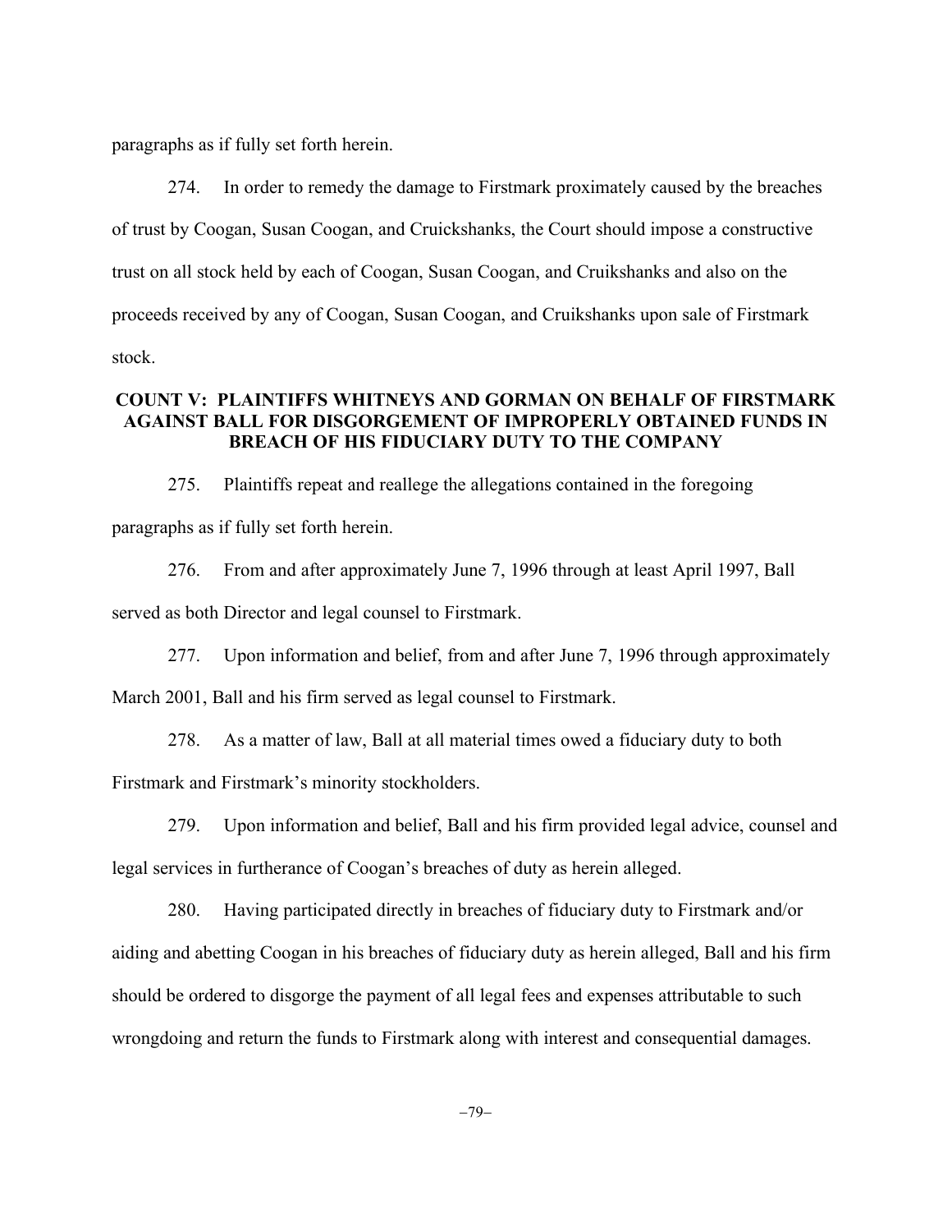paragraphs as if fully set forth herein.

274. In order to remedy the damage to Firstmark proximately caused by the breaches of trust by Coogan, Susan Coogan, and Cruickshanks, the Court should impose a constructive trust on all stock held by each of Coogan, Susan Coogan, and Cruikshanks and also on the proceeds received by any of Coogan, Susan Coogan, and Cruikshanks upon sale of Firstmark stock.

**COUNT V: PLAINTIFFS WHITNEYS AND GORMAN ON BEHALF OF FIRSTMARK AGAINST BALL FOR DISGORGEMENT OF IMPROPERLY OBTAINED FUNDS IN BREACH OF HIS FIDUCIARY DUTY TO THE COMPANY**

275. Plaintiffs repeat and reallege the allegations contained in the foregoing paragraphs as if fully set forth herein.

276. From and after approximately June 7, 1996 through at least April 1997, Ball served as both Director and legal counsel to Firstmark.

277. Upon information and belief, from and after June 7, 1996 through approximately March 2001, Ball and his firm served as legal counsel to Firstmark.

278. As a matter of law, Ball at all material times owed a fiduciary duty to both Firstmark and Firstmark's minority stockholders.

279. Upon information and belief, Ball and his firm provided legal advice, counsel and legal services in furtherance of Coogan's breaches of duty as herein alleged.

280. Having participated directly in breaches of fiduciary duty to Firstmark and/or aiding and abetting Coogan in his breaches of fiduciary duty as herein alleged, Ball and his firm should be ordered to disgorge the payment of all legal fees and expenses attributable to such wrongdoing and return the funds to Firstmark along with interest and consequential damages.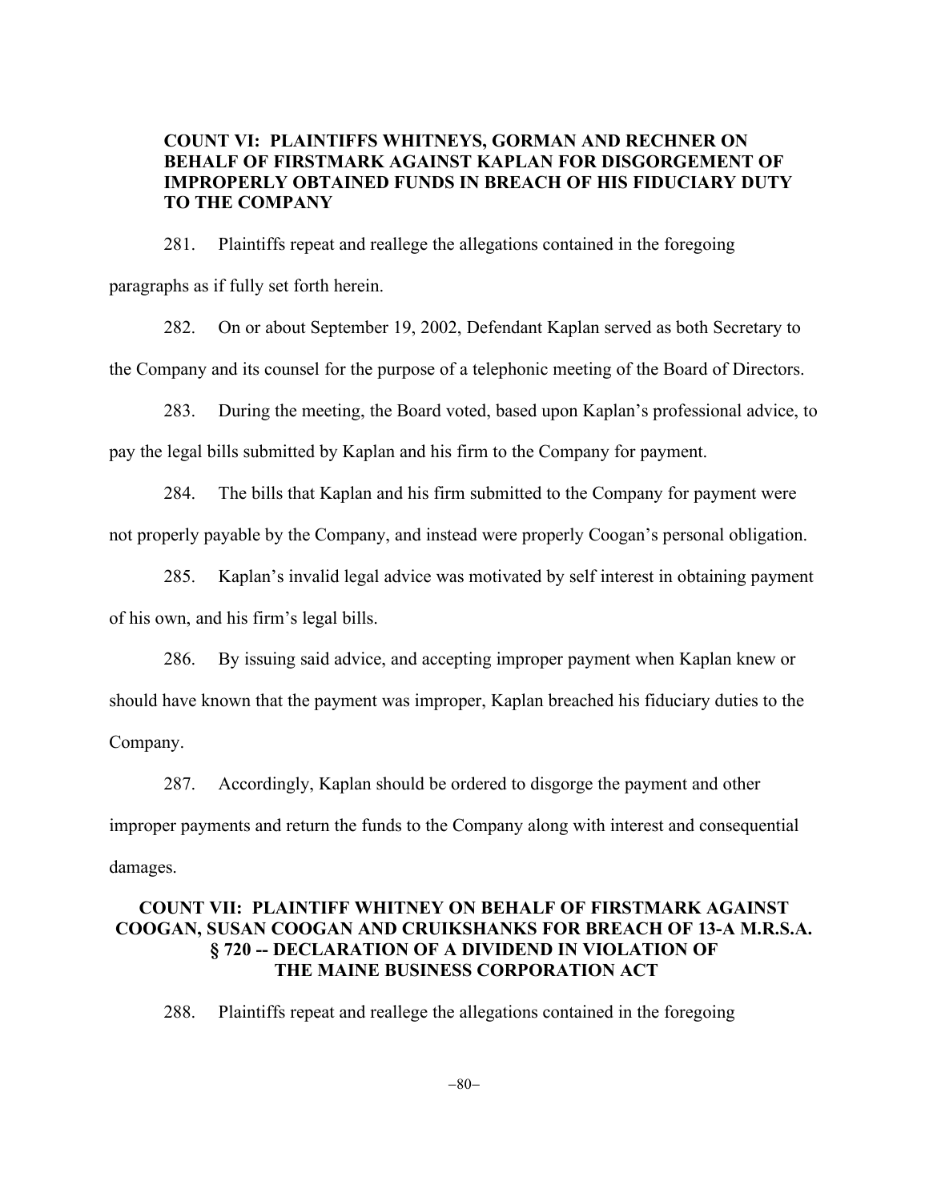**COUNT VI: PLAINTIFFS WHITNEYS, GORMAN AND RECHNER ON BEHALF OF FIRSTMARK AGAINST KAPLAN FOR DISGORGEMENT OF IMPROPERLY OBTAINED FUNDS IN BREACH OF HIS FIDUCIARY DUTY TO THE COMPANY**

281. Plaintiffs repeat and reallege the allegations contained in the foregoing paragraphs as if fully set forth herein.

282. On or about September 19, 2002, Defendant Kaplan served as both Secretary to the Company and its counsel for the purpose of a telephonic meeting of the Board of Directors.

283. During the meeting, the Board voted, based upon Kaplan's professional advice, to pay the legal bills submitted by Kaplan and his firm to the Company for payment.

284. The bills that Kaplan and his firm submitted to the Company for payment were not properly payable by the Company, and instead were properly Coogan's personal obligation.

285. Kaplan's invalid legal advice was motivated by self interest in obtaining payment of his own, and his firm's legal bills.

286. By issuing said advice, and accepting improper payment when Kaplan knew or should have known that the payment was improper, Kaplan breached his fiduciary duties to the Company.

287. Accordingly, Kaplan should be ordered to disgorge the payment and other improper payments and return the funds to the Company along with interest and consequential damages.

**COUNT VII: PLAINTIFF WHITNEY ON BEHALF OF FIRSTMARK AGAINST COOGAN, SUSAN COOGAN AND CRUIKSHANKS FOR BREACH OF 13-A M.R.S.A. § 720 -- DECLARATION OF A DIVIDEND IN VIOLATION OF THE MAINE BUSINESS CORPORATION ACT**

288. Plaintiffs repeat and reallege the allegations contained in the foregoing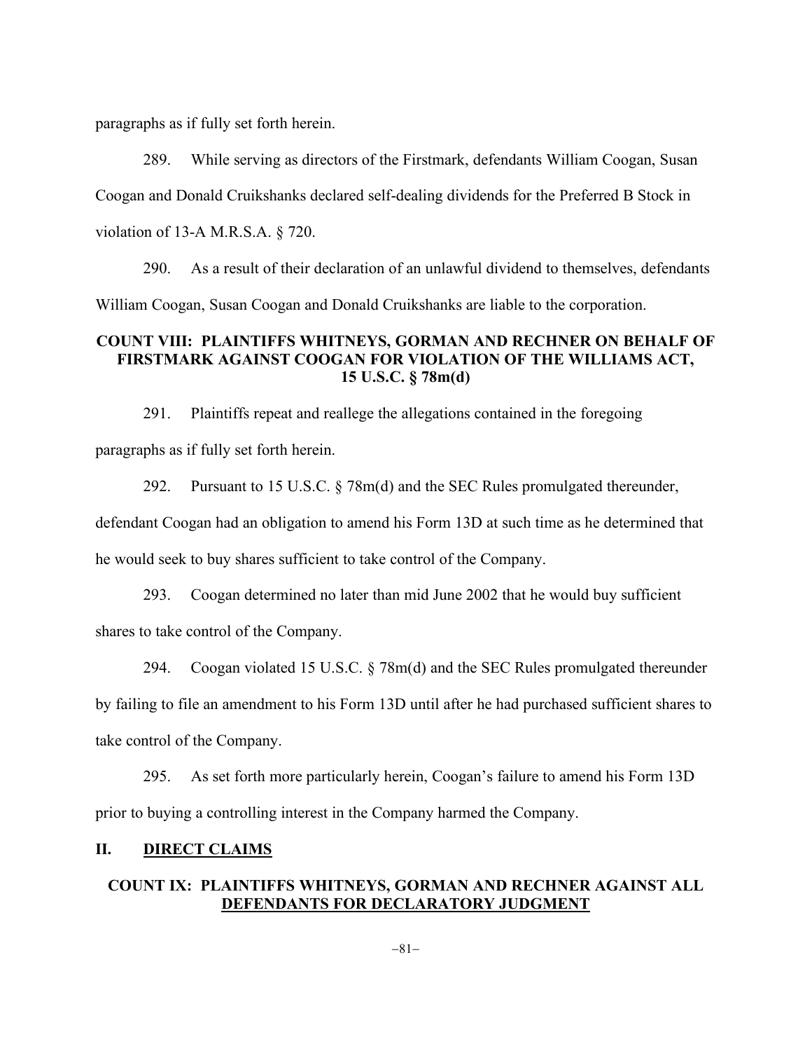paragraphs as if fully set forth herein.

289. While serving as directors of the Firstmark, defendants William Coogan, Susan Coogan and Donald Cruikshanks declared self-dealing dividends for the Preferred B Stock in violation of 13-A M.R.S.A. § 720.

290. As a result of their declaration of an unlawful dividend to themselves, defendants William Coogan, Susan Coogan and Donald Cruikshanks are liable to the corporation.

### COUNT VIII: PLAINTIFFS WHITNEYS, GORMAN AND RECHNER ON BEHALF OF FIRSTMARK AGAINST COOGAN FOR VIOLATION OF THE WILLIAMS ACT, 15 U.S.C. § 78m(d)

291. Plaintiffs repeat and reallege the allegations contained in the foregoing paragraphs as if fully set forth herein.

292. Pursuant to 15 U.S.C. § 78m(d) and the SEC Rules promulgated thereunder, defendant Coogan had an obligation to amend his Form 13D at such time as he determined that he would seek to buy shares sufficient to take control of the Company.

293. Coogan determined no later than mid June 2002 that he would buy sufficient shares to take control of the Company.

294. Coogan violated 15 U.S.C. § 78m(d) and the SEC Rules promulgated thereunder by failing to file an amendment to his Form 13D until after he had purchased sufficient shares to take control of the Company.

295. As set forth more particularly herein, Coogan's failure to amend his Form 13D prior to buying a controlling interest in the Company harmed the Company.

## II. DIRECT CLAIMS

### COUNT IX: PLAINTIFFS WHITNEYS, GORMAN AND RECHNER AGAINST ALL DEFENDANTS FOR DECLARATORY JUDGMENT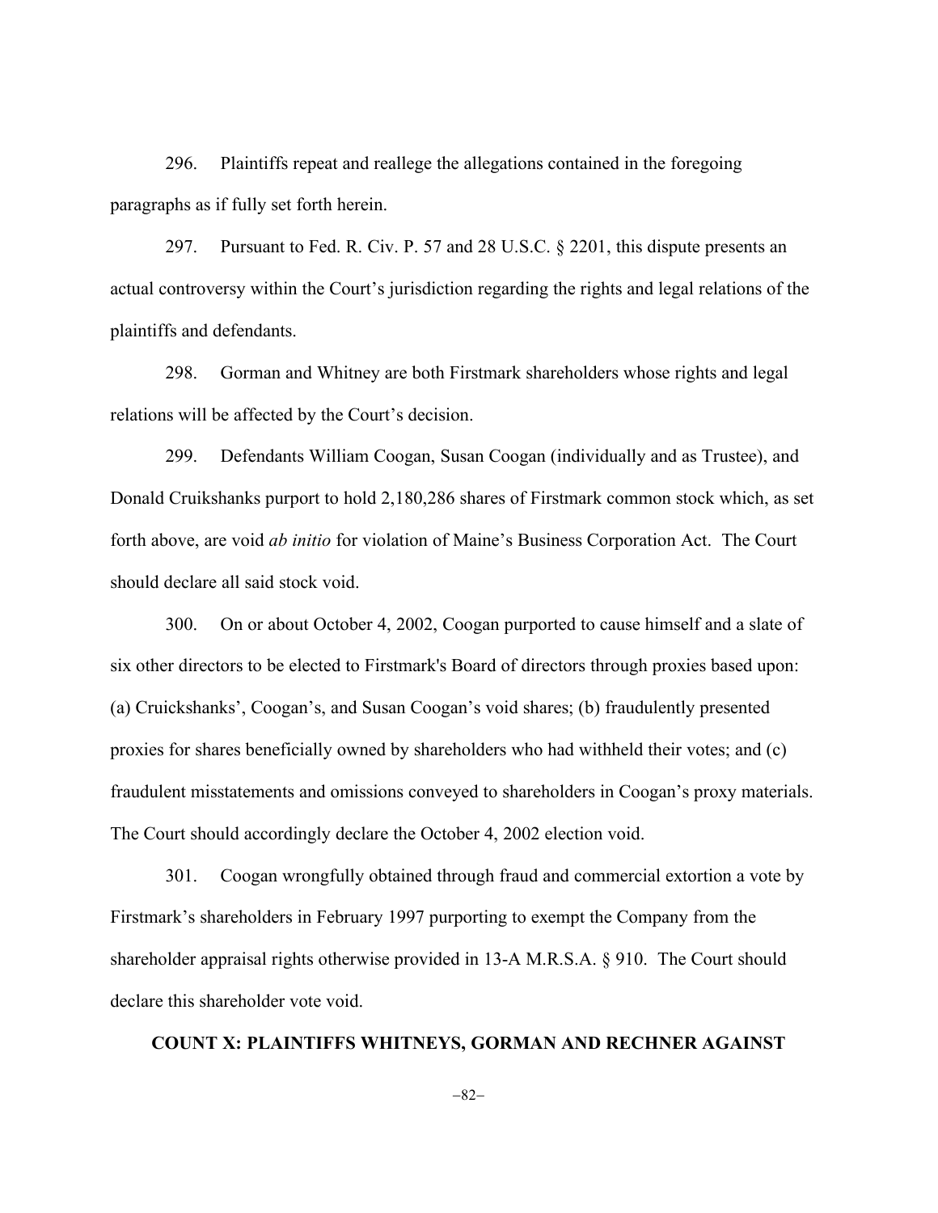296. Plaintiffs repeat and reallege the allegations contained in the foregoing paragraphs as if fully set forth herein.

297. Pursuant to Fed. R. Civ. P. 57 and 28 U.S.C. § 2201, this dispute presents an actual controversy within the Court's jurisdiction regarding the rights and legal relations of the plaintiffs and defendants.

298. Gorman and Whitney are both Firstmark shareholders whose rights and legal relations will be affected by the Court's decision.

299. Defendants William Coogan, Susan Coogan (individually and as Trustee), and Donald Cruikshanks purport to hold 2,180,286 shares of Firstmark common stock which, as set forth above, are void *ab initio* for violation of Maine's Business Corporation Act. The Court should declare all said stock void.

300. On or about October 4, 2002, Coogan purported to cause himself and a slate of six other directors to be elected to Firstmark's Board of directors through proxies based upon: (a) Cruickshanks', Coogan's, and Susan Coogan's void shares; (b) fraudulently presented proxies for shares beneficially owned by shareholders who had withheld their votes; and (c) fraudulent misstatements and omissions conveyed to shareholders in Coogan's proxy materials. The Court should accordingly declare the October 4, 2002 election void.

301. Coogan wrongfully obtained through fraud and commercial extortion a vote by Firstmark's shareholders in February 1997 purporting to exempt the Company from the shareholder appraisal rights otherwise provided in 13-A M.R.S.A. § 910. The Court should declare this shareholder vote void.

**COUNT X: PLAINTIFFS WHITNEYS, GORMAN AND RECHNER AGAINST**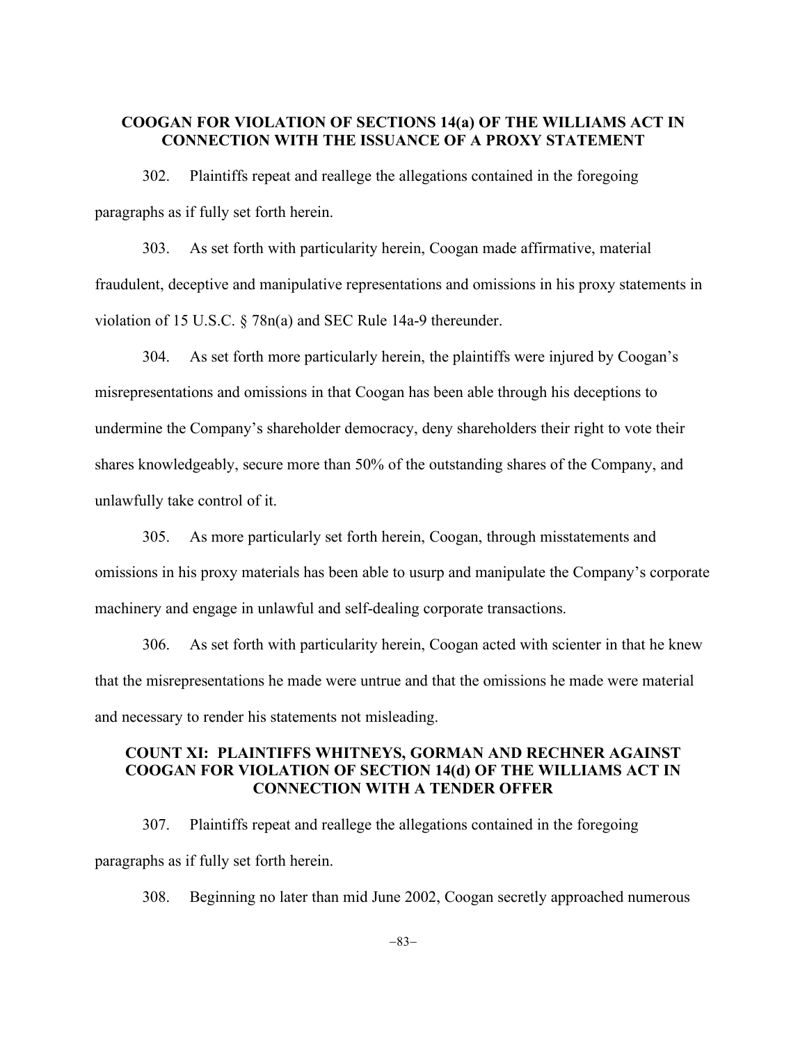### COOGAN FOR VIOLATION OF SECTIONS 14(a) OF THE WILLIAMS ACT IN CONNECTION WITH THE ISSUANCE OF A PROXY STATEMENT

302. Plaintiffs repeat and reallege the allegations contained in the foregoing paragraphs as if fully set forth herein.

303. As set forth with particularity herein, Coogan made affirmative, material fraudulent, deceptive and manipulative representations and omissions in his proxy statements in violation of 15 U.S.C. § 78n(a) and SEC Rule 14a-9 thereunder.

304. As set forth more particularly herein, the plaintiffs were injured by Coogan's misrepresentations and omissions in that Coogan has been able through his deceptions to undermine the Company's shareholder democracy, deny shareholders their right to vote their shares knowledgeably, secure more than 50% of the outstanding shares of the Company, and unlawfully take control of it.

305. As more particularly set forth herein, Coogan, through misstatements and omissions in his proxy materials has been able to usurp and manipulate the Company's corporate machinery and engage in unlawful and self-dealing corporate transactions.

306. As set forth with particularity herein, Coogan acted with scienter in that he knew that the misrepresentations he made were untrue and that the omissions he made were material and necessary to render his statements not misleading.

### COUNT XI: PLAINTIFFS WHITNEYS, GORMAN AND RECHNER AGAINST COOGAN FOR VIOLATION OF SECTION 14(d) OF THE WILLIAMS ACT IN CONNECTION WITH A TENDER OFFER

307. Plaintiffs repeat and reallege the allegations contained in the foregoing paragraphs as if fully set forth herein.

308. Beginning no later than mid June 2002, Coogan secretly approached numerous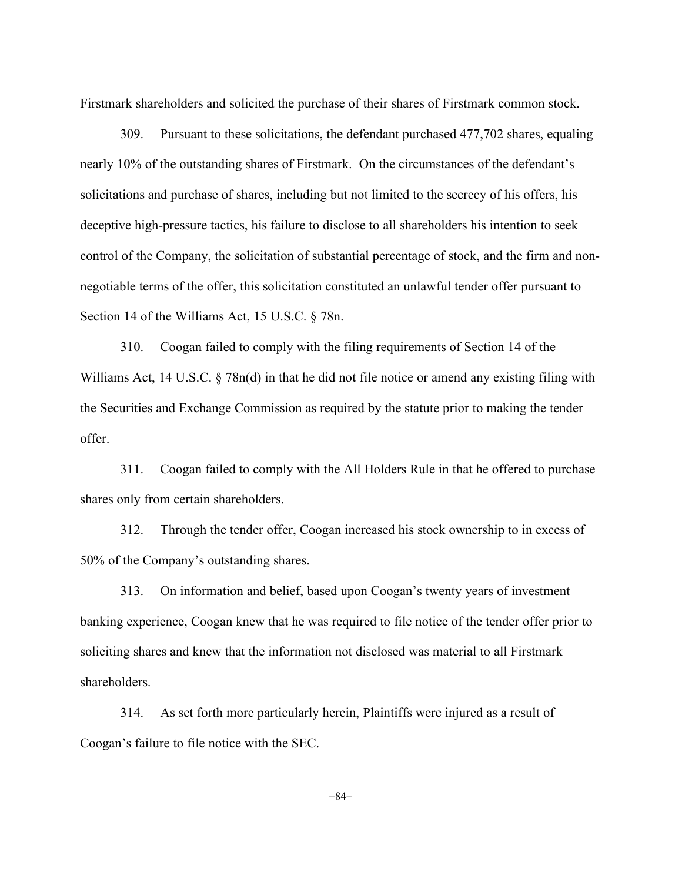Firstmark shareholders and solicited the purchase of their shares of Firstmark common stock.

309. Pursuant to these solicitations, the defendant purchased 477,702 shares, equaling nearly 10% of the outstanding shares of Firstmark. On the circumstances of the defendant's solicitations and purchase of shares, including but not limited to the secrecy of his offers, his deceptive high-pressure tactics, his failure to disclose to all shareholders his intention to seek control of the Company, the solicitation of substantial percentage of stock, and the firm and non-negotiable terms of the offer, this solicitation constituted an unlawful tender offer pursuant to Section 14 of the Williams Act, 15 U.S.C. § 78n.

310. Coogan failed to comply with the filing requirements of Section 14 of the Williams Act, 14 U.S.C. § 78n(d) in that he did not file notice or amend any existing filing with the Securities and Exchange Commission as required by the statute prior to making the tender offer.

311. Coogan failed to comply with the All Holders Rule in that he offered to purchase shares only from certain shareholders.

312. Through the tender offer, Coogan increased his stock ownership to in excess of 50% of the Company's outstanding shares.

313. On information and belief, based upon Coogan's twenty years of investment banking experience, Coogan knew that he was required to file notice of the tender offer prior to soliciting shares and knew that the information not disclosed was material to all Firstmark shareholders.

314. As set forth more particularly herein, Plaintiffs were injured as a result of Coogan's failure to file notice with the SEC.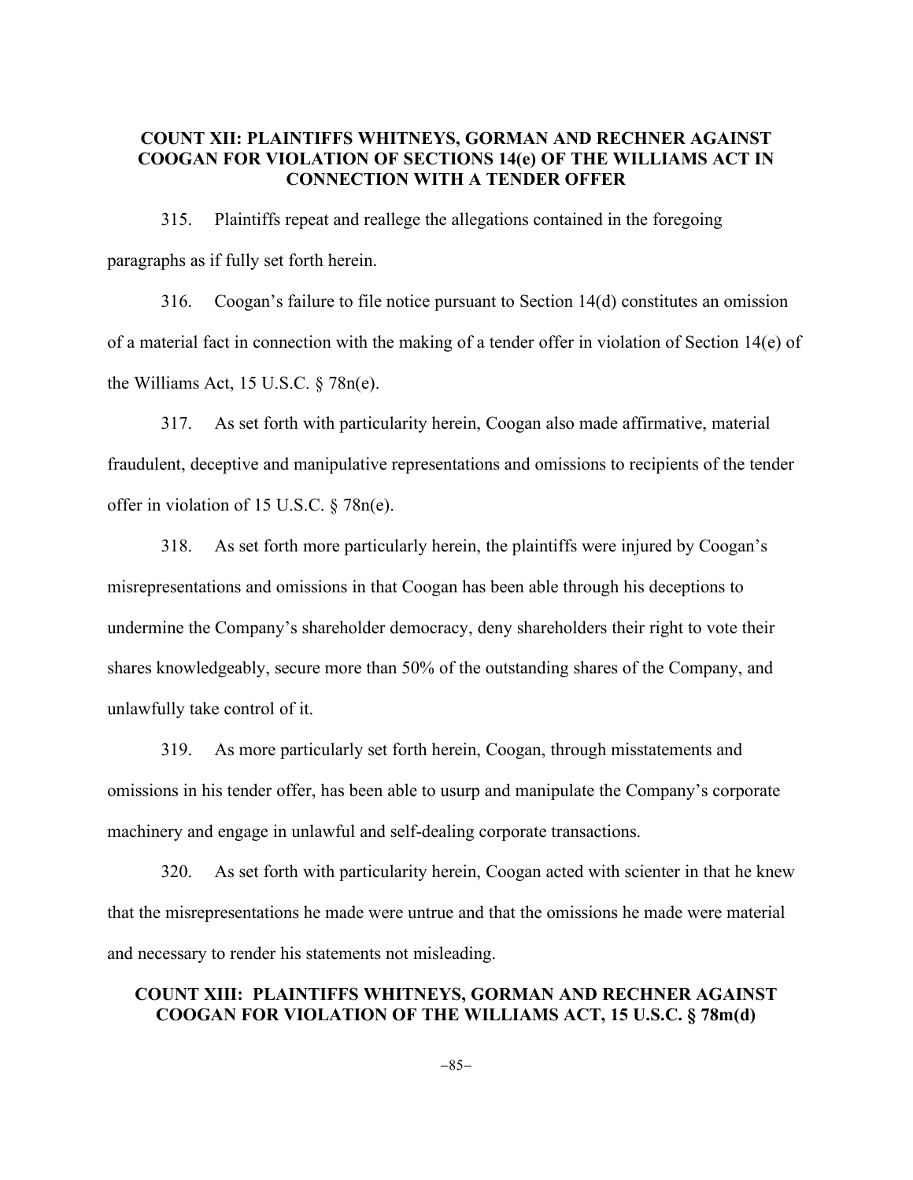**COUNT XII: PLAINTIFFS WHITNEYS, GORMAN AND RECHNER AGAINST COOGAN FOR VIOLATION OF SECTIONS 14(e) OF THE WILLIAMS ACT IN CONNECTION WITH A TENDER OFFER**

315. Plaintiffs repeat and reallege the allegations contained in the foregoing paragraphs as if fully set forth herein.

316. Coogan's failure to file notice pursuant to Section 14(d) constitutes an omission of a material fact in connection with the making of a tender offer in violation of Section 14(e) of the Williams Act, 15 U.S.C. § 78n(e).

317. As set forth with particularity herein, Coogan also made affirmative, material fraudulent, deceptive and manipulative representations and omissions to recipients of the tender offer in violation of 15 U.S.C. § 78n(e).

318. As set forth more particularly herein, the plaintiffs were injured by Coogan's misrepresentations and omissions in that Coogan has been able through his deceptions to undermine the Company's shareholder democracy, deny shareholders their right to vote their shares knowledgeably, secure more than 50% of the outstanding shares of the Company, and unlawfully take control of it.

319. As more particularly set forth herein, Coogan, through misstatements and omissions in his tender offer, has been able to usurp and manipulate the Company's corporate machinery and engage in unlawful and self-dealing corporate transactions.

320. As set forth with particularity herein, Coogan acted with scienter in that he knew that the misrepresentations he made were untrue and that the omissions he made were material and necessary to render his statements not misleading.

**COUNT XIII: PLAINTIFFS WHITNEYS, GORMAN AND RECHNER AGAINST COOGAN FOR VIOLATION OF THE WILLIAMS ACT, 15 U.S.C. § 78m(d)**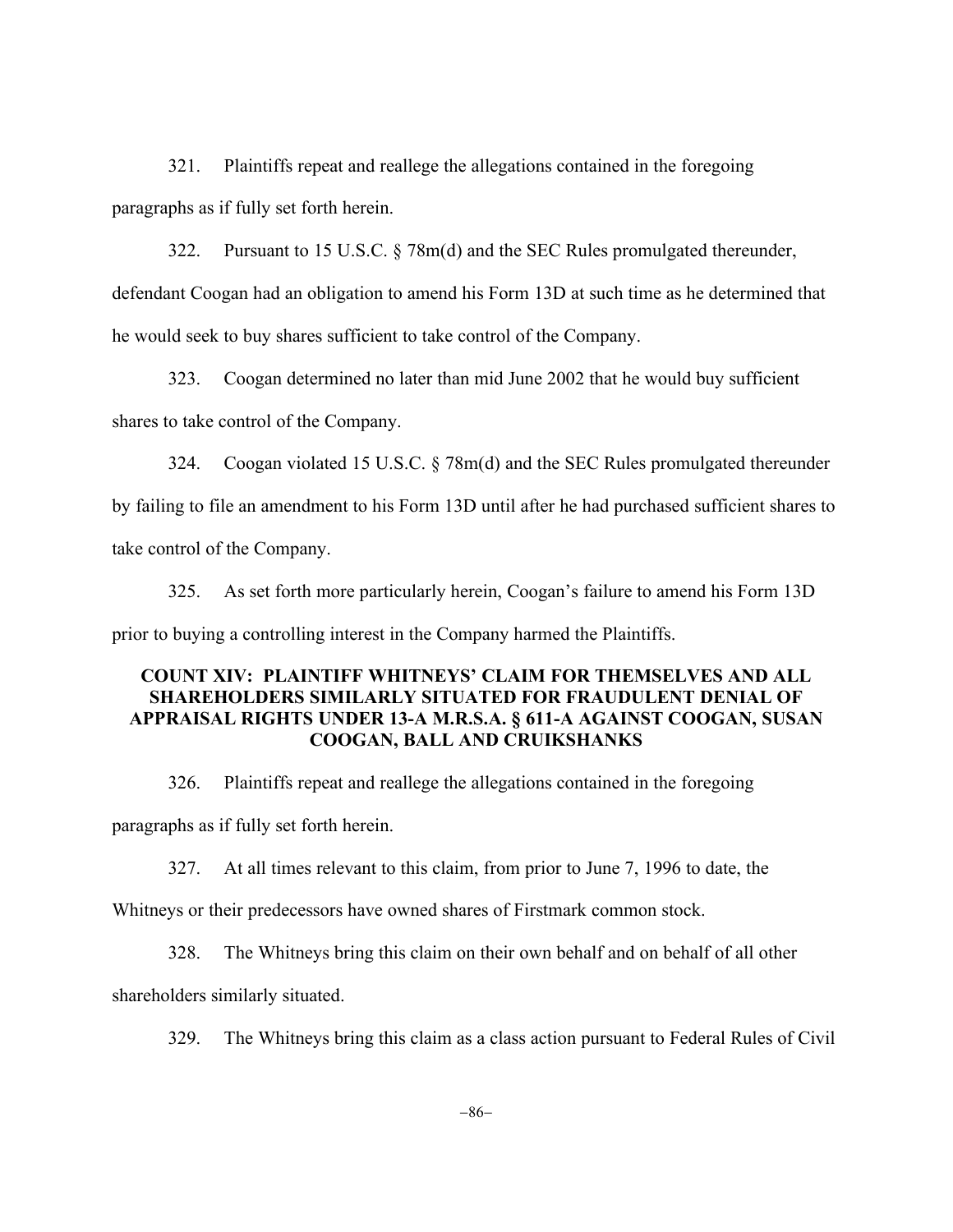321. Plaintiffs repeat and reallege the allegations contained in the foregoing paragraphs as if fully set forth herein.

322. Pursuant to 15 U.S.C. § 78m(d) and the SEC Rules promulgated thereunder, defendant Coogan had an obligation to amend his Form 13D at such time as he determined that he would seek to buy shares sufficient to take control of the Company.

323. Coogan determined no later than mid June 2002 that he would buy sufficient shares to take control of the Company.

324. Coogan violated 15 U.S.C. § 78m(d) and the SEC Rules promulgated thereunder by failing to file an amendment to his Form 13D until after he had purchased sufficient shares to take control of the Company.

325. As set forth more particularly herein, Coogan's failure to amend his Form 13D prior to buying a controlling interest in the Company harmed the Plaintiffs.

### COUNT XIV: PLAINTIFF WHITNEYS' CLAIM FOR THEMSELVES AND ALL SHAREHOLDERS SIMILARLY SITUATED FOR FRAUDULENT DENIAL OF APPRAISAL RIGHTS UNDER 13-A M.R.S.A. § 611-A AGAINST COOGAN, SUSAN COOGAN, BALL AND CRUIKSHANKS

326. Plaintiffs repeat and reallege the allegations contained in the foregoing paragraphs as if fully set forth herein.

327. At all times relevant to this claim, from prior to June 7, 1996 to date, the Whitneys or their predecessors have owned shares of Firstmark common stock.

328. The Whitneys bring this claim on their own behalf and on behalf of all other shareholders similarly situated.

329. The Whitneys bring this claim as a class action pursuant to Federal Rules of Civil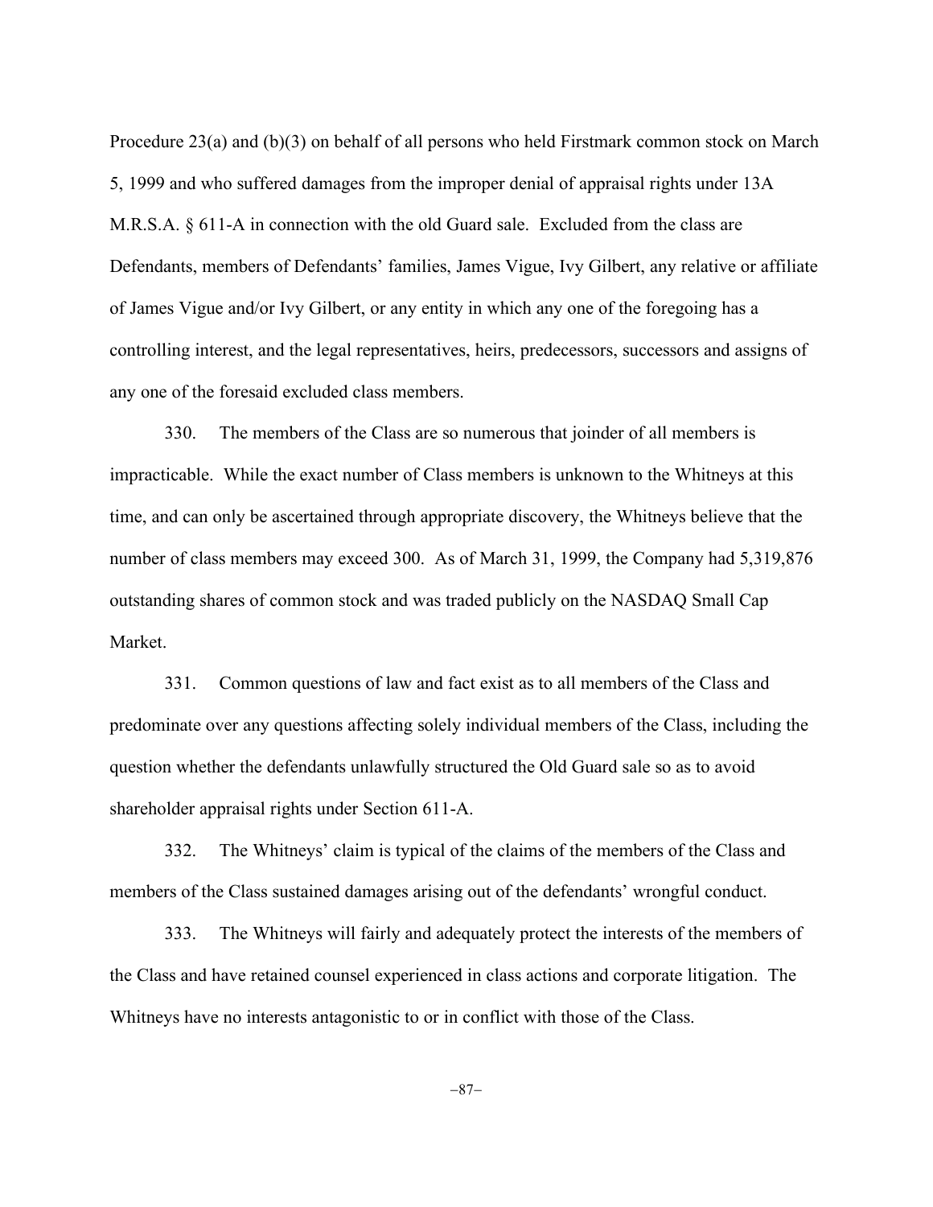Procedure 23(a) and (b)(3) on behalf of all persons who held Firstmark common stock on March 5, 1999 and who suffered damages from the improper denial of appraisal rights under 13A M.R.S.A. § 611-A in connection with the old Guard sale. Excluded from the class are Defendants, members of Defendants' families, James Vigue, Ivy Gilbert, any relative or affiliate of James Vigue and/or Ivy Gilbert, or any entity in which any one of the foregoing has a controlling interest, and the legal representatives, heirs, predecessors, successors and assigns of any one of the foresaid excluded class members.

330. The members of the Class are so numerous that joinder of all members is impracticable. While the exact number of Class members is unknown to the Whitneys at this time, and can only be ascertained through appropriate discovery, the Whitneys believe that the number of class members may exceed 300. As of March 31, 1999, the Company had 5,319,876 outstanding shares of common stock and was traded publicly on the NASDAQ Small Cap Market.

331. Common questions of law and fact exist as to all members of the Class and predominate over any questions affecting solely individual members of the Class, including the question whether the defendants unlawfully structured the Old Guard sale so as to avoid shareholder appraisal rights under Section 611-A.

332. The Whitneys' claim is typical of the claims of the members of the Class and members of the Class sustained damages arising out of the defendants' wrongful conduct.

333. The Whitneys will fairly and adequately protect the interests of the members of the Class and have retained counsel experienced in class actions and corporate litigation. The Whitneys have no interests antagonistic to or in conflict with those of the Class.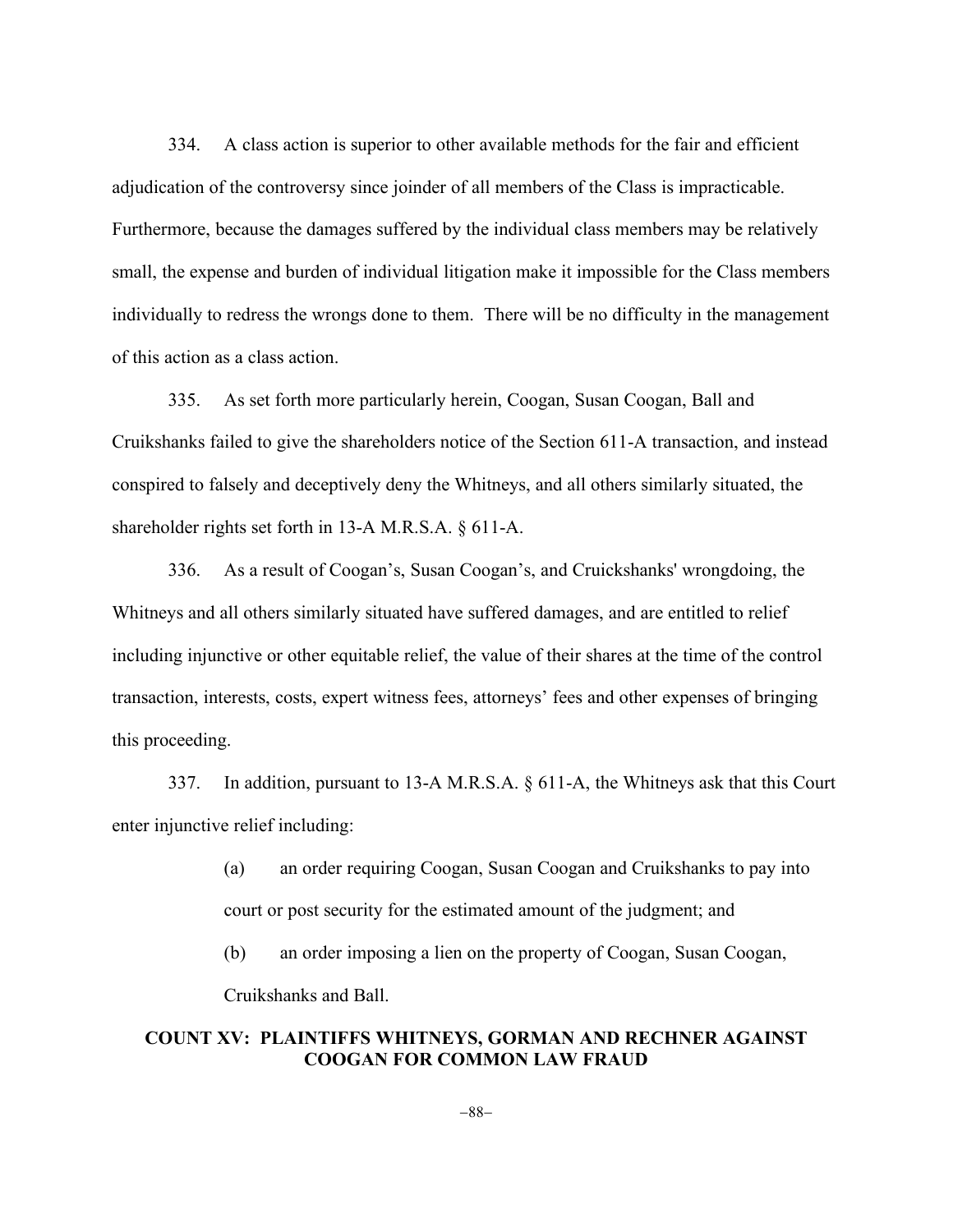334. A class action is superior to other available methods for the fair and efficient adjudication of the controversy since joinder of all members of the Class is impracticable. Furthermore, because the damages suffered by the individual class members may be relatively small, the expense and burden of individual litigation make it impossible for the Class members individually to redress the wrongs done to them. There will be no difficulty in the management of this action as a class action.

335. As set forth more particularly herein, Coogan, Susan Coogan, Ball and Cruikshanks failed to give the shareholders notice of the Section 611-A transaction, and instead conspired to falsely and deceptively deny the Whitneys, and all others similarly situated, the shareholder rights set forth in 13-A M.R.S.A. § 611-A.

336. As a result of Coogan's, Susan Coogan's, and Cruickshanks' wrongdoing, the Whitneys and all others similarly situated have suffered damages, and are entitled to relief including injunctive or other equitable relief, the value of their shares at the time of the control transaction, interests, costs, expert witness fees, attorneys' fees and other expenses of bringing this proceeding.

337. In addition, pursuant to 13-A M.R.S.A. § 611-A, the Whitneys ask that this Court enter injunctive relief including:

> (a) an order requiring Coogan, Susan Coogan and Cruikshanks to pay into court or post security for the estimated amount of the judgment; and
>
> (b) an order imposing a lien on the property of Coogan, Susan Coogan, Cruikshanks and Ball.

**COUNT XV: PLAINTIFFS WHITNEYS, GORMAN AND RECHNER AGAINST COOGAN FOR COMMON LAW FRAUD**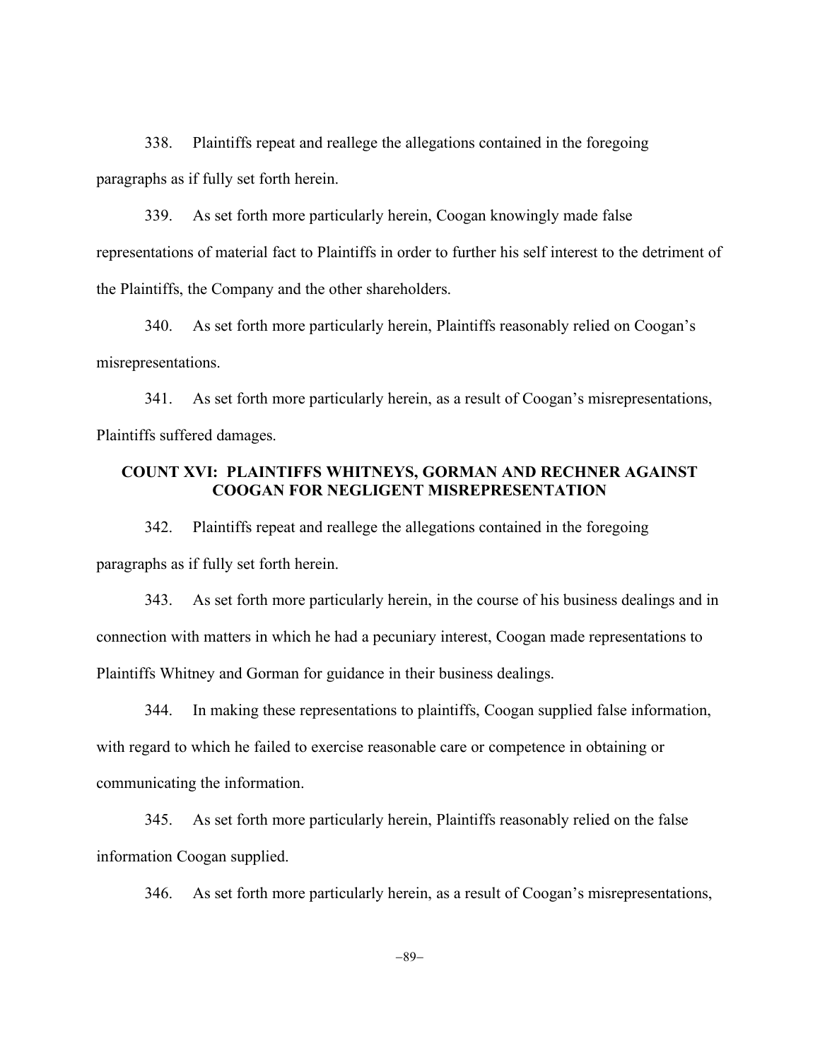338. Plaintiffs repeat and reallege the allegations contained in the foregoing paragraphs as if fully set forth herein.

339. As set forth more particularly herein, Coogan knowingly made false representations of material fact to Plaintiffs in order to further his self interest to the detriment of the Plaintiffs, the Company and the other shareholders.

340. As set forth more particularly herein, Plaintiffs reasonably relied on Coogan's misrepresentations.

341. As set forth more particularly herein, as a result of Coogan's misrepresentations, Plaintiffs suffered damages.

### COUNT XVI: PLAINTIFFS WHITNEYS, GORMAN AND RECHNER AGAINST COOGAN FOR NEGLIGENT MISREPRESENTATION

342. Plaintiffs repeat and reallege the allegations contained in the foregoing paragraphs as if fully set forth herein.

343. As set forth more particularly herein, in the course of his business dealings and in connection with matters in which he had a pecuniary interest, Coogan made representations to Plaintiffs Whitney and Gorman for guidance in their business dealings.

344. In making these representations to plaintiffs, Coogan supplied false information, with regard to which he failed to exercise reasonable care or competence in obtaining or communicating the information.

345. As set forth more particularly herein, Plaintiffs reasonably relied on the false information Coogan supplied.

346. As set forth more particularly herein, as a result of Coogan's misrepresentations,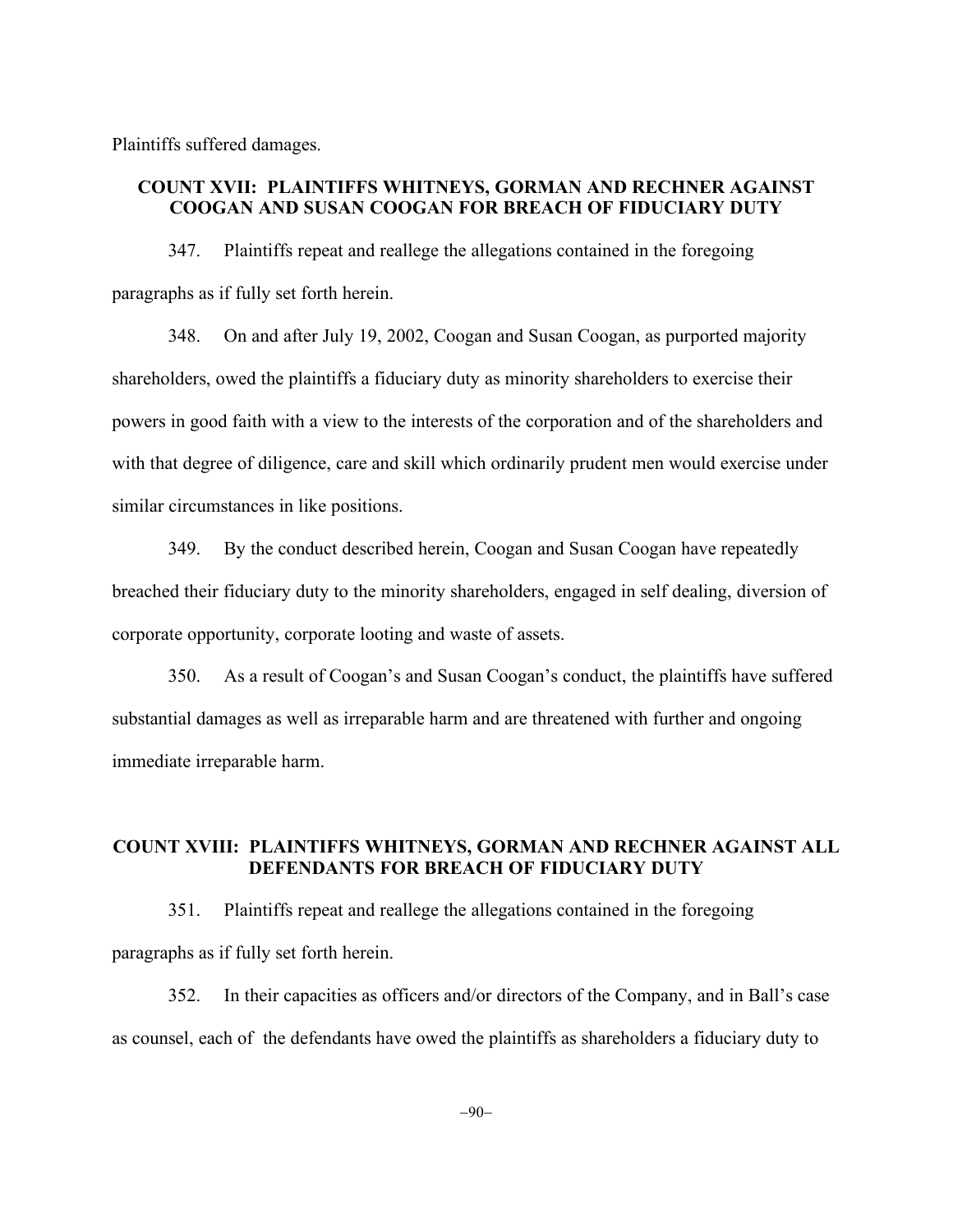Plaintiffs suffered damages.

## COUNT XVII: PLAINTIFFS WHITNEYS, GORMAN AND RECHNER AGAINST COOGAN AND SUSAN COOGAN FOR BREACH OF FIDUCIARY DUTY

347. Plaintiffs repeat and reallege the allegations contained in the foregoing paragraphs as if fully set forth herein.

348. On and after July 19, 2002, Coogan and Susan Coogan, as purported majority shareholders, owed the plaintiffs a fiduciary duty as minority shareholders to exercise their powers in good faith with a view to the interests of the corporation and of the shareholders and with that degree of diligence, care and skill which ordinarily prudent men would exercise under similar circumstances in like positions.

349. By the conduct described herein, Coogan and Susan Coogan have repeatedly breached their fiduciary duty to the minority shareholders, engaged in self dealing, diversion of corporate opportunity, corporate looting and waste of assets.

350. As a result of Coogan's and Susan Coogan's conduct, the plaintiffs have suffered substantial damages as well as irreparable harm and are threatened with further and ongoing immediate irreparable harm.

## COUNT XVIII: PLAINTIFFS WHITNEYS, GORMAN AND RECHNER AGAINST ALL DEFENDANTS FOR BREACH OF FIDUCIARY DUTY

351. Plaintiffs repeat and reallege the allegations contained in the foregoing paragraphs as if fully set forth herein.

352. In their capacities as officers and/or directors of the Company, and in Ball's case as counsel, each of the defendants have owed the plaintiffs as shareholders a fiduciary duty to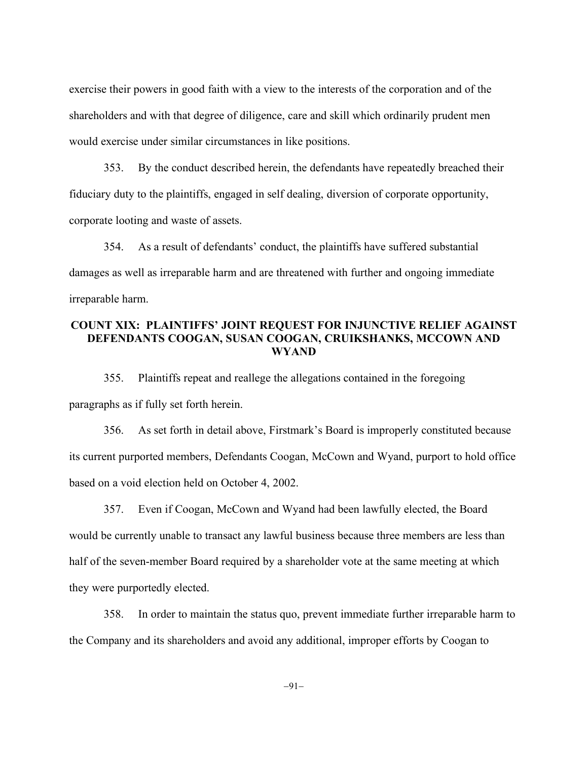exercise their powers in good faith with a view to the interests of the corporation and of the shareholders and with that degree of diligence, care and skill which ordinarily prudent men would exercise under similar circumstances in like positions.

353. By the conduct described herein, the defendants have repeatedly breached their fiduciary duty to the plaintiffs, engaged in self dealing, diversion of corporate opportunity, corporate looting and waste of assets.

354. As a result of defendants' conduct, the plaintiffs have suffered substantial damages as well as irreparable harm and are threatened with further and ongoing immediate irreparable harm.

## COUNT XIX: PLAINTIFFS' JOINT REQUEST FOR INJUNCTIVE RELIEF AGAINST DEFENDANTS COOGAN, SUSAN COOGAN, CRUIKSHANKS, MCCOWN AND WYAND

355. Plaintiffs repeat and reallege the allegations contained in the foregoing paragraphs as if fully set forth herein.

356. As set forth in detail above, Firstmark's Board is improperly constituted because its current purported members, Defendants Coogan, McCown and Wyand, purport to hold office based on a void election held on October 4, 2002.

357. Even if Coogan, McCown and Wyand had been lawfully elected, the Board would be currently unable to transact any lawful business because three members are less than half of the seven-member Board required by a shareholder vote at the same meeting at which they were purportedly elected.

358. In order to maintain the status quo, prevent immediate further irreparable harm to the Company and its shareholders and avoid any additional, improper efforts by Coogan to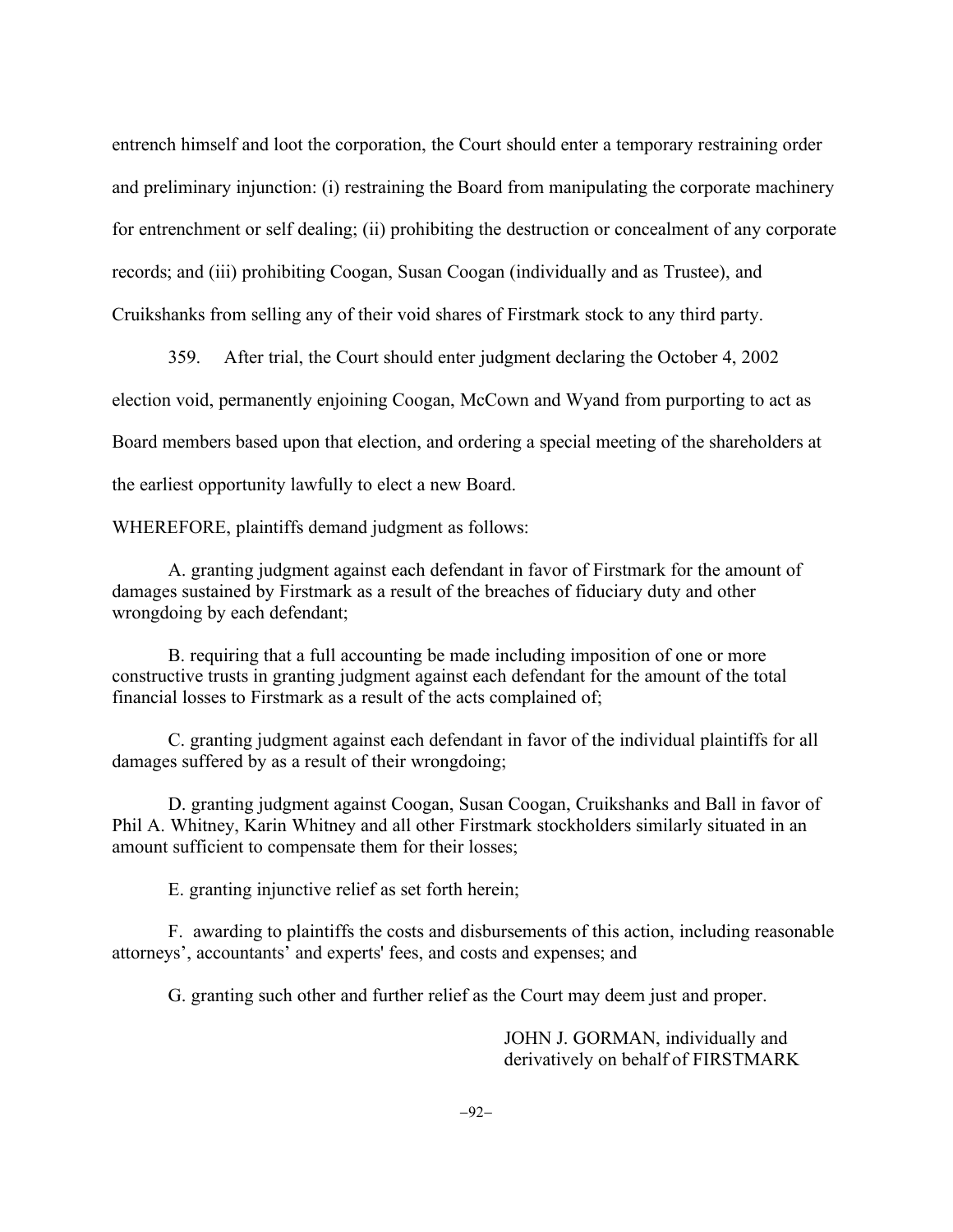entrench himself and loot the corporation, the Court should enter a temporary restraining order and preliminary injunction: (i) restraining the Board from manipulating the corporate machinery for entrenchment or self dealing; (ii) prohibiting the destruction or concealment of any corporate records; and (iii) prohibiting Coogan, Susan Coogan (individually and as Trustee), and Cruikshanks from selling any of their void shares of Firstmark stock to any third party.

359. After trial, the Court should enter judgment declaring the October 4, 2002 election void, permanently enjoining Coogan, McCown and Wyand from purporting to act as Board members based upon that election, and ordering a special meeting of the shareholders at the earliest opportunity lawfully to elect a new Board.

WHEREFORE, plaintiffs demand judgment as follows:

A. granting judgment against each defendant in favor of Firstmark for the amount of damages sustained by Firstmark as a result of the breaches of fiduciary duty and other wrongdoing by each defendant;

B. requiring that a full accounting be made including imposition of one or more constructive trusts in granting judgment against each defendant for the amount of the total financial losses to Firstmark as a result of the acts complained of;

C. granting judgment against each defendant in favor of the individual plaintiffs for all damages suffered by as a result of their wrongdoing;

D. granting judgment against Coogan, Susan Coogan, Cruikshanks and Ball in favor of Phil A. Whitney, Karin Whitney and all other Firstmark stockholders similarly situated in an amount sufficient to compensate them for their losses;

E. granting injunctive relief as set forth herein;

F. awarding to plaintiffs the costs and disbursements of this action, including reasonable attorneys', accountants' and experts' fees, and costs and expenses; and

G. granting such other and further relief as the Court may deem just and proper.

JOHN J. GORMAN, individually and derivatively on behalf of FIRSTMARK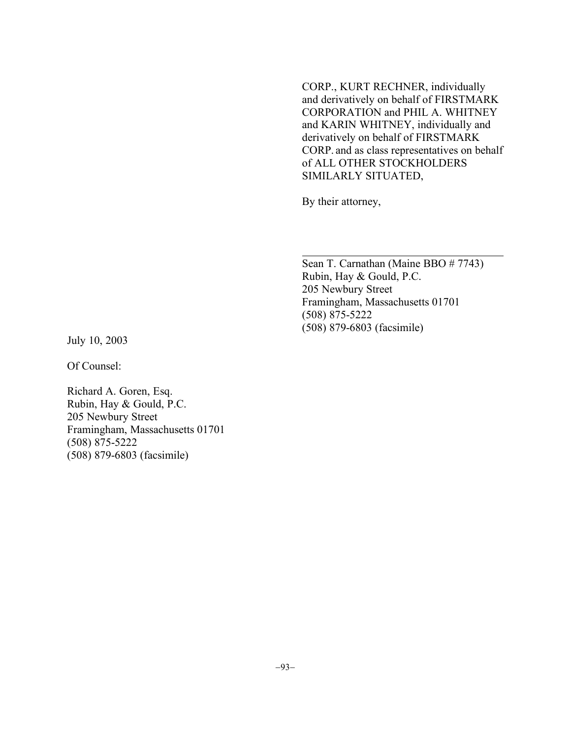CORP., KURT RECHNER, individually and derivatively on behalf of FIRSTMARK CORPORATION and PHIL A. WHITNEY and KARIN WHITNEY, individually and derivatively on behalf of FIRSTMARK CORP. and as class representatives on behalf of ALL OTHER STOCKHOLDERS SIMILARLY SITUATED,

By their attorney,

\_\_\_\_\_\_\_\_\_\_\_\_\_\_\_\_\_\_\_\_\_\_\_\_\_\_\_\_\_\_\_\_\_\_\_\_\_\_\_\_

Sean T. Carnathan (Maine BBO # 7743)
Rubin, Hay & Gould, P.C.
205 Newbury Street
Framingham, Massachusetts 01701
(508) 875-5222
(508) 879-6803 (facsimile)

July 10, 2003

Of Counsel:

Richard A. Goren, Esq.
Rubin, Hay & Gould, P.C.
205 Newbury Street
Framingham, Massachusetts 01701
(508) 875-5222
(508) 879-6803 (facsimile)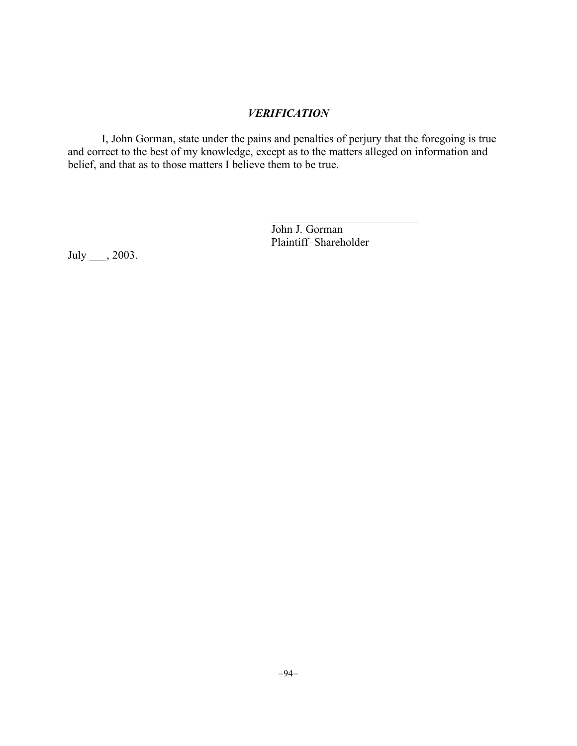### *VERIFICATION*

I, John Gorman, state under the pains and penalties of perjury that the foregoing is true and correct to the best of my knowledge, except as to the matters alleged on information and belief, and that as to those matters I believe them to be true.

\_\_\_\_\_\_\_\_\_\_\_\_\_\_\_\_\_\_\_\_\_\_\_\_\_\_
John J. Gorman
Plaintiff–Shareholder

July \_\_\_, 2003.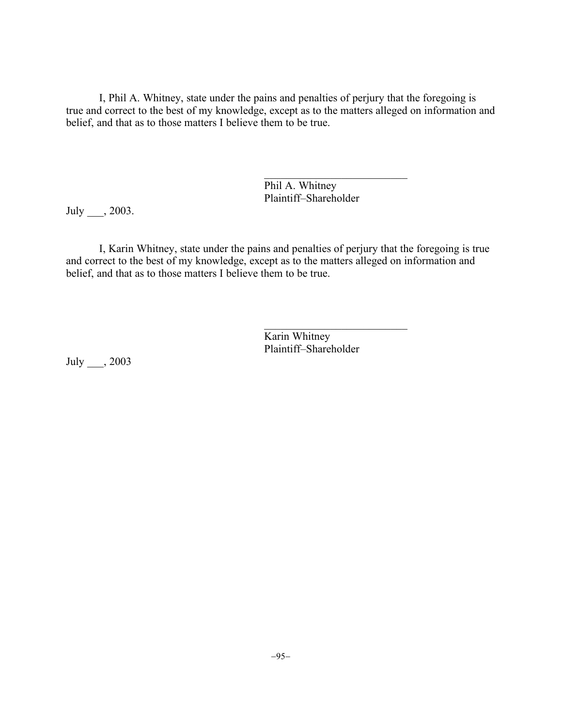I, Phil A. Whitney, state under the pains and penalties of perjury that the foregoing is true and correct to the best of my knowledge, except as to the matters alleged on information and belief, and that as to those matters I believe them to be true.

\_\_\_\_\_\_\_\_\_\_\_\_\_\_\_\_\_\_\_\_\_\_\_\_\_\_
Phil A. Whitney
Plaintiff–Shareholder

July \_\_\_, 2003.

I, Karin Whitney, state under the pains and penalties of perjury that the foregoing is true and correct to the best of my knowledge, except as to the matters alleged on information and belief, and that as to those matters I believe them to be true.

\_\_\_\_\_\_\_\_\_\_\_\_\_\_\_\_\_\_\_\_\_\_\_\_\_\_
Karin Whitney
Plaintiff–Shareholder

July \_\_\_, 2003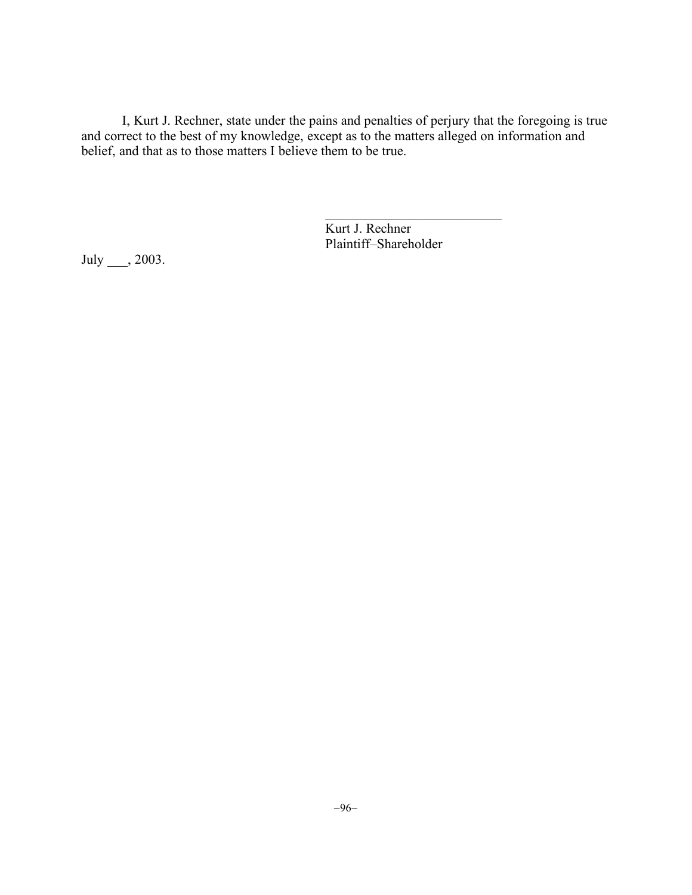I, Kurt J. Rechner, state under the pains and penalties of perjury that the foregoing is true and correct to the best of my knowledge, except as to the matters alleged on information and belief, and that as to those matters I believe them to be true.

\_\_\_\_\_\_\_\_\_\_\_\_\_\_\_\_\_\_\_\_\_\_\_\_\_\_\_

Kurt J. Rechner
Plaintiff–Shareholder

July \_\_\_, 2003.